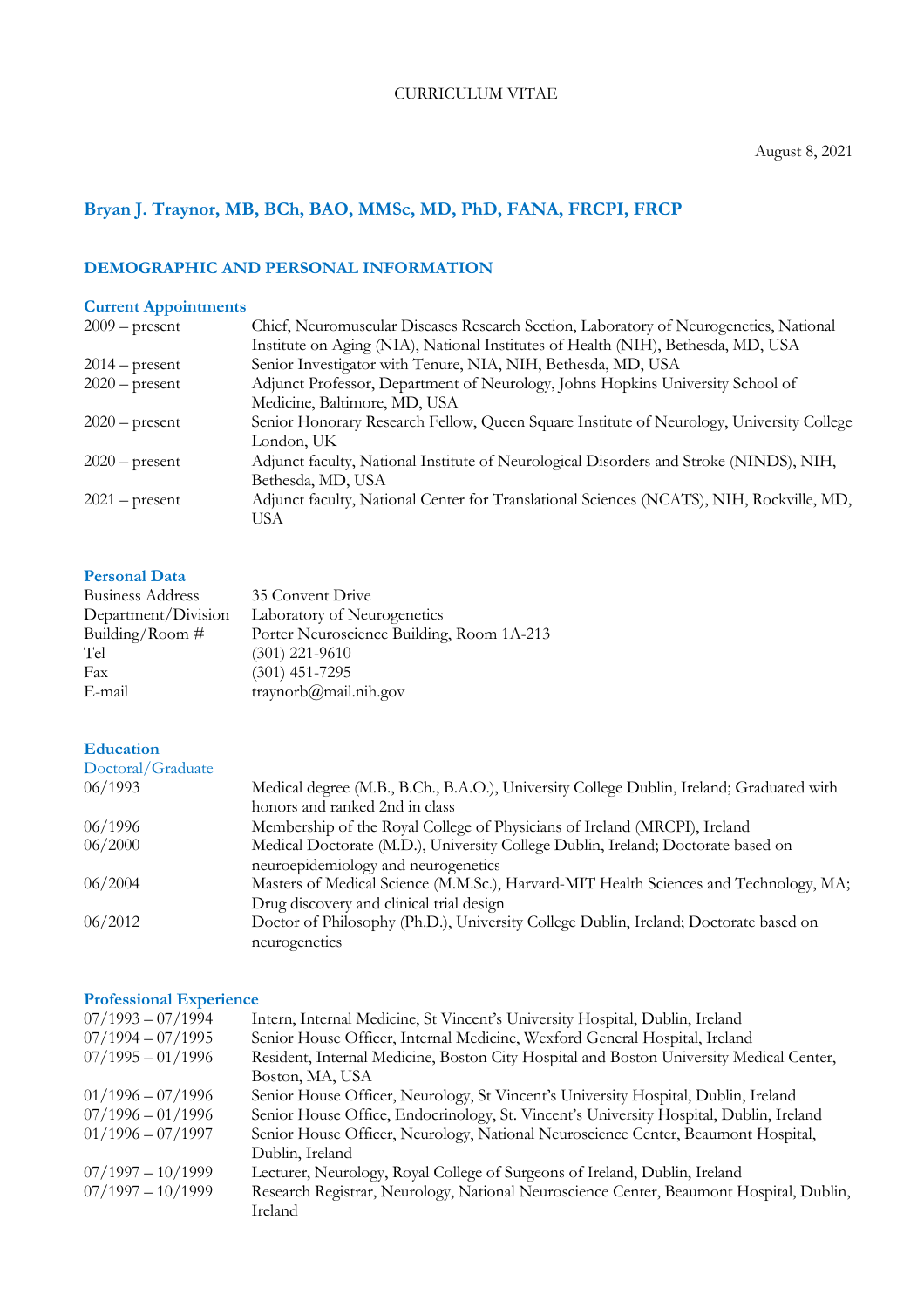CURRICULUM VITAE

August 8, 2021

# Bryan J. Traynor, MB, BCh, BAO, MMSc, MD, PhD, FANA, FRCPI, FRCP

## DEMOGRAPHIC AND PERSONAL INFORMATION

### Current Appointments

| | |
|---|---|
| 2009 – present | Chief, Neuromuscular Diseases Research Section, Laboratory of Neurogenetics, National Institute on Aging (NIA), National Institutes of Health (NIH), Bethesda, MD, USA |
| 2014 – present | Senior Investigator with Tenure, NIA, NIH, Bethesda, MD, USA |
| 2020 – present | Adjunct Professor, Department of Neurology, Johns Hopkins University School of Medicine, Baltimore, MD, USA |
| 2020 – present | Senior Honorary Research Fellow, Queen Square Institute of Neurology, University College London, UK |
| 2020 – present | Adjunct faculty, National Institute of Neurological Disorders and Stroke (NINDS), NIH, Bethesda, MD, USA |
| 2021 – present | Adjunct faculty, National Center for Translational Sciences (NCATS), NIH, Rockville, MD, USA |

### Personal Data

| | |
|---|---|
| Business Address | 35 Convent Drive |
| Department/Division | Laboratory of Neurogenetics |
| Building/Room # | Porter Neuroscience Building, Room 1A-213 |
| Tel | (301) 221-9610 |
| Fax | (301) 451-7295 |
| E-mail | traynorb@mail.nih.gov |

### Education

Doctoral/Graduate

| | |
|---|---|
| 06/1993 | Medical degree (M.B., B.Ch., B.A.O.), University College Dublin, Ireland; Graduated with honors and ranked 2nd in class |
| 06/1996 | Membership of the Royal College of Physicians of Ireland (MRCPI), Ireland |
| 06/2000 | Medical Doctorate (M.D.), University College Dublin, Ireland; Doctorate based on neuroepidemiology and neurogenetics |
| 06/2004 | Masters of Medical Science (M.M.Sc.), Harvard-MIT Health Sciences and Technology, MA; Drug discovery and clinical trial design |
| 06/2012 | Doctor of Philosophy (Ph.D.), University College Dublin, Ireland; Doctorate based on neurogenetics |

### Professional Experience

| | |
|---|---|
| 07/1993 – 07/1994 | Intern, Internal Medicine, St Vincent's University Hospital, Dublin, Ireland |
| 07/1994 – 07/1995 | Senior House Officer, Internal Medicine, Wexford General Hospital, Ireland |
| 07/1995 – 01/1996 | Resident, Internal Medicine, Boston City Hospital and Boston University Medical Center, Boston, MA, USA |
| 01/1996 – 07/1996 | Senior House Officer, Neurology, St Vincent's University Hospital, Dublin, Ireland |
| 07/1996 – 01/1996 | Senior House Office, Endocrinology, St. Vincent's University Hospital, Dublin, Ireland |
| 01/1996 – 07/1997 | Senior House Officer, Neurology, National Neuroscience Center, Beaumont Hospital, Dublin, Ireland |
| 07/1997 – 10/1999 | Lecturer, Neurology, Royal College of Surgeons of Ireland, Dublin, Ireland |
| 07/1997 – 10/1999 | Research Registrar, Neurology, National Neuroscience Center, Beaumont Hospital, Dublin, Ireland |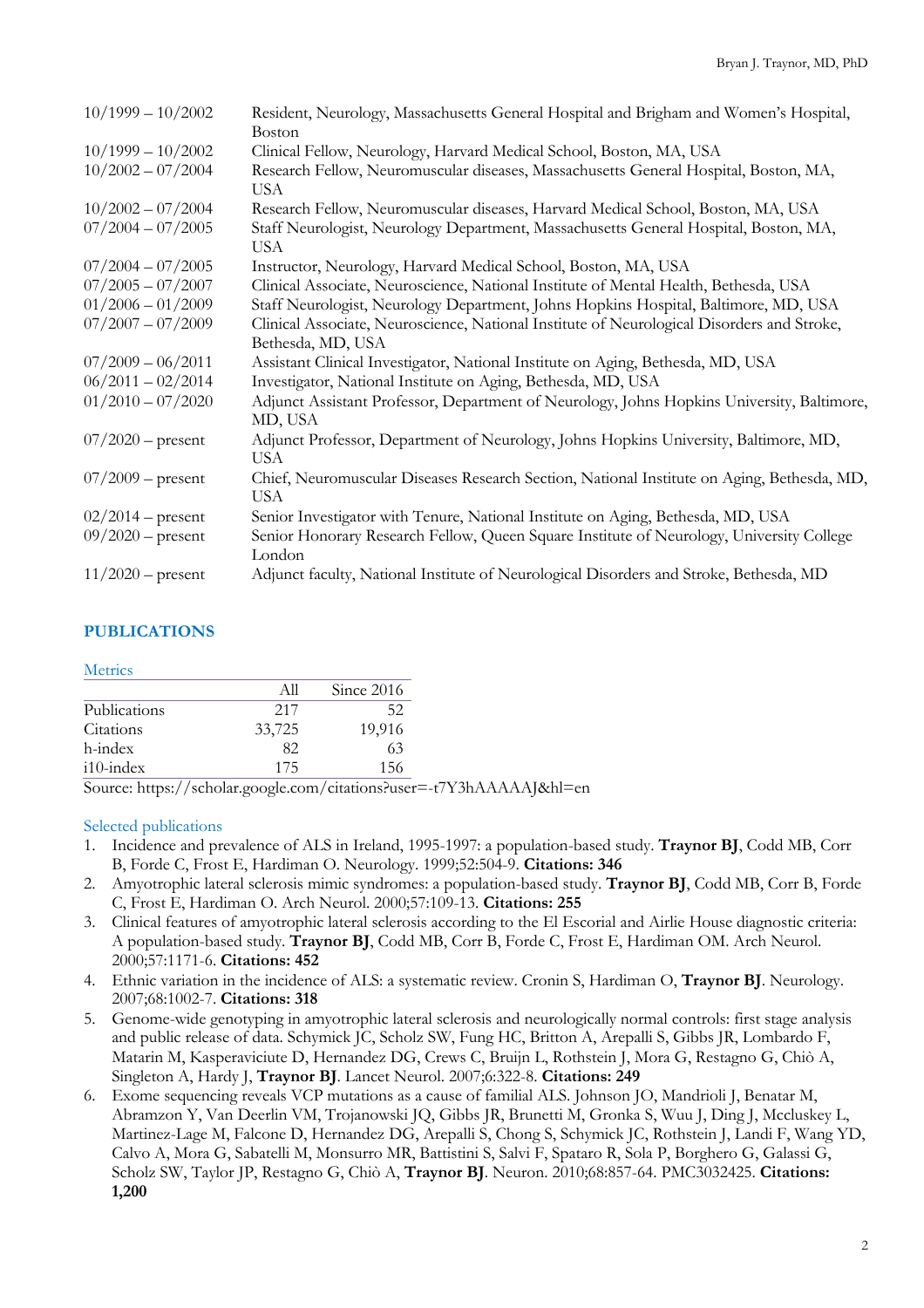| | |
|---|---|
| 10/1999 – 10/2002 | Resident, Neurology, Massachusetts General Hospital and Brigham and Women's Hospital, Boston |
| 10/1999 – 10/2002 | Clinical Fellow, Neurology, Harvard Medical School, Boston, MA, USA |
| 10/2002 – 07/2004 | Research Fellow, Neuromuscular diseases, Massachusetts General Hospital, Boston, MA, USA |
| 10/2002 – 07/2004 | Research Fellow, Neuromuscular diseases, Harvard Medical School, Boston, MA, USA |
| 07/2004 – 07/2005 | Staff Neurologist, Neurology Department, Massachusetts General Hospital, Boston, MA, USA |
| 07/2004 – 07/2005 | Instructor, Neurology, Harvard Medical School, Boston, MA, USA |
| 07/2005 – 07/2007 | Clinical Associate, Neuroscience, National Institute of Mental Health, Bethesda, USA |
| 01/2006 – 01/2009 | Staff Neurologist, Neurology Department, Johns Hopkins Hospital, Baltimore, MD, USA |
| 07/2007 – 07/2009 | Clinical Associate, Neuroscience, National Institute of Neurological Disorders and Stroke, Bethesda, MD, USA |
| 07/2009 – 06/2011 | Assistant Clinical Investigator, National Institute on Aging, Bethesda, MD, USA |
| 06/2011 – 02/2014 | Investigator, National Institute on Aging, Bethesda, MD, USA |
| 01/2010 – 07/2020 | Adjunct Assistant Professor, Department of Neurology, Johns Hopkins University, Baltimore, MD, USA |
| 07/2020 – present | Adjunct Professor, Department of Neurology, Johns Hopkins University, Baltimore, MD, USA |
| 07/2009 – present | Chief, Neuromuscular Diseases Research Section, National Institute on Aging, Bethesda, MD, USA |
| 02/2014 – present | Senior Investigator with Tenure, National Institute on Aging, Bethesda, MD, USA |
| 09/2020 – present | Senior Honorary Research Fellow, Queen Square Institute of Neurology, University College London |
| 11/2020 – present | Adjunct faculty, National Institute of Neurological Disorders and Stroke, Bethesda, MD |

## PUBLICATIONS

### Metrics

| | All | Since 2016 |
|---|---|---|
| Publications | 217 | 52 |
| Citations | 33,725 | 19,916 |
| h-index | 82 | 63 |
| i10-index | 175 | 156 |

Source: https://scholar.google.com/citations?user=-t7Y3hAAAAAJ&hl=en

### Selected publications

1. Incidence and prevalence of ALS in Ireland, 1995-1997: a population-based study. **Traynor BJ**, Codd MB, Corr B, Forde C, Frost E, Hardiman O. Neurology. 1999;52:504-9. **Citations: 346**
2. Amyotrophic lateral sclerosis mimic syndromes: a population-based study. **Traynor BJ**, Codd MB, Corr B, Forde C, Frost E, Hardiman O. Arch Neurol. 2000;57:109-13. **Citations: 255**
3. Clinical features of amyotrophic lateral sclerosis according to the El Escorial and Airlie House diagnostic criteria: A population-based study. **Traynor BJ**, Codd MB, Corr B, Forde C, Frost E, Hardiman OM. Arch Neurol. 2000;57:1171-6. **Citations: 452**
4. Ethnic variation in the incidence of ALS: a systematic review. Cronin S, Hardiman O, **Traynor BJ**. Neurology. 2007;68:1002-7. **Citations: 318**
5. Genome-wide genotyping in amyotrophic lateral sclerosis and neurologically normal controls: first stage analysis and public release of data. Schymick JC, Scholz SW, Fung HC, Britton A, Arepalli S, Gibbs JR, Lombardo F, Matarin M, Kasperaviciute D, Hernandez DG, Crews C, Bruijn L, Rothstein J, Mora G, Restagno G, Chiò A, Singleton A, Hardy J, **Traynor BJ**. Lancet Neurol. 2007;6:322-8. **Citations: 249**
6. Exome sequencing reveals VCP mutations as a cause of familial ALS. Johnson JO, Mandrioli J, Benatar M, Abramzon Y, Van Deerlin VM, Trojanowski JQ, Gibbs JR, Brunetti M, Gronka S, Wuu J, Ding J, Mccluskey L, Martinez-Lage M, Falcone D, Hernandez DG, Arepalli S, Chong S, Schymick JC, Rothstein J, Landi F, Wang YD, Calvo A, Mora G, Sabatelli M, Monsurro MR, Battistini S, Salvi F, Spataro R, Sola P, Borghero G, Galassi G, Scholz SW, Taylor JP, Restagno G, Chiò A, **Traynor BJ**. Neuron. 2010;68:857-64. PMC3032425. **Citations: 1,200**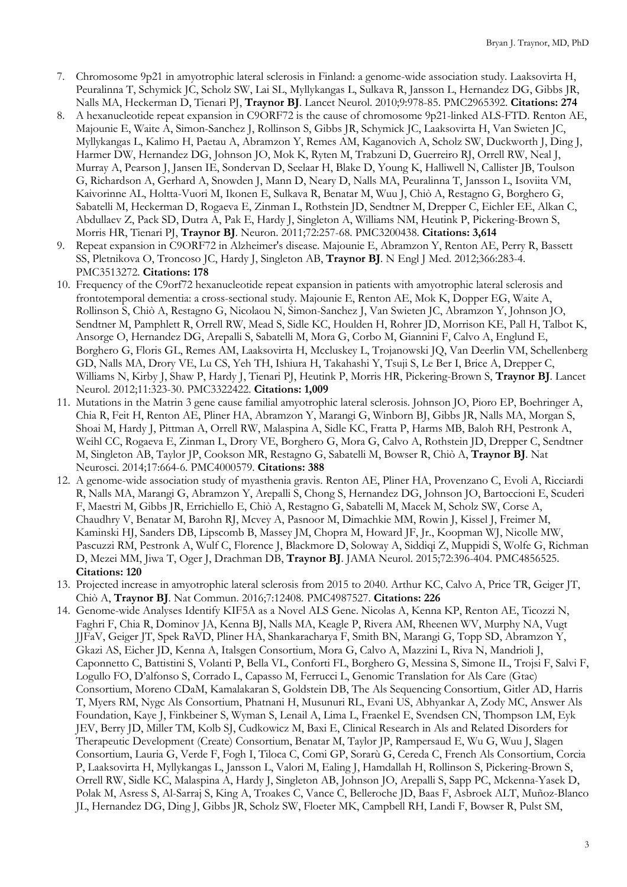7. Chromosome 9p21 in amyotrophic lateral sclerosis in Finland: a genome-wide association study. Laaksovirta H, Peuralinna T, Schymick JC, Scholz SW, Lai SL, Myllykangas L, Sulkava R, Jansson L, Hernandez DG, Gibbs JR, Nalls MA, Heckerman D, Tienari PJ, **Traynor BJ**. Lancet Neurol. 2010;9:978-85. PMC2965392. **Citations: 274**
8. A hexanucleotide repeat expansion in C9ORF72 is the cause of chromosome 9p21-linked ALS-FTD. Renton AE, Majounie E, Waite A, Simon-Sanchez J, Rollinson S, Gibbs JR, Schymick JC, Laaksovirta H, Van Swieten JC, Myllykangas L, Kalimo H, Paetau A, Abramzon Y, Remes AM, Kaganovich A, Scholz SW, Duckworth J, Ding J, Harmer DW, Hernandez DG, Johnson JO, Mok K, Ryten M, Trabzuni D, Guerreiro RJ, Orrell RW, Neal J, Murray A, Pearson J, Jansen IE, Sondervan D, Seelaar H, Blake D, Young K, Halliwell N, Callister JB, Toulson G, Richardson A, Gerhard A, Snowden J, Mann D, Neary D, Nalls MA, Peuralinna T, Jansson L, Isoviita VM, Kaivorinne AL, Holtta-Vuori M, Ikonen E, Sulkava R, Benatar M, Wuu J, Chiò A, Restagno G, Borghero G, Sabatelli M, Heckerman D, Rogaeva E, Zinman L, Rothstein JD, Sendtner M, Drepper C, Eichler EE, Alkan C, Abdullaev Z, Pack SD, Dutra A, Pak E, Hardy J, Singleton A, Williams NM, Heutink P, Pickering-Brown S, Morris HR, Tienari PJ, **Traynor BJ**. Neuron. 2011;72:257-68. PMC3200438. **Citations: 3,614**
9. Repeat expansion in C9ORF72 in Alzheimer's disease. Majounie E, Abramzon Y, Renton AE, Perry R, Bassett SS, Pletnikova O, Troncoso JC, Hardy J, Singleton AB, **Traynor BJ**. N Engl J Med. 2012;366:283-4. PMC3513272. **Citations: 178**
10. Frequency of the C9orf72 hexanucleotide repeat expansion in patients with amyotrophic lateral sclerosis and frontotemporal dementia: a cross-sectional study. Majounie E, Renton AE, Mok K, Dopper EG, Waite A, Rollinson S, Chiò A, Restagno G, Nicolaou N, Simon-Sanchez J, Van Swieten JC, Abramzon Y, Johnson JO, Sendtner M, Pamphlett R, Orrell RW, Mead S, Sidle KC, Houlden H, Rohrer JD, Morrison KE, Pall H, Talbot K, Ansorge O, Hernandez DG, Arepalli S, Sabatelli M, Mora G, Corbo M, Giannini F, Calvo A, Englund E, Borghero G, Floris GL, Remes AM, Laaksovirta H, Mccluskey L, Trojanowski JQ, Van Deerlin VM, Schellenberg GD, Nalls MA, Drory VE, Lu CS, Yeh TH, Ishiura H, Takahashi Y, Tsuji S, Le Ber I, Brice A, Drepper C, Williams N, Kirby J, Shaw P, Hardy J, Tienari PJ, Heutink P, Morris HR, Pickering-Brown S, **Traynor BJ**. Lancet Neurol. 2012;11:323-30. PMC3322422. **Citations: 1,009**
11. Mutations in the Matrin 3 gene cause familial amyotrophic lateral sclerosis. Johnson JO, Pioro EP, Boehringer A, Chia R, Feit H, Renton AE, Pliner HA, Abramzon Y, Marangi G, Winborn BJ, Gibbs JR, Nalls MA, Morgan S, Shoai M, Hardy J, Pittman A, Orrell RW, Malaspina A, Sidle KC, Fratta P, Harms MB, Baloh RH, Pestronk A, Weihl CC, Rogaeva E, Zinman L, Drory VE, Borghero G, Mora G, Calvo A, Rothstein JD, Drepper C, Sendtner M, Singleton AB, Taylor JP, Cookson MR, Restagno G, Sabatelli M, Bowser R, Chiò A, **Traynor BJ**. Nat Neurosci. 2014;17:664-6. PMC4000579. **Citations: 388**
12. A genome-wide association study of myasthenia gravis. Renton AE, Pliner HA, Provenzano C, Evoli A, Ricciardi R, Nalls MA, Marangi G, Abramzon Y, Arepalli S, Chong S, Hernandez DG, Johnson JO, Bartoccioni E, Scuderi F, Maestri M, Gibbs JR, Errichiello E, Chiò A, Restagno G, Sabatelli M, Macek M, Scholz SW, Corse A, Chaudhry V, Benatar M, Barohn RJ, Mcvey A, Pasnoor M, Dimachkie MM, Rowin J, Kissel J, Freimer M, Kaminski HJ, Sanders DB, Lipscomb B, Massey JM, Chopra M, Howard JF, Jr., Koopman WJ, Nicolle MW, Pascuzzi RM, Pestronk A, Wulf C, Florence J, Blackmore D, Soloway A, Siddiqi Z, Muppidi S, Wolfe G, Richman D, Mezei MM, Jiwa T, Oger J, Drachman DB, **Traynor BJ**. JAMA Neurol. 2015;72:396-404. PMC4856525. **Citations: 120**
13. Projected increase in amyotrophic lateral sclerosis from 2015 to 2040. Arthur KC, Calvo A, Price TR, Geiger JT, Chiò A, **Traynor BJ**. Nat Commun. 2016;7:12408. PMC4987527. **Citations: 226**
14. Genome-wide Analyses Identify KIF5A as a Novel ALS Gene. Nicolas A, Kenna KP, Renton AE, Ticozzi N, Faghri F, Chia R, Dominov JA, Kenna BJ, Nalls MA, Keagle P, Rivera AM, Rheenen WV, Murphy NA, Vugt JJFaV, Geiger JT, Spek RaVD, Pliner HA, Shankaracharya F, Smith BN, Marangi G, Topp SD, Abramzon Y, Gkazi AS, Eicher JD, Kenna A, Italsgen Consortium, Mora G, Calvo A, Mazzini L, Riva N, Mandrioli J, Caponnetto C, Battistini S, Volanti P, Bella VL, Conforti FL, Borghero G, Messina S, Simone IL, Trojsi F, Salvi F, Logullo FO, D'alfonso S, Corrado L, Capasso M, Ferrucci L, Genomic Translation for Als Care (Gtac) Consortium, Moreno CDaM, Kamalakaran S, Goldstein DB, The Als Sequencing Consortium, Gitler AD, Harris T, Myers RM, Nygc Als Consortium, Phatnani H, Musunuri RL, Evani US, Abhyankar A, Zody MC, Answer Als Foundation, Kaye J, Finkbeiner S, Wyman S, Lenail A, Lima L, Fraenkel E, Svendsen CN, Thompson LM, Eyk JEV, Berry JD, Miller TM, Kolb SJ, Cudkowicz M, Baxi E, Clinical Research in Als and Related Disorders for Therapeutic Development (Create) Consortium, Benatar M, Taylor JP, Rampersaud E, Wu G, Wuu J, Slagen Consortium, Lauria G, Verde F, Fogh I, Tiloca C, Comi GP, Sorarù G, Cereda C, French Als Consortium, Corcia P, Laaksovirta H, Myllykangas L, Jansson L, Valori M, Ealing J, Hamdallah H, Rollinson S, Pickering-Brown S, Orrell RW, Sidle KC, Malaspina A, Hardy J, Singleton AB, Johnson JO, Arepalli S, Sapp PC, Mckenna-Yasek D, Polak M, Asress S, Al-Sarraj S, King A, Troakes C, Vance C, Belleroche JD, Baas F, Asbroek ALT, Muñoz-Blanco JL, Hernandez DG, Ding J, Gibbs JR, Scholz SW, Floeter MK, Campbell RH, Landi F, Bowser R, Pulst SM,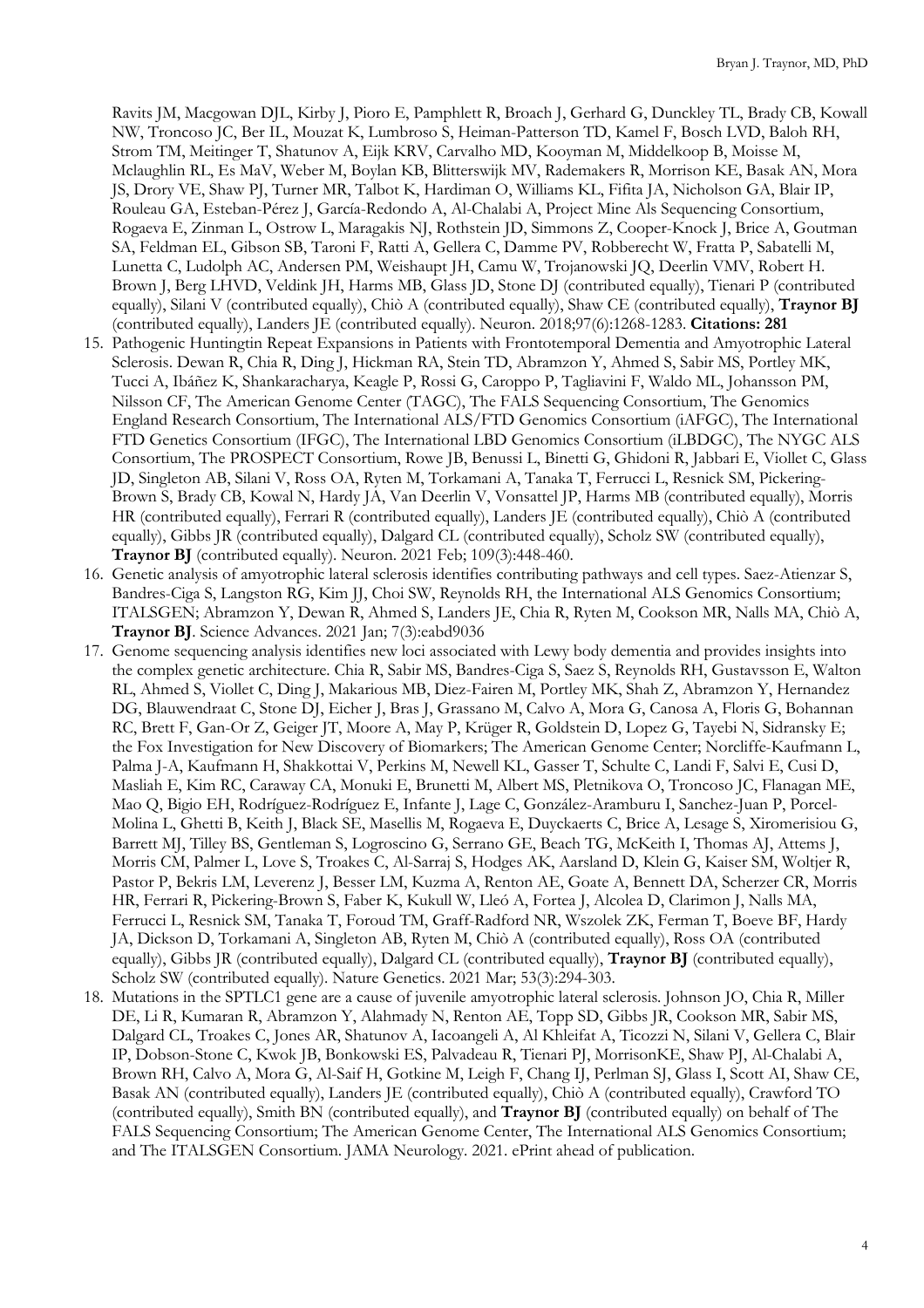Ravits JM, Macgowan DJL, Kirby J, Pioro E, Pamphlett R, Broach J, Gerhard G, Dunckley TL, Brady CB, Kowall NW, Troncoso JC, Ber IL, Mouzat K, Lumbroso S, Heiman-Patterson TD, Kamel F, Bosch LVD, Baloh RH, Strom TM, Meitinger T, Shatunov A, Eijk KRV, Carvalho MD, Kooyman M, Middelkoop B, Moisse M, Mclaughlin RL, Es MaV, Weber M, Boylan KB, Blitterswijk MV, Rademakers R, Morrison KE, Basak AN, Mora JS, Drory VE, Shaw PJ, Turner MR, Talbot K, Hardiman O, Williams KL, Fifita JA, Nicholson GA, Blair IP, Rouleau GA, Esteban-Pérez J, García-Redondo A, Al-Chalabi A, Project Mine Als Sequencing Consortium, Rogaeva E, Zinman L, Ostrow L, Maragakis NJ, Rothstein JD, Simmons Z, Cooper-Knock J, Brice A, Goutman SA, Feldman EL, Gibson SB, Taroni F, Ratti A, Gellera C, Damme PV, Robberecht W, Fratta P, Sabatelli M, Lunetta C, Ludolph AC, Andersen PM, Weishaupt JH, Camu W, Trojanowski JQ, Deerlin VMV, Robert H. Brown J, Berg LHVD, Veldink JH, Harms MB, Glass JD, Stone DJ (contributed equally), Tienari P (contributed equally), Silani V (contributed equally), Chiò A (contributed equally), Shaw CE (contributed equally), **Traynor BJ** (contributed equally), Landers JE (contributed equally). Neuron. 2018;97(6):1268-1283. **Citations: 281**

15. Pathogenic Huntingtin Repeat Expansions in Patients with Frontotemporal Dementia and Amyotrophic Lateral Sclerosis. Dewan R, Chia R, Ding J, Hickman RA, Stein TD, Abramzon Y, Ahmed S, Sabir MS, Portley MK, Tucci A, Ibáñez K, Shankaracharya, Keagle P, Rossi G, Caroppo P, Tagliavini F, Waldo ML, Johansson PM, Nilsson CF, The American Genome Center (TAGC), The FALS Sequencing Consortium, The Genomics England Research Consortium, The International ALS/FTD Genomics Consortium (iAFGC), The International FTD Genetics Consortium (IFGC), The International LBD Genomics Consortium (iLBDGC), The NYGC ALS Consortium, The PROSPECT Consortium, Rowe JB, Benussi L, Binetti G, Ghidoni R, Jabbari E, Viollet C, Glass JD, Singleton AB, Silani V, Ross OA, Ryten M, Torkamani A, Tanaka T, Ferrucci L, Resnick SM, Pickering-Brown S, Brady CB, Kowal N, Hardy JA, Van Deerlin V, Vonsattel JP, Harms MB (contributed equally), Morris HR (contributed equally), Ferrari R (contributed equally), Landers JE (contributed equally), Chiò A (contributed equally), Gibbs JR (contributed equally), Dalgard CL (contributed equally), Scholz SW (contributed equally), **Traynor BJ** (contributed equally). Neuron. 2021 Feb; 109(3):448-460.
16. Genetic analysis of amyotrophic lateral sclerosis identifies contributing pathways and cell types. Saez-Atienzar S, Bandres-Ciga S, Langston RG, Kim JJ, Choi SW, Reynolds RH, the International ALS Genomics Consortium; ITALSGEN; Abramzon Y, Dewan R, Ahmed S, Landers JE, Chia R, Ryten M, Cookson MR, Nalls MA, Chiò A, **Traynor BJ**. Science Advances. 2021 Jan; 7(3):eabd9036
17. Genome sequencing analysis identifies new loci associated with Lewy body dementia and provides insights into the complex genetic architecture. Chia R, Sabir MS, Bandres-Ciga S, Saez S, Reynolds RH, Gustavsson E, Walton RL, Ahmed S, Viollet C, Ding J, Makarious MB, Diez-Fairen M, Portley MK, Shah Z, Abramzon Y, Hernandez DG, Blauwendraat C, Stone DJ, Eicher J, Bras J, Grassano M, Calvo A, Mora G, Canosa A, Floris G, Bohannan RC, Brett F, Gan-Or Z, Geiger JT, Moore A, May P, Krüger R, Goldstein D, Lopez G, Tayebi N, Sidransky E; the Fox Investigation for New Discovery of Biomarkers; The American Genome Center; Norcliffe-Kaufmann L, Palma J-A, Kaufmann H, Shakkottai V, Perkins M, Newell KL, Gasser T, Schulte C, Landi F, Salvi E, Cusi D, Masliah E, Kim RC, Caraway CA, Monuki E, Brunetti M, Albert MS, Pletnikova O, Troncoso JC, Flanagan ME, Mao Q, Bigio EH, Rodríguez-Rodríguez E, Infante J, Lage C, González-Aramburu I, Sanchez-Juan P, Porcel-Molina L, Ghetti B, Keith J, Black SE, Masellis M, Rogaeva E, Duyckaerts C, Brice A, Lesage S, Xiromerisiou G, Barrett MJ, Tilley BS, Gentleman S, Logroscino G, Serrano GE, Beach TG, McKeith I, Thomas AJ, Attems J, Morris CM, Palmer L, Love S, Troakes C, Al-Sarraj S, Hodges AK, Aarsland D, Klein G, Kaiser SM, Woltjer R, Pastor P, Bekris LM, Leverenz J, Besser LM, Kuzma A, Renton AE, Goate A, Bennett DA, Scherzer CR, Morris HR, Ferrari R, Pickering-Brown S, Faber K, Kukull W, Lleó A, Fortea J, Alcolea D, Clarimon J, Nalls MA, Ferrucci L, Resnick SM, Tanaka T, Foroud TM, Graff-Radford NR, Wszolek ZK, Ferman T, Boeve BF, Hardy JA, Dickson D, Torkamani A, Singleton AB, Ryten M, Chiò A (contributed equally), Ross OA (contributed equally), Gibbs JR (contributed equally), Dalgard CL (contributed equally), **Traynor BJ** (contributed equally), Scholz SW (contributed equally). Nature Genetics. 2021 Mar; 53(3):294-303.
18. Mutations in the SPTLC1 gene are a cause of juvenile amyotrophic lateral sclerosis. Johnson JO, Chia R, Miller DE, Li R, Kumaran R, Abramzon Y, Alahmady N, Renton AE, Topp SD, Gibbs JR, Cookson MR, Sabir MS, Dalgard CL, Troakes C, Jones AR, Shatunov A, Iacoangeli A, Al Khleifat A, Ticozzi N, Silani V, Gellera C, Blair IP, Dobson-Stone C, Kwok JB, Bonkowski ES, Palvadeau R, Tienari PJ, MorrisonKE, Shaw PJ, Al-Chalabi A, Brown RH, Calvo A, Mora G, Al-Saif H, Gotkine M, Leigh F, Chang IJ, Perlman SJ, Glass I, Scott AI, Shaw CE, Basak AN (contributed equally), Landers JE (contributed equally), Chiò A (contributed equally), Crawford TO (contributed equally), Smith BN (contributed equally), and **Traynor BJ** (contributed equally) on behalf of The FALS Sequencing Consortium; The American Genome Center, The International ALS Genomics Consortium; and The ITALSGEN Consortium. JAMA Neurology. 2021. ePrint ahead of publication.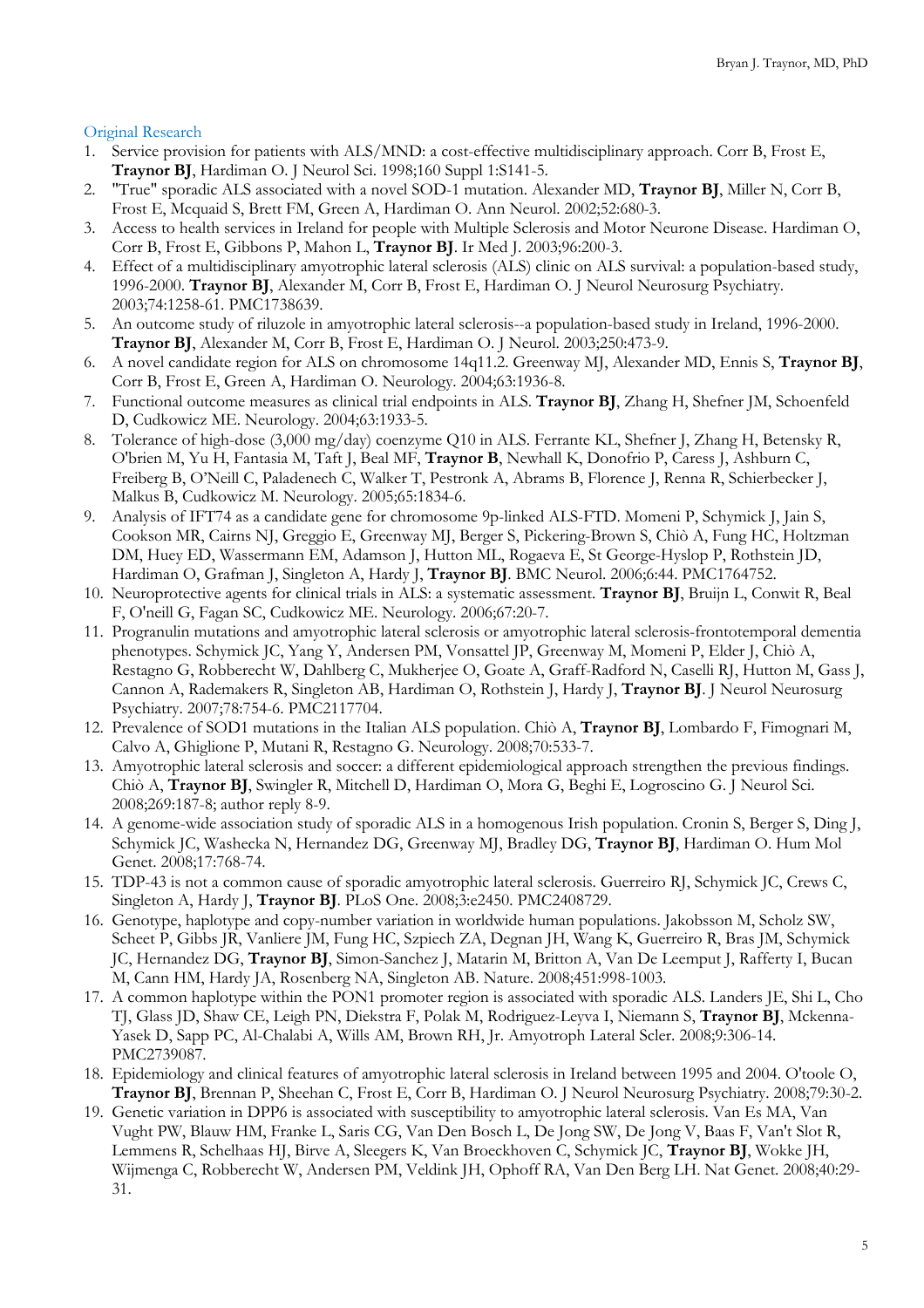## Original Research

1. Service provision for patients with ALS/MND: a cost-effective multidisciplinary approach. Corr B, Frost E, **Traynor BJ**, Hardiman O. J Neurol Sci. 1998;160 Suppl 1:S141-5.
2. "True" sporadic ALS associated with a novel SOD-1 mutation. Alexander MD, **Traynor BJ**, Miller N, Corr B, Frost E, Mcquaid S, Brett FM, Green A, Hardiman O. Ann Neurol. 2002;52:680-3.
3. Access to health services in Ireland for people with Multiple Sclerosis and Motor Neurone Disease. Hardiman O, Corr B, Frost E, Gibbons P, Mahon L, **Traynor BJ**. Ir Med J. 2003;96:200-3.
4. Effect of a multidisciplinary amyotrophic lateral sclerosis (ALS) clinic on ALS survival: a population-based study, 1996-2000. **Traynor BJ**, Alexander M, Corr B, Frost E, Hardiman O. J Neurol Neurosurg Psychiatry. 2003;74:1258-61. PMC1738639.
5. An outcome study of riluzole in amyotrophic lateral sclerosis--a population-based study in Ireland, 1996-2000. **Traynor BJ**, Alexander M, Corr B, Frost E, Hardiman O. J Neurol. 2003;250:473-9.
6. A novel candidate region for ALS on chromosome 14q11.2. Greenway MJ, Alexander MD, Ennis S, **Traynor BJ**, Corr B, Frost E, Green A, Hardiman O. Neurology. 2004;63:1936-8.
7. Functional outcome measures as clinical trial endpoints in ALS. **Traynor BJ**, Zhang H, Shefner JM, Schoenfeld D, Cudkowicz ME. Neurology. 2004;63:1933-5.
8. Tolerance of high-dose (3,000 mg/day) coenzyme Q10 in ALS. Ferrante KL, Shefner J, Zhang H, Betensky R, O'brien M, Yu H, Fantasia M, Taft J, Beal MF, **Traynor B**, Newhall K, Donofrio P, Caress J, Ashburn C, Freiberg B, O'Neill C, Paladenech C, Walker T, Pestronk A, Abrams B, Florence J, Renna R, Schierbecker J, Malkus B, Cudkowicz M. Neurology. 2005;65:1834-6.
9. Analysis of IFT74 as a candidate gene for chromosome 9p-linked ALS-FTD. Momeni P, Schymick J, Jain S, Cookson MR, Cairns NJ, Greggio E, Greenway MJ, Berger S, Pickering-Brown S, Chiò A, Fung HC, Holtzman DM, Huey ED, Wassermann EM, Adamson J, Hutton ML, Rogaeva E, St George-Hyslop P, Rothstein JD, Hardiman O, Grafman J, Singleton A, Hardy J, **Traynor BJ**. BMC Neurol. 2006;6:44. PMC1764752.
10. Neuroprotective agents for clinical trials in ALS: a systematic assessment. **Traynor BJ**, Bruijn L, Conwit R, Beal F, O'neill G, Fagan SC, Cudkowicz ME. Neurology. 2006;67:20-7.
11. Progranulin mutations and amyotrophic lateral sclerosis or amyotrophic lateral sclerosis-frontotemporal dementia phenotypes. Schymick JC, Yang Y, Andersen PM, Vonsattel JP, Greenway M, Momeni P, Elder J, Chiò A, Restagno G, Robberecht W, Dahlberg C, Mukherjee O, Goate A, Graff-Radford N, Caselli RJ, Hutton M, Gass J, Cannon A, Rademakers R, Singleton AB, Hardiman O, Rothstein J, Hardy J, **Traynor BJ**. J Neurol Neurosurg Psychiatry. 2007;78:754-6. PMC2117704.
12. Prevalence of SOD1 mutations in the Italian ALS population. Chiò A, **Traynor BJ**, Lombardo F, Fimognari M, Calvo A, Ghiglione P, Mutani R, Restagno G. Neurology. 2008;70:533-7.
13. Amyotrophic lateral sclerosis and soccer: a different epidemiological approach strengthen the previous findings. Chiò A, **Traynor BJ**, Swingler R, Mitchell D, Hardiman O, Mora G, Beghi E, Logroscino G. J Neurol Sci. 2008;269:187-8; author reply 8-9.
14. A genome-wide association study of sporadic ALS in a homogenous Irish population. Cronin S, Berger S, Ding J, Schymick JC, Washecka N, Hernandez DG, Greenway MJ, Bradley DG, **Traynor BJ**, Hardiman O. Hum Mol Genet. 2008;17:768-74.
15. TDP-43 is not a common cause of sporadic amyotrophic lateral sclerosis. Guerreiro RJ, Schymick JC, Crews C, Singleton A, Hardy J, **Traynor BJ**. PLoS One. 2008;3:e2450. PMC2408729.
16. Genotype, haplotype and copy-number variation in worldwide human populations. Jakobsson M, Scholz SW, Scheet P, Gibbs JR, Vanliere JM, Fung HC, Szpiech ZA, Degnan JH, Wang K, Guerreiro R, Bras JM, Schymick JC, Hernandez DG, **Traynor BJ**, Simon-Sanchez J, Matarin M, Britton A, Van De Leemput J, Rafferty I, Bucan M, Cann HM, Hardy JA, Rosenberg NA, Singleton AB. Nature. 2008;451:998-1003.
17. A common haplotype within the PON1 promoter region is associated with sporadic ALS. Landers JE, Shi L, Cho TJ, Glass JD, Shaw CE, Leigh PN, Diekstra F, Polak M, Rodriguez-Leyva I, Niemann S, **Traynor BJ**, Mckenna-Yasek D, Sapp PC, Al-Chalabi A, Wills AM, Brown RH, Jr. Amyotroph Lateral Scler. 2008;9:306-14. PMC2739087.
18. Epidemiology and clinical features of amyotrophic lateral sclerosis in Ireland between 1995 and 2004. O'toole O, **Traynor BJ**, Brennan P, Sheehan C, Frost E, Corr B, Hardiman O. J Neurol Neurosurg Psychiatry. 2008;79:30-2.
19. Genetic variation in DPP6 is associated with susceptibility to amyotrophic lateral sclerosis. Van Es MA, Van Vught PW, Blauw HM, Franke L, Saris CG, Van Den Bosch L, De Jong SW, De Jong V, Baas F, Van't Slot R, Lemmens R, Schelhaas HJ, Birve A, Sleegers K, Van Broeckhoven C, Schymick JC, **Traynor BJ**, Wokke JH, Wijmenga C, Robberecht W, Andersen PM, Veldink JH, Ophoff RA, Van Den Berg LH. Nat Genet. 2008;40:29-31.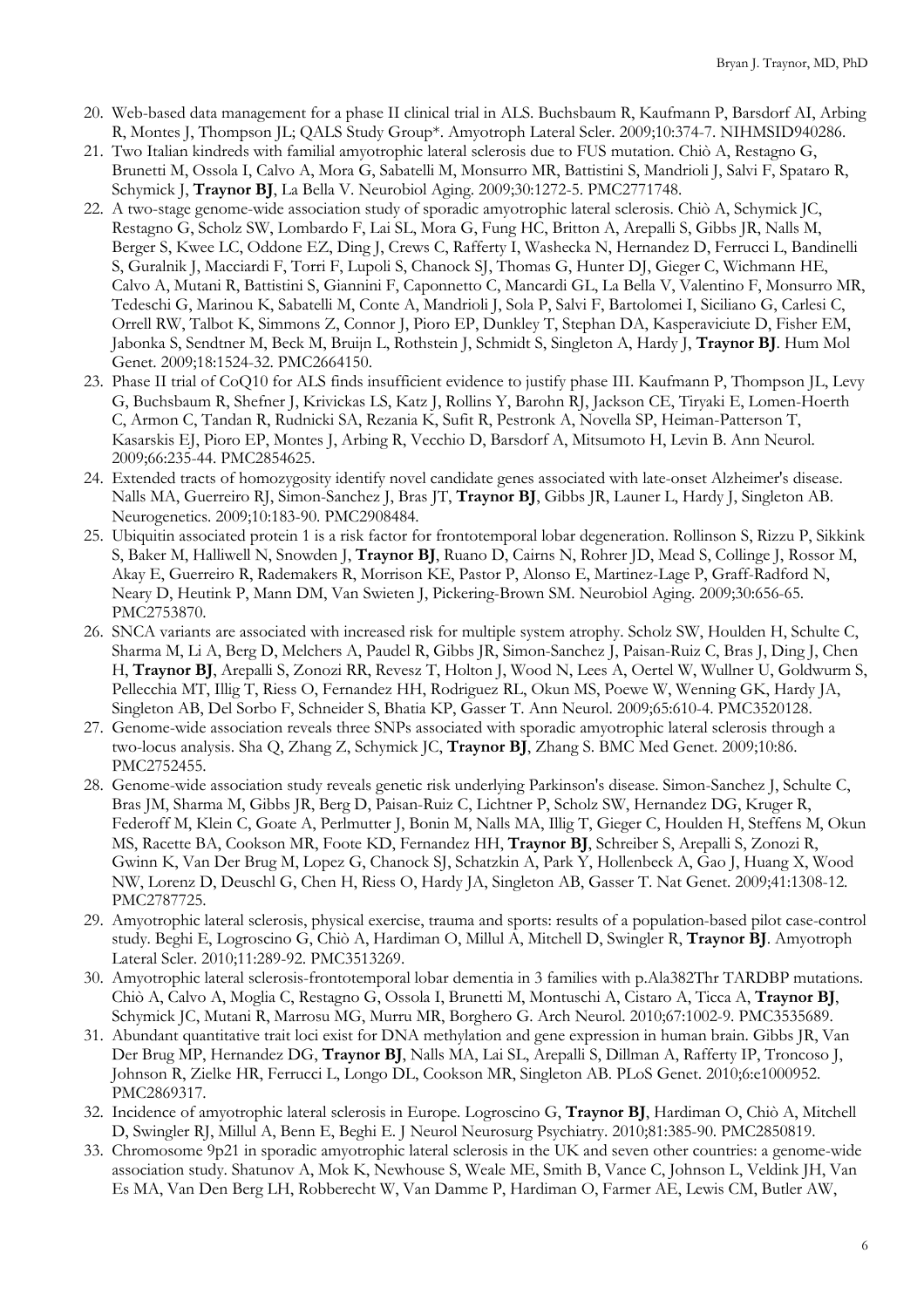20. Web-based data management for a phase II clinical trial in ALS. Buchsbaum R, Kaufmann P, Barsdorf AI, Arbing R, Montes J, Thompson JL; QALS Study Group*. Amyotroph Lateral Scler. 2009;10:374-7. NIHMSID940286.
21. Two Italian kindreds with familial amyotrophic lateral sclerosis due to FUS mutation. Chiò A, Restagno G, Brunetti M, Ossola I, Calvo A, Mora G, Sabatelli M, Monsurro MR, Battistini S, Mandrioli J, Salvi F, Spataro R, Schymick J, **Traynor BJ**, La Bella V. Neurobiol Aging. 2009;30:1272-5. PMC2771748.
22. A two-stage genome-wide association study of sporadic amyotrophic lateral sclerosis. Chiò A, Schymick JC, Restagno G, Scholz SW, Lombardo F, Lai SL, Mora G, Fung HC, Britton A, Arepalli S, Gibbs JR, Nalls M, Berger S, Kwee LC, Oddone EZ, Ding J, Crews C, Rafferty I, Washecka N, Hernandez D, Ferrucci L, Bandinelli S, Guralnik J, Macciardi F, Torri F, Lupoli S, Chanock SJ, Thomas G, Hunter DJ, Gieger C, Wichmann HE, Calvo A, Mutani R, Battistini S, Giannini F, Caponnetto C, Mancardi GL, La Bella V, Valentino F, Monsurro MR, Tedeschi G, Marinou K, Sabatelli M, Conte A, Mandrioli J, Sola P, Salvi F, Bartolomei I, Siciliano G, Carlesi C, Orrell RW, Talbot K, Simmons Z, Connor J, Pioro EP, Dunkley T, Stephan DA, Kasperaviciute D, Fisher EM, Jabonka S, Sendtner M, Beck M, Bruijn L, Rothstein J, Schmidt S, Singleton A, Hardy J, **Traynor BJ**. Hum Mol Genet. 2009;18:1524-32. PMC2664150.
23. Phase II trial of CoQ10 for ALS finds insufficient evidence to justify phase III. Kaufmann P, Thompson JL, Levy G, Buchsbaum R, Shefner J, Krivickas LS, Katz J, Rollins Y, Barohn RJ, Jackson CE, Tiryaki E, Lomen-Hoerth C, Armon C, Tandan R, Rudnicki SA, Rezania K, Sufit R, Pestronk A, Novella SP, Heiman-Patterson T, Kasarskis EJ, Pioro EP, Montes J, Arbing R, Vecchio D, Barsdorf A, Mitsumoto H, Levin B. Ann Neurol. 2009;66:235-44. PMC2854625.
24. Extended tracts of homozygosity identify novel candidate genes associated with late-onset Alzheimer's disease. Nalls MA, Guerreiro RJ, Simon-Sanchez J, Bras JT, **Traynor BJ**, Gibbs JR, Launer L, Hardy J, Singleton AB. Neurogenetics. 2009;10:183-90. PMC2908484.
25. Ubiquitin associated protein 1 is a risk factor for frontotemporal lobar degeneration. Rollinson S, Rizzu P, Sikkink S, Baker M, Halliwell N, Snowden J, **Traynor BJ**, Ruano D, Cairns N, Rohrer JD, Mead S, Collinge J, Rossor M, Akay E, Guerreiro R, Rademakers R, Morrison KE, Pastor P, Alonso E, Martinez-Lage P, Graff-Radford N, Neary D, Heutink P, Mann DM, Van Swieten J, Pickering-Brown SM. Neurobiol Aging. 2009;30:656-65. PMC2753870.
26. SNCA variants are associated with increased risk for multiple system atrophy. Scholz SW, Houlden H, Schulte C, Sharma M, Li A, Berg D, Melchers A, Paudel R, Gibbs JR, Simon-Sanchez J, Paisan-Ruiz C, Bras J, Ding J, Chen H, **Traynor BJ**, Arepalli S, Zonozi RR, Revesz T, Holton J, Wood N, Lees A, Oertel W, Wullner U, Goldwurm S, Pellecchia MT, Illig T, Riess O, Fernandez HH, Rodriguez RL, Okun MS, Poewe W, Wenning GK, Hardy JA, Singleton AB, Del Sorbo F, Schneider S, Bhatia KP, Gasser T. Ann Neurol. 2009;65:610-4. PMC3520128.
27. Genome-wide association reveals three SNPs associated with sporadic amyotrophic lateral sclerosis through a two-locus analysis. Sha Q, Zhang Z, Schymick JC, **Traynor BJ**, Zhang S. BMC Med Genet. 2009;10:86. PMC2752455.
28. Genome-wide association study reveals genetic risk underlying Parkinson's disease. Simon-Sanchez J, Schulte C, Bras JM, Sharma M, Gibbs JR, Berg D, Paisan-Ruiz C, Lichtner P, Scholz SW, Hernandez DG, Kruger R, Federoff M, Klein C, Goate A, Perlmutter J, Bonin M, Nalls MA, Illig T, Gieger C, Houlden H, Steffens M, Okun MS, Racette BA, Cookson MR, Foote KD, Fernandez HH, **Traynor BJ**, Schreiber S, Arepalli S, Zonozi R, Gwinn K, Van Der Brug M, Lopez G, Chanock SJ, Schatzkin A, Park Y, Hollenbeck A, Gao J, Huang X, Wood NW, Lorenz D, Deuschl G, Chen H, Riess O, Hardy JA, Singleton AB, Gasser T. Nat Genet. 2009;41:1308-12. PMC2787725.
29. Amyotrophic lateral sclerosis, physical exercise, trauma and sports: results of a population-based pilot case-control study. Beghi E, Logroscino G, Chiò A, Hardiman O, Millul A, Mitchell D, Swingler R, **Traynor BJ**. Amyotroph Lateral Scler. 2010;11:289-92. PMC3513269.
30. Amyotrophic lateral sclerosis-frontotemporal lobar dementia in 3 families with p.Ala382Thr TARDBP mutations. Chiò A, Calvo A, Moglia C, Restagno G, Ossola I, Brunetti M, Montuschi A, Cistaro A, Ticca A, **Traynor BJ**, Schymick JC, Mutani R, Marrosu MG, Murru MR, Borghero G. Arch Neurol. 2010;67:1002-9. PMC3535689.
31. Abundant quantitative trait loci exist for DNA methylation and gene expression in human brain. Gibbs JR, Van Der Brug MP, Hernandez DG, **Traynor BJ**, Nalls MA, Lai SL, Arepalli S, Dillman A, Rafferty IP, Troncoso J, Johnson R, Zielke HR, Ferrucci L, Longo DL, Cookson MR, Singleton AB. PLoS Genet. 2010;6:e1000952. PMC2869317.
32. Incidence of amyotrophic lateral sclerosis in Europe. Logroscino G, **Traynor BJ**, Hardiman O, Chiò A, Mitchell D, Swingler RJ, Millul A, Benn E, Beghi E. J Neurol Neurosurg Psychiatry. 2010;81:385-90. PMC2850819.
33. Chromosome 9p21 in sporadic amyotrophic lateral sclerosis in the UK and seven other countries: a genome-wide association study. Shatunov A, Mok K, Newhouse S, Weale ME, Smith B, Vance C, Johnson L, Veldink JH, Van Es MA, Van Den Berg LH, Robberecht W, Van Damme P, Hardiman O, Farmer AE, Lewis CM, Butler AW,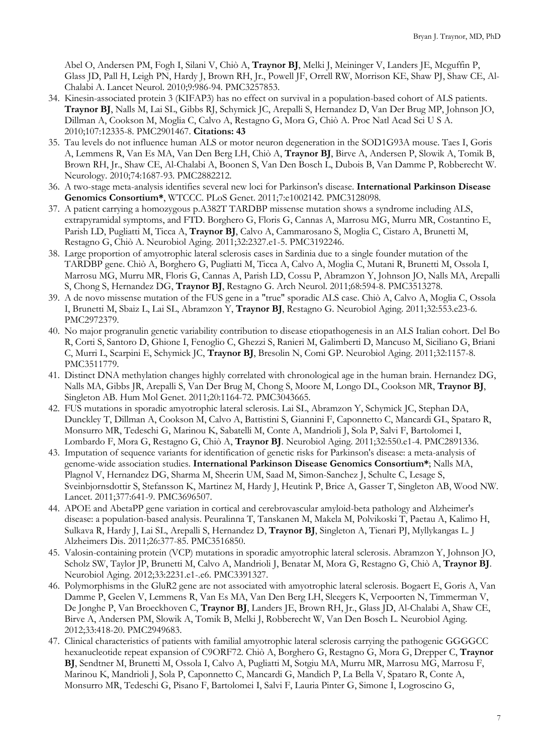Abel O, Andersen PM, Fogh I, Silani V, Chiò A, **Traynor BJ**, Melki J, Meininger V, Landers JE, Mcguffin P, Glass JD, Pall H, Leigh PN, Hardy J, Brown RH, Jr., Powell JF, Orrell RW, Morrison KE, Shaw PJ, Shaw CE, Al-Chalabi A. Lancet Neurol. 2010;9:986-94. PMC3257853.

34. Kinesin-associated protein 3 (KIFAP3) has no effect on survival in a population-based cohort of ALS patients. **Traynor BJ**, Nalls M, Lai SL, Gibbs RJ, Schymick JC, Arepalli S, Hernandez D, Van Der Brug MP, Johnson JO, Dillman A, Cookson M, Moglia C, Calvo A, Restagno G, Mora G, Chiò A. Proc Natl Acad Sci U S A. 2010;107:12335-8. PMC2901467. **Citations: 43**
35. Tau levels do not influence human ALS or motor neuron degeneration in the SOD1G93A mouse. Taes I, Goris A, Lemmens R, Van Es MA, Van Den Berg LH, Chiò A, **Traynor BJ**, Birve A, Andersen P, Slowik A, Tomik B, Brown RH, Jr., Shaw CE, Al-Chalabi A, Boonen S, Van Den Bosch L, Dubois B, Van Damme P, Robberecht W. Neurology. 2010;74:1687-93. PMC2882212.
36. A two-stage meta-analysis identifies several new loci for Parkinson's disease. **International Parkinson Disease Genomics Consortium***, WTCCC. PLoS Genet. 2011;7:e1002142. PMC3128098.
37. A patient carrying a homozygous p.A382T TARDBP missense mutation shows a syndrome including ALS, extrapyramidal symptoms, and FTD. Borghero G, Floris G, Cannas A, Marrosu MG, Murru MR, Costantino E, Parish LD, Pugliatti M, Ticca A, **Traynor BJ**, Calvo A, Cammarosano S, Moglia C, Cistaro A, Brunetti M, Restagno G, Chiò A. Neurobiol Aging. 2011;32:2327.e1-5. PMC3192246.
38. Large proportion of amyotrophic lateral sclerosis cases in Sardinia due to a single founder mutation of the TARDBP gene. Chiò A, Borghero G, Pugliatti M, Ticca A, Calvo A, Moglia C, Mutani R, Brunetti M, Ossola I, Marrosu MG, Murru MR, Floris G, Cannas A, Parish LD, Cossu P, Abramzon Y, Johnson JO, Nalls MA, Arepalli S, Chong S, Hernandez DG, **Traynor BJ**, Restagno G. Arch Neurol. 2011;68:594-8. PMC3513278.
39. A de novo missense mutation of the FUS gene in a "true" sporadic ALS case. Chiò A, Calvo A, Moglia C, Ossola I, Brunetti M, Sbaiz L, Lai SL, Abramzon Y, **Traynor BJ**, Restagno G. Neurobiol Aging. 2011;32:553.e23-6. PMC2972379.
40. No major progranulin genetic variability contribution to disease etiopathogenesis in an ALS Italian cohort. Del Bo R, Corti S, Santoro D, Ghione I, Fenoglio C, Ghezzi S, Ranieri M, Galimberti D, Mancuso M, Siciliano G, Briani C, Murri L, Scarpini E, Schymick JC, **Traynor BJ**, Bresolin N, Comi GP. Neurobiol Aging. 2011;32:1157-8. PMC3511779.
41. Distinct DNA methylation changes highly correlated with chronological age in the human brain. Hernandez DG, Nalls MA, Gibbs JR, Arepalli S, Van Der Brug M, Chong S, Moore M, Longo DL, Cookson MR, **Traynor BJ**, Singleton AB. Hum Mol Genet. 2011;20:1164-72. PMC3043665.
42. FUS mutations in sporadic amyotrophic lateral sclerosis. Lai SL, Abramzon Y, Schymick JC, Stephan DA, Dunckley T, Dillman A, Cookson M, Calvo A, Battistini S, Giannini F, Caponnetto C, Mancardi GL, Spataro R, Monsurro MR, Tedeschi G, Marinou K, Sabatelli M, Conte A, Mandrioli J, Sola P, Salvi F, Bartolomei I, Lombardo F, Mora G, Restagno G, Chiò A, **Traynor BJ**. Neurobiol Aging. 2011;32:550.e1-4. PMC2891336.
43. Imputation of sequence variants for identification of genetic risks for Parkinson's disease: a meta-analysis of genome-wide association studies. **International Parkinson Disease Genomics Consortium***; Nalls MA, Plagnol V, Hernandez DG, Sharma M, Sheerin UM, Saad M, Simon-Sanchez J, Schulte C, Lesage S, Sveinbjornsdottir S, Stefansson K, Martinez M, Hardy J, Heutink P, Brice A, Gasser T, Singleton AB, Wood NW. Lancet. 2011;377:641-9. PMC3696507.
44. APOE and AbetaPP gene variation in cortical and cerebrovascular amyloid-beta pathology and Alzheimer's disease: a population-based analysis. Peuralinna T, Tanskanen M, Makela M, Polvikoski T, Paetau A, Kalimo H, Sulkava R, Hardy J, Lai SL, Arepalli S, Hernandez D, **Traynor BJ**, Singleton A, Tienari PJ, Myllykangas L. J Alzheimers Dis. 2011;26:377-85. PMC3516850.
45. Valosin-containing protein (VCP) mutations in sporadic amyotrophic lateral sclerosis. Abramzon Y, Johnson JO, Scholz SW, Taylor JP, Brunetti M, Calvo A, Mandrioli J, Benatar M, Mora G, Restagno G, Chiò A, **Traynor BJ**. Neurobiol Aging. 2012;33:2231.e1-.e6. PMC3391327.
46. Polymorphisms in the GluR2 gene are not associated with amyotrophic lateral sclerosis. Bogaert E, Goris A, Van Damme P, Geelen V, Lemmens R, Van Es MA, Van Den Berg LH, Sleegers K, Verpoorten N, Timmerman V, De Jonghe P, Van Broeckhoven C, **Traynor BJ**, Landers JE, Brown RH, Jr., Glass JD, Al-Chalabi A, Shaw CE, Birve A, Andersen PM, Slowik A, Tomik B, Melki J, Robberecht W, Van Den Bosch L. Neurobiol Aging. 2012;33:418-20. PMC2949683.
47. Clinical characteristics of patients with familial amyotrophic lateral sclerosis carrying the pathogenic GGGGCC hexanucleotide repeat expansion of C9ORF72. Chiò A, Borghero G, Restagno G, Mora G, Drepper C, **Traynor BJ**, Sendtner M, Brunetti M, Ossola I, Calvo A, Pugliatti M, Sotgiu MA, Murru MR, Marrosu MG, Marrosu F, Marinou K, Mandrioli J, Sola P, Caponnetto C, Mancardi G, Mandich P, La Bella V, Spataro R, Conte A, Monsurro MR, Tedeschi G, Pisano F, Bartolomei I, Salvi F, Lauria Pinter G, Simone I, Logroscino G,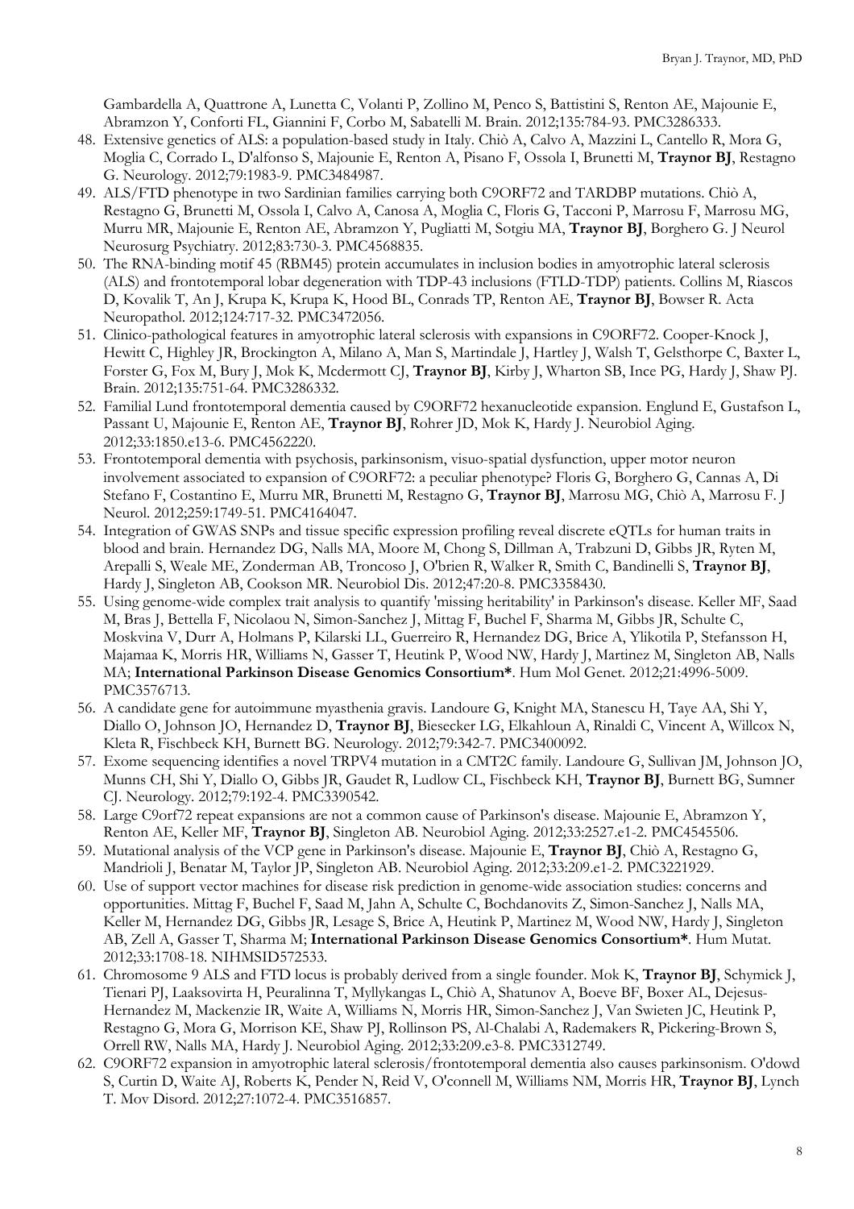Gambardella A, Quattrone A, Lunetta C, Volanti P, Zollino M, Penco S, Battistini S, Renton AE, Majounie E, Abramzon Y, Conforti FL, Giannini F, Corbo M, Sabatelli M. Brain. 2012;135:784-93. PMC3286333.

48. Extensive genetics of ALS: a population-based study in Italy. Chiò A, Calvo A, Mazzini L, Cantello R, Mora G, Moglia C, Corrado L, D'alfonso S, Majounie E, Renton A, Pisano F, Ossola I, Brunetti M, **Traynor BJ**, Restagno G. Neurology. 2012;79:1983-9. PMC3484987.
49. ALS/FTD phenotype in two Sardinian families carrying both C9ORF72 and TARDBP mutations. Chiò A, Restagno G, Brunetti M, Ossola I, Calvo A, Canosa A, Moglia C, Floris G, Tacconi P, Marrosu F, Marrosu MG, Murru MR, Majounie E, Renton AE, Abramzon Y, Pugliatti M, Sotgiu MA, **Traynor BJ**, Borghero G. J Neurol Neurosurg Psychiatry. 2012;83:730-3. PMC4568835.
50. The RNA-binding motif 45 (RBM45) protein accumulates in inclusion bodies in amyotrophic lateral sclerosis (ALS) and frontotemporal lobar degeneration with TDP-43 inclusions (FTLD-TDP) patients. Collins M, Riascos D, Kovalik T, An J, Krupa K, Krupa K, Hood BL, Conrads TP, Renton AE, **Traynor BJ**, Bowser R. Acta Neuropathol. 2012;124:717-32. PMC3472056.
51. Clinico-pathological features in amyotrophic lateral sclerosis with expansions in C9ORF72. Cooper-Knock J, Hewitt C, Highley JR, Brockington A, Milano A, Man S, Martindale J, Hartley J, Walsh T, Gelsthorpe C, Baxter L, Forster G, Fox M, Bury J, Mok K, Mcdermott CJ, **Traynor BJ**, Kirby J, Wharton SB, Ince PG, Hardy J, Shaw PJ. Brain. 2012;135:751-64. PMC3286332.
52. Familial Lund frontotemporal dementia caused by C9ORF72 hexanucleotide expansion. Englund E, Gustafson L, Passant U, Majounie E, Renton AE, **Traynor BJ**, Rohrer JD, Mok K, Hardy J. Neurobiol Aging. 2012;33:1850.e13-6. PMC4562220.
53. Frontotemporal dementia with psychosis, parkinsonism, visuo-spatial dysfunction, upper motor neuron involvement associated to expansion of C9ORF72: a peculiar phenotype? Floris G, Borghero G, Cannas A, Di Stefano F, Costantino E, Murru MR, Brunetti M, Restagno G, **Traynor BJ**, Marrosu MG, Chiò A, Marrosu F. J Neurol. 2012;259:1749-51. PMC4164047.
54. Integration of GWAS SNPs and tissue specific expression profiling reveal discrete eQTLs for human traits in blood and brain. Hernandez DG, Nalls MA, Moore M, Chong S, Dillman A, Trabzuni D, Gibbs JR, Ryten M, Arepalli S, Weale ME, Zonderman AB, Troncoso J, O'brien R, Walker R, Smith C, Bandinelli S, **Traynor BJ**, Hardy J, Singleton AB, Cookson MR. Neurobiol Dis. 2012;47:20-8. PMC3358430.
55. Using genome-wide complex trait analysis to quantify 'missing heritability' in Parkinson's disease. Keller MF, Saad M, Bras J, Bettella F, Nicolaou N, Simon-Sanchez J, Mittag F, Buchel F, Sharma M, Gibbs JR, Schulte C, Moskvina V, Durr A, Holmans P, Kilarski LL, Guerreiro R, Hernandez DG, Brice A, Ylikotila P, Stefansson H, Majamaa K, Morris HR, Williams N, Gasser T, Heutink P, Wood NW, Hardy J, Martinez M, Singleton AB, Nalls MA; **International Parkinson Disease Genomics Consortium***. Hum Mol Genet. 2012;21:4996-5009. PMC3576713.
56. A candidate gene for autoimmune myasthenia gravis. Landoure G, Knight MA, Stanescu H, Taye AA, Shi Y, Diallo O, Johnson JO, Hernandez D, **Traynor BJ**, Biesecker LG, Elkahloun A, Rinaldi C, Vincent A, Willcox N, Kleta R, Fischbeck KH, Burnett BG. Neurology. 2012;79:342-7. PMC3400092.
57. Exome sequencing identifies a novel TRPV4 mutation in a CMT2C family. Landoure G, Sullivan JM, Johnson JO, Munns CH, Shi Y, Diallo O, Gibbs JR, Gaudet R, Ludlow CL, Fischbeck KH, **Traynor BJ**, Burnett BG, Sumner CJ. Neurology. 2012;79:192-4. PMC3390542.
58. Large C9orf72 repeat expansions are not a common cause of Parkinson's disease. Majounie E, Abramzon Y, Renton AE, Keller MF, **Traynor BJ**, Singleton AB. Neurobiol Aging. 2012;33:2527.e1-2. PMC4545506.
59. Mutational analysis of the VCP gene in Parkinson's disease. Majounie E, **Traynor BJ**, Chiò A, Restagno G, Mandrioli J, Benatar M, Taylor JP, Singleton AB. Neurobiol Aging. 2012;33:209.e1-2. PMC3221929.
60. Use of support vector machines for disease risk prediction in genome-wide association studies: concerns and opportunities. Mittag F, Buchel F, Saad M, Jahn A, Schulte C, Bochdanovits Z, Simon-Sanchez J, Nalls MA, Keller M, Hernandez DG, Gibbs JR, Lesage S, Brice A, Heutink P, Martinez M, Wood NW, Hardy J, Singleton AB, Zell A, Gasser T, Sharma M; **International Parkinson Disease Genomics Consortium***. Hum Mutat. 2012;33:1708-18. NIHMSID572533.
61. Chromosome 9 ALS and FTD locus is probably derived from a single founder. Mok K, **Traynor BJ**, Schymick J, Tienari PJ, Laaksovirta H, Peuralinna T, Myllykangas L, Chiò A, Shatunov A, Boeve BF, Boxer AL, Dejesus-Hernandez M, Mackenzie IR, Waite A, Williams N, Morris HR, Simon-Sanchez J, Van Swieten JC, Heutink P, Restagno G, Mora G, Morrison KE, Shaw PJ, Rollinson PS, Al-Chalabi A, Rademakers R, Pickering-Brown S, Orrell RW, Nalls MA, Hardy J. Neurobiol Aging. 2012;33:209.e3-8. PMC3312749.
62. C9ORF72 expansion in amyotrophic lateral sclerosis/frontotemporal dementia also causes parkinsonism. O'dowd S, Curtin D, Waite AJ, Roberts K, Pender N, Reid V, O'connell M, Williams NM, Morris HR, **Traynor BJ**, Lynch T. Mov Disord. 2012;27:1072-4. PMC3516857.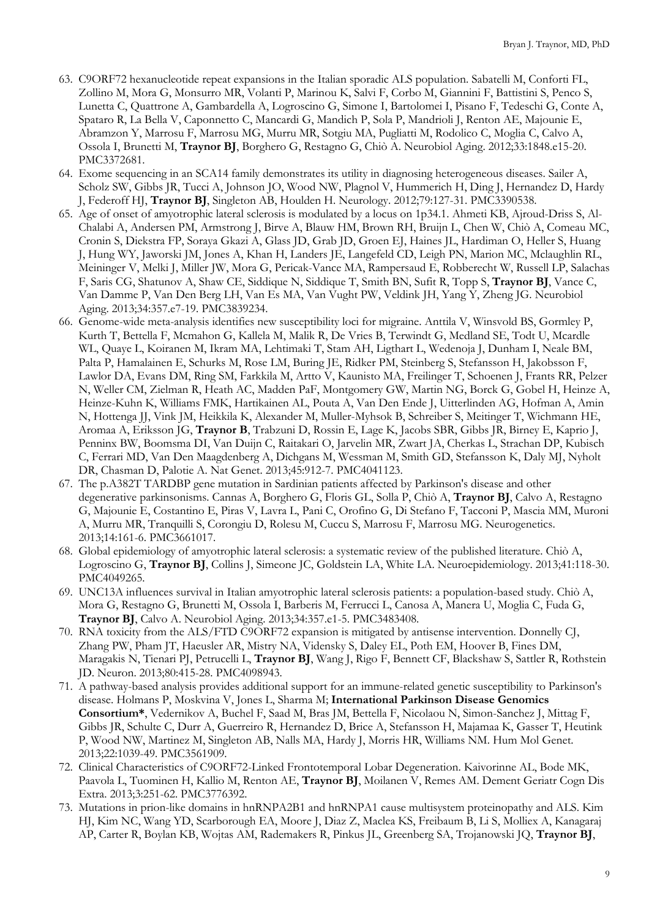63. C9ORF72 hexanucleotide repeat expansions in the Italian sporadic ALS population. Sabatelli M, Conforti FL, Zollino M, Mora G, Monsurro MR, Volanti P, Marinou K, Salvi F, Corbo M, Giannini F, Battistini S, Penco S, Lunetta C, Quattrone A, Gambardella A, Logroscino G, Simone I, Bartolomei I, Pisano F, Tedeschi G, Conte A, Spataro R, La Bella V, Caponnetto C, Mancardi G, Mandich P, Sola P, Mandrioli J, Renton AE, Majounie E, Abramzon Y, Marrosu F, Marrosu MG, Murru MR, Sotgiu MA, Pugliatti M, Rodolico C, Moglia C, Calvo A, Ossola I, Brunetti M, **Traynor BJ**, Borghero G, Restagno G, Chiò A. Neurobiol Aging. 2012;33:1848.e15-20. PMC3372681.
64. Exome sequencing in an SCA14 family demonstrates its utility in diagnosing heterogeneous diseases. Sailer A, Scholz SW, Gibbs JR, Tucci A, Johnson JO, Wood NW, Plagnol V, Hummerich H, Ding J, Hernandez D, Hardy J, Federoff HJ, **Traynor BJ**, Singleton AB, Houlden H. Neurology. 2012;79:127-31. PMC3390538.
65. Age of onset of amyotrophic lateral sclerosis is modulated by a locus on 1p34.1. Ahmeti KB, Ajroud-Driss S, Al-Chalabi A, Andersen PM, Armstrong J, Birve A, Blauw HM, Brown RH, Bruijn L, Chen W, Chiò A, Comeau MC, Cronin S, Diekstra FP, Soraya Gkazi A, Glass JD, Grab JD, Groen EJ, Haines JL, Hardiman O, Heller S, Huang J, Hung WY, Jaworski JM, Jones A, Khan H, Landers JE, Langefeld CD, Leigh PN, Marion MC, Mclaughlin RL, Meininger V, Melki J, Miller JW, Mora G, Pericak-Vance MA, Rampersaud E, Robberecht W, Russell LP, Salachas F, Saris CG, Shatunov A, Shaw CE, Siddique N, Siddique T, Smith BN, Sufit R, Topp S, **Traynor BJ**, Vance C, Van Damme P, Van Den Berg LH, Van Es MA, Van Vught PW, Veldink JH, Yang Y, Zheng JG. Neurobiol Aging. 2013;34:357.e7-19. PMC3839234.
66. Genome-wide meta-analysis identifies new susceptibility loci for migraine. Anttila V, Winsvold BS, Gormley P, Kurth T, Bettella F, Mcmahon G, Kallela M, Malik R, De Vries B, Terwindt G, Medland SE, Todt U, Mcardle WL, Quaye L, Koiranen M, Ikram MA, Lehtimaki T, Stam AH, Ligthart L, Wedenoja J, Dunham I, Neale BM, Palta P, Hamalainen E, Schurks M, Rose LM, Buring JE, Ridker PM, Steinberg S, Stefansson H, Jakobsson F, Lawlor DA, Evans DM, Ring SM, Farkkila M, Artto V, Kaunisto MA, Freilinger T, Schoenen J, Frants RR, Pelzer N, Weller CM, Zielman R, Heath AC, Madden PaF, Montgomery GW, Martin NG, Borck G, Gobel H, Heinze A, Heinze-Kuhn K, Williams FMK, Hartikainen AL, Pouta A, Van Den Ende J, Uitterlinden AG, Hofman A, Amin N, Hottenga JJ, Vink JM, Heikkila K, Alexander M, Muller-Myhsok B, Schreiber S, Meitinger T, Wichmann HE, Aromaa A, Eriksson JG, **Traynor B**, Trabzuni D, Rossin E, Lage K, Jacobs SBR, Gibbs JR, Birney E, Kaprio J, Penninx BW, Boomsma DI, Van Duijn C, Raitakari O, Jarvelin MR, Zwart JA, Cherkas L, Strachan DP, Kubisch C, Ferrari MD, Van Den Maagdenberg A, Dichgans M, Wessman M, Smith GD, Stefansson K, Daly MJ, Nyholt DR, Chasman D, Palotie A. Nat Genet. 2013;45:912-7. PMC4041123.
67. The p.A382T TARDBP gene mutation in Sardinian patients affected by Parkinson's disease and other degenerative parkinsonisms. Cannas A, Borghero G, Floris GL, Solla P, Chiò A, **Traynor BJ**, Calvo A, Restagno G, Majounie E, Costantino E, Piras V, Lavra L, Pani C, Orofino G, Di Stefano F, Tacconi P, Mascia MM, Muroni A, Murru MR, Tranquilli S, Corongiu D, Rolesu M, Cuccu S, Marrosu F, Marrosu MG. Neurogenetics. 2013;14:161-6. PMC3661017.
68. Global epidemiology of amyotrophic lateral sclerosis: a systematic review of the published literature. Chiò A, Logroscino G, **Traynor BJ**, Collins J, Simeone JC, Goldstein LA, White LA. Neuroepidemiology. 2013;41:118-30. PMC4049265.
69. UNC13A influences survival in Italian amyotrophic lateral sclerosis patients: a population-based study. Chiò A, Mora G, Restagno G, Brunetti M, Ossola I, Barberis M, Ferrucci L, Canosa A, Manera U, Moglia C, Fuda G, **Traynor BJ**, Calvo A. Neurobiol Aging. 2013;34:357.e1-5. PMC3483408.
70. RNA toxicity from the ALS/FTD C9ORF72 expansion is mitigated by antisense intervention. Donnelly CJ, Zhang PW, Pham JT, Haeusler AR, Mistry NA, Vidensky S, Daley EL, Poth EM, Hoover B, Fines DM, Maragakis N, Tienari PJ, Petrucelli L, **Traynor BJ**, Wang J, Rigo F, Bennett CF, Blackshaw S, Sattler R, Rothstein JD. Neuron. 2013;80:415-28. PMC4098943.
71. A pathway-based analysis provides additional support for an immune-related genetic susceptibility to Parkinson's disease. Holmans P, Moskvina V, Jones L, Sharma M; **International Parkinson Disease Genomics Consortium***, Vedernikov A, Buchel F, Saad M, Bras JM, Bettella F, Nicolaou N, Simon-Sanchez J, Mittag F, Gibbs JR, Schulte C, Durr A, Guerreiro R, Hernandez D, Brice A, Stefansson H, Majamaa K, Gasser T, Heutink P, Wood NW, Martinez M, Singleton AB, Nalls MA, Hardy J, Morris HR, Williams NM. Hum Mol Genet. 2013;22:1039-49. PMC3561909.
72. Clinical Characteristics of C9ORF72-Linked Frontotemporal Lobar Degeneration. Kaivorinne AL, Bode MK, Paavola L, Tuominen H, Kallio M, Renton AE, **Traynor BJ**, Moilanen V, Remes AM. Dement Geriatr Cogn Dis Extra. 2013;3:251-62. PMC3776392.
73. Mutations in prion-like domains in hnRNPA2B1 and hnRNPA1 cause multisystem proteinopathy and ALS. Kim HJ, Kim NC, Wang YD, Scarborough EA, Moore J, Diaz Z, Maclea KS, Freibaum B, Li S, Molliex A, Kanagaraj AP, Carter R, Boylan KB, Wojtas AM, Rademakers R, Pinkus JL, Greenberg SA, Trojanowski JQ, **Traynor BJ**,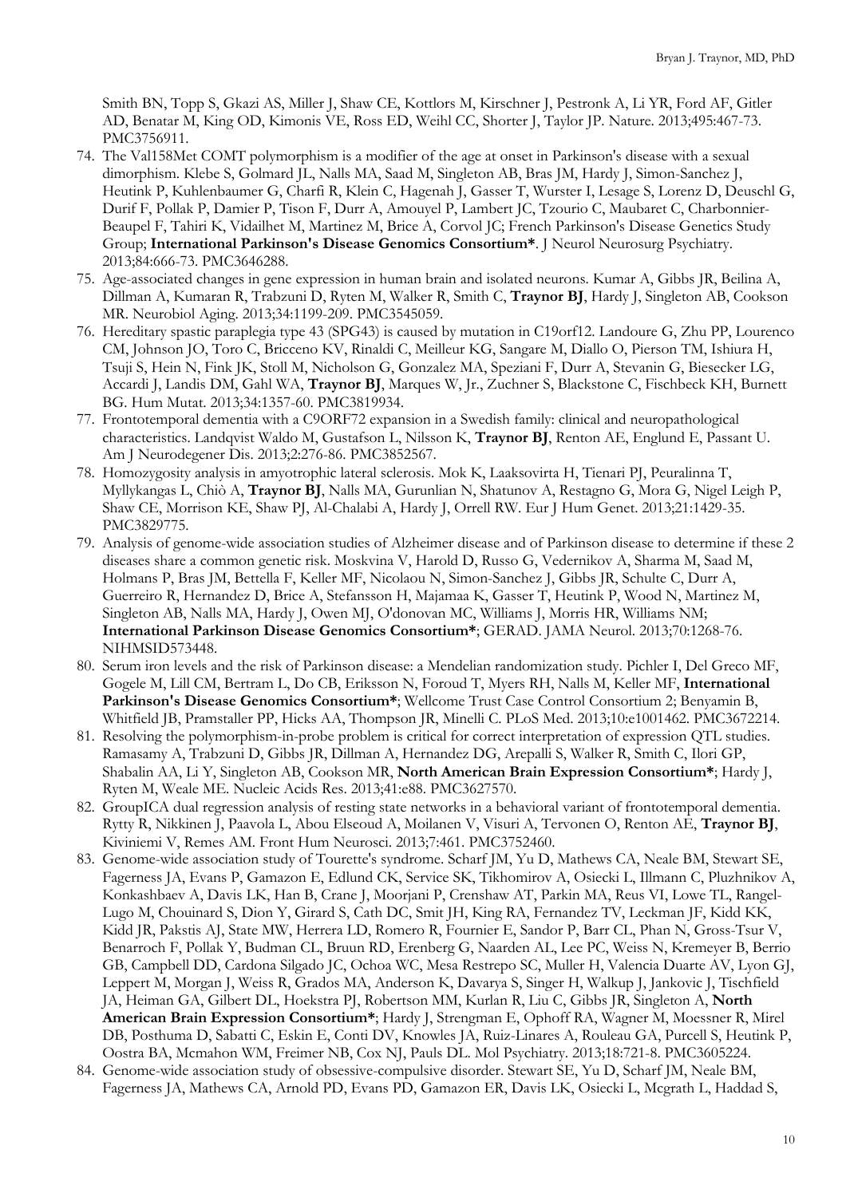Smith BN, Topp S, Gkazi AS, Miller J, Shaw CE, Kottlors M, Kirschner J, Pestronk A, Li YR, Ford AF, Gitler AD, Benatar M, King OD, Kimonis VE, Ross ED, Weihl CC, Shorter J, Taylor JP. Nature. 2013;495:467-73. PMC3756911.

74. The Val158Met COMT polymorphism is a modifier of the age at onset in Parkinson's disease with a sexual dimorphism. Klebe S, Golmard JL, Nalls MA, Saad M, Singleton AB, Bras JM, Hardy J, Simon-Sanchez J, Heutink P, Kuhlenbaumer G, Charfi R, Klein C, Hagenah J, Gasser T, Wurster I, Lesage S, Lorenz D, Deuschl G, Durif F, Pollak P, Damier P, Tison F, Durr A, Amouyel P, Lambert JC, Tzourio C, Maubaret C, Charbonnier-Beaupel F, Tahiri K, Vidailhet M, Martinez M, Brice A, Corvol JC; French Parkinson's Disease Genetics Study Group; **International Parkinson's Disease Genomics Consortium***. J Neurol Neurosurg Psychiatry. 2013;84:666-73. PMC3646288.
75. Age-associated changes in gene expression in human brain and isolated neurons. Kumar A, Gibbs JR, Beilina A, Dillman A, Kumaran R, Trabzuni D, Ryten M, Walker R, Smith C, **Traynor BJ**, Hardy J, Singleton AB, Cookson MR. Neurobiol Aging. 2013;34:1199-209. PMC3545059.
76. Hereditary spastic paraplegia type 43 (SPG43) is caused by mutation in C19orf12. Landoure G, Zhu PP, Lourenco CM, Johnson JO, Toro C, Bricceno KV, Rinaldi C, Meilleur KG, Sangare M, Diallo O, Pierson TM, Ishiura H, Tsuji S, Hein N, Fink JK, Stoll M, Nicholson G, Gonzalez MA, Speziani F, Durr A, Stevanin G, Biesecker LG, Accardi J, Landis DM, Gahl WA, **Traynor BJ**, Marques W, Jr., Zuchner S, Blackstone C, Fischbeck KH, Burnett BG. Hum Mutat. 2013;34:1357-60. PMC3819934.
77. Frontotemporal dementia with a C9ORF72 expansion in a Swedish family: clinical and neuropathological characteristics. Landqvist Waldo M, Gustafson L, Nilsson K, **Traynor BJ**, Renton AE, Englund E, Passant U. Am J Neurodegener Dis. 2013;2:276-86. PMC3852567.
78. Homozygosity analysis in amyotrophic lateral sclerosis. Mok K, Laaksovirta H, Tienari PJ, Peuralinna T, Myllykangas L, Chiò A, **Traynor BJ**, Nalls MA, Gurunlian N, Shatunov A, Restagno G, Mora G, Nigel Leigh P, Shaw CE, Morrison KE, Shaw PJ, Al-Chalabi A, Hardy J, Orrell RW. Eur J Hum Genet. 2013;21:1429-35. PMC3829775.
79. Analysis of genome-wide association studies of Alzheimer disease and of Parkinson disease to determine if these 2 diseases share a common genetic risk. Moskvina V, Harold D, Russo G, Vedernikov A, Sharma M, Saad M, Holmans P, Bras JM, Bettella F, Keller MF, Nicolaou N, Simon-Sanchez J, Gibbs JR, Schulte C, Durr A, Guerreiro R, Hernandez D, Brice A, Stefansson H, Majamaa K, Gasser T, Heutink P, Wood N, Martinez M, Singleton AB, Nalls MA, Hardy J, Owen MJ, O'donovan MC, Williams J, Morris HR, Williams NM; **International Parkinson Disease Genomics Consortium***; GERAD. JAMA Neurol. 2013;70:1268-76. NIHMSID573448.
80. Serum iron levels and the risk of Parkinson disease: a Mendelian randomization study. Pichler I, Del Greco MF, Gogele M, Lill CM, Bertram L, Do CB, Eriksson N, Foroud T, Myers RH, Nalls M, Keller MF, **International Parkinson's Disease Genomics Consortium***; Wellcome Trust Case Control Consortium 2; Benyamin B, Whitfield JB, Pramstaller PP, Hicks AA, Thompson JR, Minelli C. PLoS Med. 2013;10:e1001462. PMC3672214.
81. Resolving the polymorphism-in-probe problem is critical for correct interpretation of expression QTL studies. Ramasamy A, Trabzuni D, Gibbs JR, Dillman A, Hernandez DG, Arepalli S, Walker R, Smith C, Ilori GP, Shabalin AA, Li Y, Singleton AB, Cookson MR, **North American Brain Expression Consortium***; Hardy J, Ryten M, Weale ME. Nucleic Acids Res. 2013;41:e88. PMC3627570.
82. GroupICA dual regression analysis of resting state networks in a behavioral variant of frontotemporal dementia. Rytty R, Nikkinen J, Paavola L, Abou Elseoud A, Moilanen V, Visuri A, Tervonen O, Renton AE, **Traynor BJ**, Kiviniemi V, Remes AM. Front Hum Neurosci. 2013;7:461. PMC3752460.
83. Genome-wide association study of Tourette's syndrome. Scharf JM, Yu D, Mathews CA, Neale BM, Stewart SE, Fagerness JA, Evans P, Gamazon E, Edlund CK, Service SK, Tikhomirov A, Osiecki L, Illmann C, Pluzhnikov A, Konkashbaev A, Davis LK, Han B, Crane J, Moorjani P, Crenshaw AT, Parkin MA, Reus VI, Lowe TL, Rangel-Lugo M, Chouinard S, Dion Y, Girard S, Cath DC, Smit JH, King RA, Fernandez TV, Leckman JF, Kidd KK, Kidd JR, Pakstis AJ, State MW, Herrera LD, Romero R, Fournier E, Sandor P, Barr CL, Phan N, Gross-Tsur V, Benarroch F, Pollak Y, Budman CL, Bruun RD, Erenberg G, Naarden AL, Lee PC, Weiss N, Kremeyer B, Berrio GB, Campbell DD, Cardona Silgado JC, Ochoa WC, Mesa Restrepo SC, Muller H, Valencia Duarte AV, Lyon GJ, Leppert M, Morgan J, Weiss R, Grados MA, Anderson K, Davarya S, Singer H, Walkup J, Jankovic J, Tischfield JA, Heiman GA, Gilbert DL, Hoekstra PJ, Robertson MM, Kurlan R, Liu C, Gibbs JR, Singleton A, **North American Brain Expression Consortium***; Hardy J, Strengman E, Ophoff RA, Wagner M, Moessner R, Mirel DB, Posthuma D, Sabatti C, Eskin E, Conti DV, Knowles JA, Ruiz-Linares A, Rouleau GA, Purcell S, Heutink P, Oostra BA, Mcmahon WM, Freimer NB, Cox NJ, Pauls DL. Mol Psychiatry. 2013;18:721-8. PMC3605224.
84. Genome-wide association study of obsessive-compulsive disorder. Stewart SE, Yu D, Scharf JM, Neale BM, Fagerness JA, Mathews CA, Arnold PD, Evans PD, Gamazon ER, Davis LK, Osiecki L, Mcgrath L, Haddad S,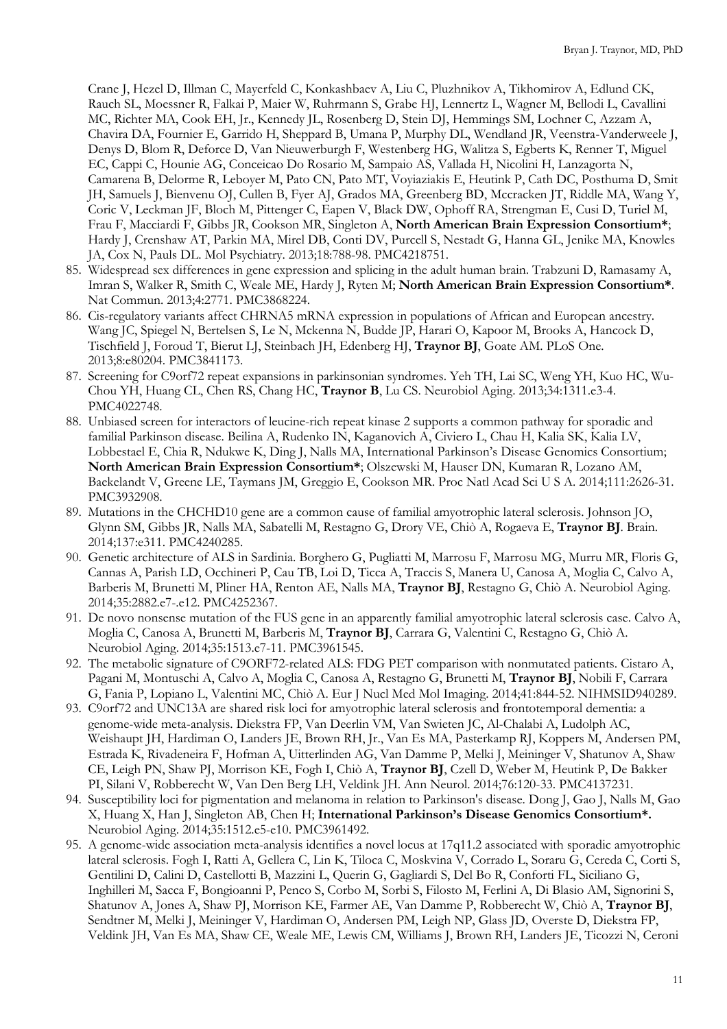Crane J, Hezel D, Illman C, Mayerfeld C, Konkashbaev A, Liu C, Pluzhnikov A, Tikhomirov A, Edlund CK, Rauch SL, Moessner R, Falkai P, Maier W, Ruhrmann S, Grabe HJ, Lennertz L, Wagner M, Bellodi L, Cavallini MC, Richter MA, Cook EH, Jr., Kennedy JL, Rosenberg D, Stein DJ, Hemmings SM, Lochner C, Azzam A, Chavira DA, Fournier E, Garrido H, Sheppard B, Umana P, Murphy DL, Wendland JR, Veenstra-Vanderweele J, Denys D, Blom R, Deforce D, Van Nieuwerburgh F, Westenberg HG, Walitza S, Egberts K, Renner T, Miguel EC, Cappi C, Hounie AG, Conceicao Do Rosario M, Sampaio AS, Vallada H, Nicolini H, Lanzagorta N, Camarena B, Delorme R, Leboyer M, Pato CN, Pato MT, Voyiaziakis E, Heutink P, Cath DC, Posthuma D, Smit JH, Samuels J, Bienvenu OJ, Cullen B, Fyer AJ, Grados MA, Greenberg BD, Mccracken JT, Riddle MA, Wang Y, Coric V, Leckman JF, Bloch M, Pittenger C, Eapen V, Black DW, Ophoff RA, Strengman E, Cusi D, Turiel M, Frau F, Macciardi F, Gibbs JR, Cookson MR, Singleton A, **North American Brain Expression Consortium***; Hardy J, Crenshaw AT, Parkin MA, Mirel DB, Conti DV, Purcell S, Nestadt G, Hanna GL, Jenike MA, Knowles JA, Cox N, Pauls DL. Mol Psychiatry. 2013;18:788-98. PMC4218751.

85. Widespread sex differences in gene expression and splicing in the adult human brain. Trabzuni D, Ramasamy A, Imran S, Walker R, Smith C, Weale ME, Hardy J, Ryten M; **North American Brain Expression Consortium***. Nat Commun. 2013;4:2771. PMC3868224.
86. Cis-regulatory variants affect CHRNA5 mRNA expression in populations of African and European ancestry. Wang JC, Spiegel N, Bertelsen S, Le N, Mckenna N, Budde JP, Harari O, Kapoor M, Brooks A, Hancock D, Tischfield J, Foroud T, Bierut LJ, Steinbach JH, Edenberg HJ, **Traynor BJ**, Goate AM. PLoS One. 2013;8:e80204. PMC3841173.
87. Screening for C9orf72 repeat expansions in parkinsonian syndromes. Yeh TH, Lai SC, Weng YH, Kuo HC, Wu-Chou YH, Huang CL, Chen RS, Chang HC, **Traynor B**, Lu CS. Neurobiol Aging. 2013;34:1311.e3-4. PMC4022748.
88. Unbiased screen for interactors of leucine-rich repeat kinase 2 supports a common pathway for sporadic and familial Parkinson disease. Beilina A, Rudenko IN, Kaganovich A, Civiero L, Chau H, Kalia SK, Kalia LV, Lobbestael E, Chia R, Ndukwe K, Ding J, Nalls MA, International Parkinson's Disease Genomics Consortium; **North American Brain Expression Consortium***; Olszewski M, Hauser DN, Kumaran R, Lozano AM, Baekelandt V, Greene LE, Taymans JM, Greggio E, Cookson MR. Proc Natl Acad Sci U S A. 2014;111:2626-31. PMC3932908.
89. Mutations in the CHCHD10 gene are a common cause of familial amyotrophic lateral sclerosis. Johnson JO, Glynn SM, Gibbs JR, Nalls MA, Sabatelli M, Restagno G, Drory VE, Chiò A, Rogaeva E, **Traynor BJ**. Brain. 2014;137:e311. PMC4240285.
90. Genetic architecture of ALS in Sardinia. Borghero G, Pugliatti M, Marrosu F, Marrosu MG, Murru MR, Floris G, Cannas A, Parish LD, Occhineri P, Cau TB, Loi D, Ticca A, Traccis S, Manera U, Canosa A, Moglia C, Calvo A, Barberis M, Brunetti M, Pliner HA, Renton AE, Nalls MA, **Traynor BJ**, Restagno G, Chiò A. Neurobiol Aging. 2014;35:2882.e7-.e12. PMC4252367.
91. De novo nonsense mutation of the FUS gene in an apparently familial amyotrophic lateral sclerosis case. Calvo A, Moglia C, Canosa A, Brunetti M, Barberis M, **Traynor BJ**, Carrara G, Valentini C, Restagno G, Chiò A. Neurobiol Aging. 2014;35:1513.e7-11. PMC3961545.
92. The metabolic signature of C9ORF72-related ALS: FDG PET comparison with nonmutated patients. Cistaro A, Pagani M, Montuschi A, Calvo A, Moglia C, Canosa A, Restagno G, Brunetti M, **Traynor BJ**, Nobili F, Carrara G, Fania P, Lopiano L, Valentini MC, Chiò A. Eur J Nucl Med Mol Imaging. 2014;41:844-52. NIHMSID940289.
93. C9orf72 and UNC13A are shared risk loci for amyotrophic lateral sclerosis and frontotemporal dementia: a genome-wide meta-analysis. Diekstra FP, Van Deerlin VM, Van Swieten JC, Al-Chalabi A, Ludolph AC, Weishaupt JH, Hardiman O, Landers JE, Brown RH, Jr., Van Es MA, Pasterkamp RJ, Koppers M, Andersen PM, Estrada K, Rivadeneira F, Hofman A, Uitterlinden AG, Van Damme P, Melki J, Meininger V, Shatunov A, Shaw CE, Leigh PN, Shaw PJ, Morrison KE, Fogh I, Chiò A, **Traynor BJ**, Czell D, Weber M, Heutink P, De Bakker PI, Silani V, Robberecht W, Van Den Berg LH, Veldink JH. Ann Neurol. 2014;76:120-33. PMC4137231.
94. Susceptibility loci for pigmentation and melanoma in relation to Parkinson's disease. Dong J, Gao J, Nalls M, Gao X, Huang X, Han J, Singleton AB, Chen H; **International Parkinson's Disease Genomics Consortium***. Neurobiol Aging. 2014;35:1512.e5-10. PMC3961492.
95. A genome-wide association meta-analysis identifies a novel locus at 17q11.2 associated with sporadic amyotrophic lateral sclerosis. Fogh I, Ratti A, Gellera C, Lin K, Tiloca C, Moskvina V, Corrado L, Soraru G, Cereda C, Corti S, Gentilini D, Calini D, Castellotti B, Mazzini L, Querin G, Gagliardi S, Del Bo R, Conforti FL, Siciliano G, Inghilleri M, Sacca F, Bongioanni P, Penco S, Corbo M, Sorbi S, Filosto M, Ferlini A, Di Blasio AM, Signorini S, Shatunov A, Jones A, Shaw PJ, Morrison KE, Farmer AE, Van Damme P, Robberecht W, Chiò A, **Traynor BJ**, Sendtner M, Melki J, Meininger V, Hardiman O, Andersen PM, Leigh NP, Glass JD, Overste D, Diekstra FP, Veldink JH, Van Es MA, Shaw CE, Weale ME, Lewis CM, Williams J, Brown RH, Landers JE, Ticozzi N, Ceroni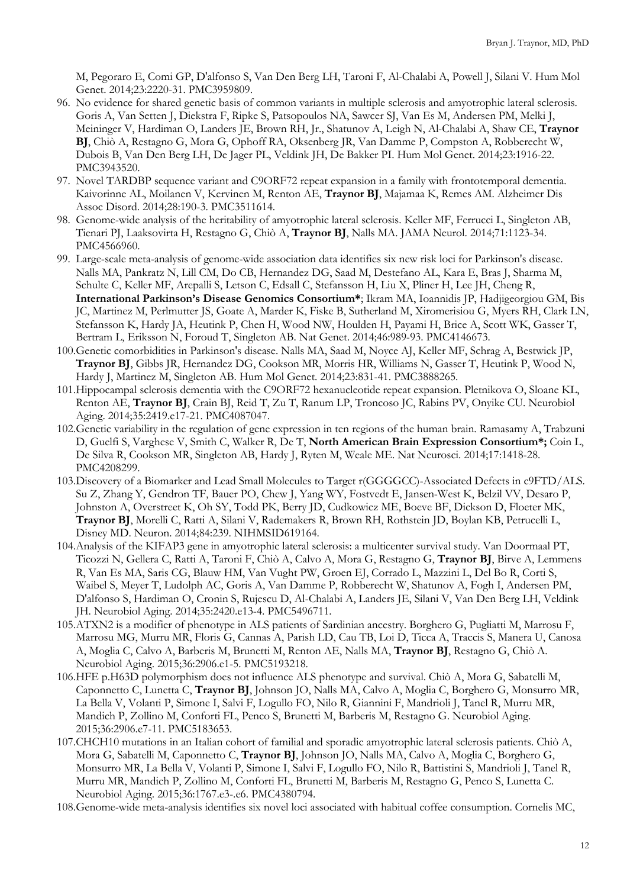M, Pegoraro E, Comi GP, D'alfonso S, Van Den Berg LH, Taroni F, Al-Chalabi A, Powell J, Silani V. Hum Mol Genet. 2014;23:2220-31. PMC3959809.

96. No evidence for shared genetic basis of common variants in multiple sclerosis and amyotrophic lateral sclerosis. Goris A, Van Setten J, Diekstra F, Ripke S, Patsopoulos NA, Sawcer SJ, Van Es M, Andersen PM, Melki J, Meininger V, Hardiman O, Landers JE, Brown RH, Jr., Shatunov A, Leigh N, Al-Chalabi A, Shaw CE, **Traynor BJ**, Chiò A, Restagno G, Mora G, Ophoff RA, Oksenberg JR, Van Damme P, Compston A, Robberecht W, Dubois B, Van Den Berg LH, De Jager PL, Veldink JH, De Bakker PI. Hum Mol Genet. 2014;23:1916-22. PMC3943520.
97. Novel TARDBP sequence variant and C9ORF72 repeat expansion in a family with frontotemporal dementia. Kaivorinne AL, Moilanen V, Kervinen M, Renton AE, **Traynor BJ**, Majamaa K, Remes AM. Alzheimer Dis Assoc Disord. 2014;28:190-3. PMC3511614.
98. Genome-wide analysis of the heritability of amyotrophic lateral sclerosis. Keller MF, Ferrucci L, Singleton AB, Tienari PJ, Laaksovirta H, Restagno G, Chiò A, **Traynor BJ**, Nalls MA. JAMA Neurol. 2014;71:1123-34. PMC4566960.
99. Large-scale meta-analysis of genome-wide association data identifies six new risk loci for Parkinson's disease. Nalls MA, Pankratz N, Lill CM, Do CB, Hernandez DG, Saad M, Destefano AL, Kara E, Bras J, Sharma M, Schulte C, Keller MF, Arepalli S, Letson C, Edsall C, Stefansson H, Liu X, Pliner H, Lee JH, Cheng R, **International Parkinson's Disease Genomics Consortium***; Ikram MA, Ioannidis JP, Hadjigeorgiou GM, Bis JC, Martinez M, Perlmutter JS, Goate A, Marder K, Fiske B, Sutherland M, Xiromerisiou G, Myers RH, Clark LN, Stefansson K, Hardy JA, Heutink P, Chen H, Wood NW, Houlden H, Payami H, Brice A, Scott WK, Gasser T, Bertram L, Eriksson N, Foroud T, Singleton AB. Nat Genet. 2014;46:989-93. PMC4146673.
100. Genetic comorbidities in Parkinson's disease. Nalls MA, Saad M, Noyce AJ, Keller MF, Schrag A, Bestwick JP, **Traynor BJ**, Gibbs JR, Hernandez DG, Cookson MR, Morris HR, Williams N, Gasser T, Heutink P, Wood N, Hardy J, Martinez M, Singleton AB. Hum Mol Genet. 2014;23:831-41. PMC3888265.
101. Hippocampal sclerosis dementia with the C9ORF72 hexanucleotide repeat expansion. Pletnikova O, Sloane KL, Renton AE, **Traynor BJ**, Crain BJ, Reid T, Zu T, Ranum LP, Troncoso JC, Rabins PV, Onyike CU. Neurobiol Aging. 2014;35:2419.e17-21. PMC4087047.
102. Genetic variability in the regulation of gene expression in ten regions of the human brain. Ramasamy A, Trabzuni D, Guelfi S, Varghese V, Smith C, Walker R, De T, **North American Brain Expression Consortium*;** Coin L, De Silva R, Cookson MR, Singleton AB, Hardy J, Ryten M, Weale ME. Nat Neurosci. 2014;17:1418-28. PMC4208299.
103. Discovery of a Biomarker and Lead Small Molecules to Target r(GGGGCC)-Associated Defects in c9FTD/ALS. Su Z, Zhang Y, Gendron TF, Bauer PO, Chew J, Yang WY, Fostvedt E, Jansen-West K, Belzil VV, Desaro P, Johnston A, Overstreet K, Oh SY, Todd PK, Berry JD, Cudkowicz ME, Boeve BF, Dickson D, Floeter MK, **Traynor BJ**, Morelli C, Ratti A, Silani V, Rademakers R, Brown RH, Rothstein JD, Boylan KB, Petrucelli L, Disney MD. Neuron. 2014;84:239. NIHMSID619164.
104. Analysis of the KIFAP3 gene in amyotrophic lateral sclerosis: a multicenter survival study. Van Doormaal PT, Ticozzi N, Gellera C, Ratti A, Taroni F, Chiò A, Calvo A, Mora G, Restagno G, **Traynor BJ**, Birve A, Lemmens R, Van Es MA, Saris CG, Blauw HM, Van Vught PW, Groen EJ, Corrado L, Mazzini L, Del Bo R, Corti S, Waibel S, Meyer T, Ludolph AC, Goris A, Van Damme P, Robberecht W, Shatunov A, Fogh I, Andersen PM, D'alfonso S, Hardiman O, Cronin S, Rujescu D, Al-Chalabi A, Landers JE, Silani V, Van Den Berg LH, Veldink JH. Neurobiol Aging. 2014;35:2420.e13-4. PMC5496711.
105. ATXN2 is a modifier of phenotype in ALS patients of Sardinian ancestry. Borghero G, Pugliatti M, Marrosu F, Marrosu MG, Murru MR, Floris G, Cannas A, Parish LD, Cau TB, Loi D, Ticca A, Traccis S, Manera U, Canosa A, Moglia C, Calvo A, Barberis M, Brunetti M, Renton AE, Nalls MA, **Traynor BJ**, Restagno G, Chiò A. Neurobiol Aging. 2015;36:2906.e1-5. PMC5193218.
106. HFE p.H63D polymorphism does not influence ALS phenotype and survival. Chiò A, Mora G, Sabatelli M, Caponnetto C, Lunetta C, **Traynor BJ**, Johnson JO, Nalls MA, Calvo A, Moglia C, Borghero G, Monsurro MR, La Bella V, Volanti P, Simone I, Salvi F, Logullo FO, Nilo R, Giannini F, Mandrioli J, Tanel R, Murru MR, Mandich P, Zollino M, Conforti FL, Penco S, Brunetti M, Barberis M, Restagno G. Neurobiol Aging. 2015;36:2906.e7-11. PMC5183653.
107. CHCH10 mutations in an Italian cohort of familial and sporadic amyotrophic lateral sclerosis patients. Chiò A, Mora G, Sabatelli M, Caponnetto C, **Traynor BJ**, Johnson JO, Nalls MA, Calvo A, Moglia C, Borghero G, Monsurro MR, La Bella V, Volanti P, Simone I, Salvi F, Logullo FO, Nilo R, Battistini S, Mandrioli J, Tanel R, Murru MR, Mandich P, Zollino M, Conforti FL, Brunetti M, Barberis M, Restagno G, Penco S, Lunetta C. Neurobiol Aging. 2015;36:1767.e3-.e6. PMC4380794.
108. Genome-wide meta-analysis identifies six novel loci associated with habitual coffee consumption. Cornelis MC,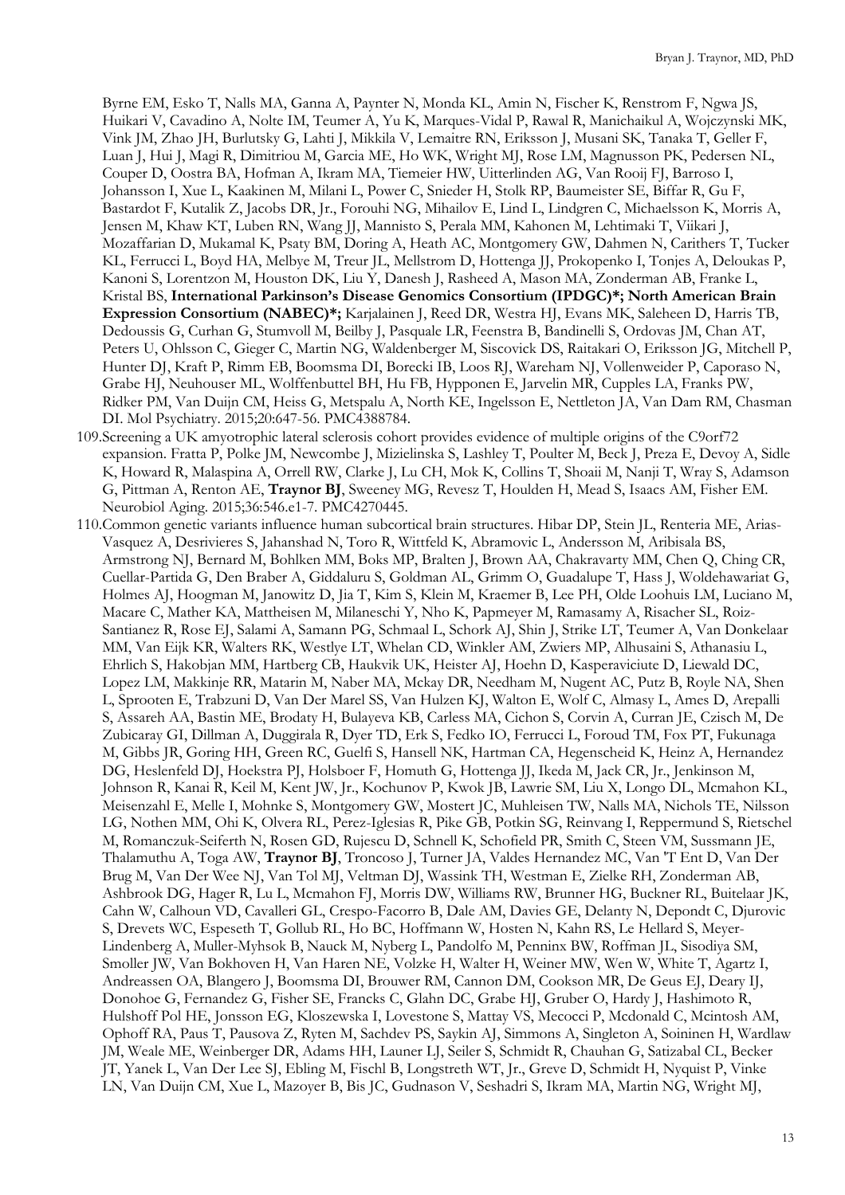Byrne EM, Esko T, Nalls MA, Ganna A, Paynter N, Monda KL, Amin N, Fischer K, Renstrom F, Ngwa JS, Huikari V, Cavadino A, Nolte IM, Teumer A, Yu K, Marques-Vidal P, Rawal R, Manichaikul A, Wojczynski MK, Vink JM, Zhao JH, Burlutsky G, Lahti J, Mikkila V, Lemaitre RN, Eriksson J, Musani SK, Tanaka T, Geller F, Luan J, Hui J, Magi R, Dimitriou M, Garcia ME, Ho WK, Wright MJ, Rose LM, Magnusson PK, Pedersen NL, Couper D, Oostra BA, Hofman A, Ikram MA, Tiemeier HW, Uitterlinden AG, Van Rooij FJ, Barroso I, Johansson I, Xue L, Kaakinen M, Milani L, Power C, Snieder H, Stolk RP, Baumeister SE, Biffar R, Gu F, Bastardot F, Kutalik Z, Jacobs DR, Jr., Forouhi NG, Mihailov E, Lind L, Lindgren C, Michaelsson K, Morris A, Jensen M, Khaw KT, Luben RN, Wang JJ, Mannisto S, Perala MM, Kahonen M, Lehtimaki T, Viikari J, Mozaffarian D, Mukamal K, Psaty BM, Doring A, Heath AC, Montgomery GW, Dahmen N, Carithers T, Tucker KL, Ferrucci L, Boyd HA, Melbye M, Treur JL, Mellstrom D, Hottenga JJ, Prokopenko I, Tonjes A, Deloukas P, Kanoni S, Lorentzon M, Houston DK, Liu Y, Danesh J, Rasheed A, Mason MA, Zonderman AB, Franke L, Kristal BS, **International Parkinson's Disease Genomics Consortium (IPDGC)\*; North American Brain Expression Consortium (NABEC)\*;** Karjalainen J, Reed DR, Westra HJ, Evans MK, Saleheen D, Harris TB, Dedoussis G, Curhan G, Stumvoll M, Beilby J, Pasquale LR, Feenstra B, Bandinelli S, Ordovas JM, Chan AT, Peters U, Ohlsson C, Gieger C, Martin NG, Waldenberger M, Siscovick DS, Raitakari O, Eriksson JG, Mitchell P, Hunter DJ, Kraft P, Rimm EB, Boomsma DI, Borecki IB, Loos RJ, Wareham NJ, Vollenweider P, Caporaso N, Grabe HJ, Neuhouser ML, Wolffenbuttel BH, Hu FB, Hypponen E, Jarvelin MR, Cupples LA, Franks PW, Ridker PM, Van Duijn CM, Heiss G, Metspalu A, North KE, Ingelsson E, Nettleton JA, Van Dam RM, Chasman DI. Mol Psychiatry. 2015;20:647-56. PMC4388784.

109. Screening a UK amyotrophic lateral sclerosis cohort provides evidence of multiple origins of the C9orf72 expansion. Fratta P, Polke JM, Newcombe J, Mizielinska S, Lashley T, Poulter M, Beck J, Preza E, Devoy A, Sidle K, Howard R, Malaspina A, Orrell RW, Clarke J, Lu CH, Mok K, Collins T, Shoaii M, Nanji T, Wray S, Adamson G, Pittman A, Renton AE, **Traynor BJ**, Sweeney MG, Revesz T, Houlden H, Mead S, Isaacs AM, Fisher EM. Neurobiol Aging. 2015;36:546.e1-7. PMC4270445.

110. Common genetic variants influence human subcortical brain structures. Hibar DP, Stein JL, Renteria ME, Arias-Vasquez A, Desrivieres S, Jahanshad N, Toro R, Wittfeld K, Abramovic L, Andersson M, Aribisala BS, Armstrong NJ, Bernard M, Bohlken MM, Boks MP, Bralten J, Brown AA, Chakravarty MM, Chen Q, Ching CR, Cuellar-Partida G, Den Braber A, Giddaluru S, Goldman AL, Grimm O, Guadalupe T, Hass J, Woldehawariat G, Holmes AJ, Hoogman M, Janowitz D, Jia T, Kim S, Klein M, Kraemer B, Lee PH, Olde Loohuis LM, Luciano M, Macare C, Mather KA, Mattheisen M, Milaneschi Y, Nho K, Papmeyer M, Ramasamy A, Risacher SL, Roiz-Santianez R, Rose EJ, Salami A, Samann PG, Schmaal L, Schork AJ, Shin J, Strike LT, Teumer A, Van Donkelaar MM, Van Eijk KR, Walters RK, Westlye LT, Whelan CD, Winkler AM, Zwiers MP, Alhusaini S, Athanasiu L, Ehrlich S, Hakobjan MM, Hartberg CB, Haukvik UK, Heister AJ, Hoehn D, Kasperaviciute D, Liewald DC, Lopez LM, Makkinje RR, Matarin M, Naber MA, Mckay DR, Needham M, Nugent AC, Putz B, Royle NA, Shen L, Sprooten E, Trabzuni D, Van Der Marel SS, Van Hulzen KJ, Walton E, Wolf C, Almasy L, Ames D, Arepalli S, Assareh AA, Bastin ME, Brodaty H, Bulayeva KB, Carless MA, Cichon S, Corvin A, Curran JE, Czisch M, De Zubicaray GI, Dillman A, Duggirala R, Dyer TD, Erk S, Fedko IO, Ferrucci L, Foroud TM, Fox PT, Fukunaga M, Gibbs JR, Goring HH, Green RC, Guelfi S, Hansell NK, Hartman CA, Hegenscheid K, Heinz A, Hernandez DG, Heslenfeld DJ, Hoekstra PJ, Holsboer F, Homuth G, Hottenga JJ, Ikeda M, Jack CR, Jr., Jenkinson M, Johnson R, Kanai R, Keil M, Kent JW, Jr., Kochunov P, Kwok JB, Lawrie SM, Liu X, Longo DL, Mcmahon KL, Meisenzahl E, Melle I, Mohnke S, Montgomery GW, Mostert JC, Muhleisen TW, Nalls MA, Nichols TE, Nilsson LG, Nothen MM, Ohi K, Olvera RL, Perez-Iglesias R, Pike GB, Potkin SG, Reinvang I, Reppermund S, Rietschel M, Romanczuk-Seiferth N, Rosen GD, Rujescu D, Schnell K, Schofield PR, Smith C, Steen VM, Sussmann JE, Thalamuthu A, Toga AW, **Traynor BJ**, Troncoso J, Turner JA, Valdes Hernandez MC, Van 'T Ent D, Van Der Brug M, Van Der Wee NJ, Van Tol MJ, Veltman DJ, Wassink TH, Westman E, Zielke RH, Zonderman AB, Ashbrook DG, Hager R, Lu L, Mcmahon FJ, Morris DW, Williams RW, Brunner HG, Buckner RL, Buitelaar JK, Cahn W, Calhoun VD, Cavalleri GL, Crespo-Facorro B, Dale AM, Davies GE, Delanty N, Depondt C, Djurovic S, Drevets WC, Espeseth T, Gollub RL, Ho BC, Hoffmann W, Hosten N, Kahn RS, Le Hellard S, Meyer-Lindenberg A, Muller-Myhsok B, Nauck M, Nyberg L, Pandolfo M, Penninx BW, Roffman JL, Sisodiya SM, Smoller JW, Van Bokhoven H, Van Haren NE, Volzke H, Walter H, Weiner MW, Wen W, White T, Agartz I, Andreassen OA, Blangero J, Boomsma DI, Brouwer RM, Cannon DM, Cookson MR, De Geus EJ, Deary IJ, Donohoe G, Fernandez G, Fisher SE, Francks C, Glahn DC, Grabe HJ, Gruber O, Hardy J, Hashimoto R, Hulshoff Pol HE, Jonsson EG, Kloszewska I, Lovestone S, Mattay VS, Mecocci P, Mcdonald C, Mcintosh AM, Ophoff RA, Paus T, Pausova Z, Ryten M, Sachdev PS, Saykin AJ, Simmons A, Singleton A, Soininen H, Wardlaw JM, Weale ME, Weinberger DR, Adams HH, Launer LJ, Seiler S, Schmidt R, Chauhan G, Satizabal CL, Becker JT, Yanek L, Van Der Lee SJ, Ebling M, Fischl B, Longstreth WT, Jr., Greve D, Schmidt H, Nyquist P, Vinke LN, Van Duijn CM, Xue L, Mazoyer B, Bis JC, Gudnason V, Seshadri S, Ikram MA, Martin NG, Wright MJ,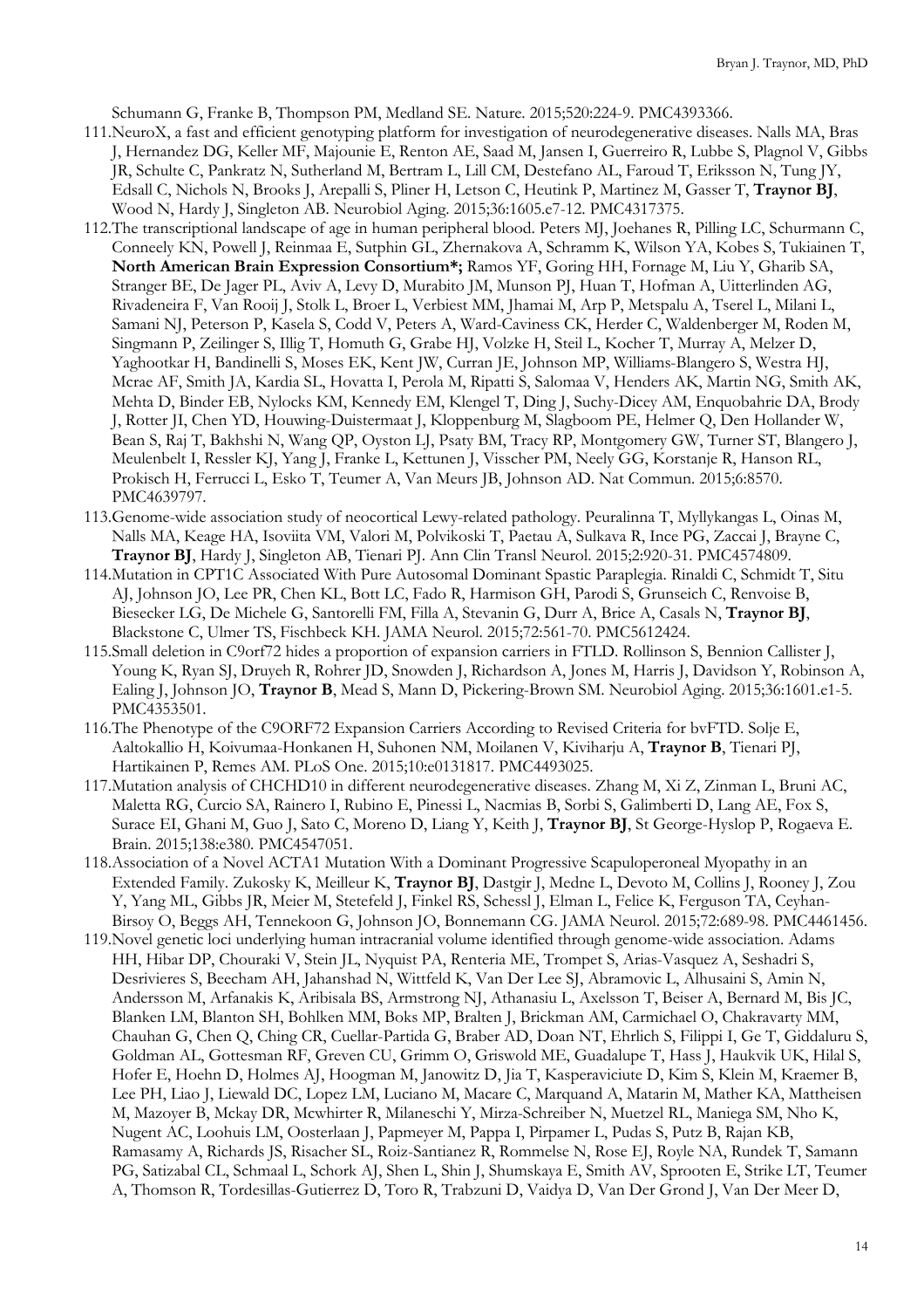Schumann G, Franke B, Thompson PM, Medland SE. Nature. 2015;520:224-9. PMC4393366.

111. NeuroX, a fast and efficient genotyping platform for investigation of neurodegenerative diseases. Nalls MA, Bras J, Hernandez DG, Keller MF, Majounie E, Renton AE, Saad M, Jansen I, Guerreiro R, Lubbe S, Plagnol V, Gibbs JR, Schulte C, Pankratz N, Sutherland M, Bertram L, Lill CM, Destefano AL, Faroud T, Eriksson N, Tung JY, Edsall C, Nichols N, Brooks J, Arepalli S, Pliner H, Letson C, Heutink P, Martinez M, Gasser T, **Traynor BJ**, Wood N, Hardy J, Singleton AB. Neurobiol Aging. 2015;36:1605.e7-12. PMC4317375.
112. The transcriptional landscape of age in human peripheral blood. Peters MJ, Joehanes R, Pilling LC, Schurmann C, Conneely KN, Powell J, Reinmaa E, Sutphin GL, Zhernakova A, Schramm K, Wilson YA, Kobes S, Tukiainen T, **North American Brain Expression Consortium*;** Ramos YF, Goring HH, Fornage M, Liu Y, Gharib SA, Stranger BE, De Jager PL, Aviv A, Levy D, Murabito JM, Munson PJ, Huan T, Hofman A, Uitterlinden AG, Rivadeneira F, Van Rooij J, Stolk L, Broer L, Verbiest MM, Jhamai M, Arp P, Metspalu A, Tserel L, Milani L, Samani NJ, Peterson P, Kasela S, Codd V, Peters A, Ward-Caviness CK, Herder C, Waldenberger M, Roden M, Singmann P, Zeilinger S, Illig T, Homuth G, Grabe HJ, Volzke H, Steil L, Kocher T, Murray A, Melzer D, Yaghootkar H, Bandinelli S, Moses EK, Kent JW, Curran JE, Johnson MP, Williams-Blangero S, Westra HJ, Mcrae AF, Smith JA, Kardia SL, Hovatta I, Perola M, Ripatti S, Salomaa V, Henders AK, Martin NG, Smith AK, Mehta D, Binder EB, Nylocks KM, Kennedy EM, Klengel T, Ding J, Suchy-Dicey AM, Enquobahrie DA, Brody J, Rotter JI, Chen YD, Houwing-Duistermaat J, Kloppenburg M, Slagboom PE, Helmer Q, Den Hollander W, Bean S, Raj T, Bakhshi N, Wang QP, Oyston LJ, Psaty BM, Tracy RP, Montgomery GW, Turner ST, Blangero J, Meulenbelt I, Ressler KJ, Yang J, Franke L, Kettunen J, Visscher PM, Neely GG, Korstanje R, Hanson RL, Prokisch H, Ferrucci L, Esko T, Teumer A, Van Meurs JB, Johnson AD. Nat Commun. 2015;6:8570. PMC4639797.
113. Genome-wide association study of neocortical Lewy-related pathology. Peuralinna T, Myllykangas L, Oinas M, Nalls MA, Keage HA, Isoviita VM, Valori M, Polvikoski T, Paetau A, Sulkava R, Ince PG, Zaccai J, Brayne C, **Traynor BJ**, Hardy J, Singleton AB, Tienari PJ. Ann Clin Transl Neurol. 2015;2:920-31. PMC4574809.
114. Mutation in CPT1C Associated With Pure Autosomal Dominant Spastic Paraplegia. Rinaldi C, Schmidt T, Situ AJ, Johnson JO, Lee PR, Chen KL, Bott LC, Fado R, Harmison GH, Parodi S, Grunseich C, Renvoise B, Biesecker LG, De Michele G, Santorelli FM, Filla A, Stevanin G, Durr A, Brice A, Casals N, **Traynor BJ**, Blackstone C, Ulmer TS, Fischbeck KH. JAMA Neurol. 2015;72:561-70. PMC5612424.
115. Small deletion in C9orf72 hides a proportion of expansion carriers in FTLD. Rollinson S, Bennion Callister J, Young K, Ryan SJ, Druyeh R, Rohrer JD, Snowden J, Richardson A, Jones M, Harris J, Davidson Y, Robinson A, Ealing J, Johnson JO, **Traynor B**, Mead S, Mann D, Pickering-Brown SM. Neurobiol Aging. 2015;36:1601.e1-5. PMC4353501.
116. The Phenotype of the C9ORF72 Expansion Carriers According to Revised Criteria for bvFTD. Solje E, Aaltokallio H, Koivumaa-Honkanen H, Suhonen NM, Moilanen V, Kiviharju A, **Traynor B**, Tienari PJ, Hartikainen P, Remes AM. PLoS One. 2015;10:e0131817. PMC4493025.
117. Mutation analysis of CHCHD10 in different neurodegenerative diseases. Zhang M, Xi Z, Zinman L, Bruni AC, Maletta RG, Curcio SA, Rainero I, Rubino E, Pinessi L, Nacmias B, Sorbi S, Galimberti D, Lang AE, Fox S, Surace EI, Ghani M, Guo J, Sato C, Moreno D, Liang Y, Keith J, **Traynor BJ**, St George-Hyslop P, Rogaeva E. Brain. 2015;138:e380. PMC4547051.
118. Association of a Novel ACTA1 Mutation With a Dominant Progressive Scapuloperoneal Myopathy in an Extended Family. Zukosky K, Meilleur K, **Traynor BJ**, Dastgir J, Medne L, Devoto M, Collins J, Rooney J, Zou Y, Yang ML, Gibbs JR, Meier M, Stetefeld J, Finkel RS, Schessl J, Elman L, Felice K, Ferguson TA, Ceyhan-Birsoy O, Beggs AH, Tennekoon G, Johnson JO, Bonnemann CG. JAMA Neurol. 2015;72:689-98. PMC4461456.
119. Novel genetic loci underlying human intracranial volume identified through genome-wide association. Adams HH, Hibar DP, Chouraki V, Stein JL, Nyquist PA, Renteria ME, Trompet S, Arias-Vasquez A, Seshadri S, Desrivieres S, Beecham AH, Jahanshad N, Wittfeld K, Van Der Lee SJ, Abramovic L, Alhusaini S, Amin N, Andersson M, Arfanakis K, Aribisala BS, Armstrong NJ, Athanasiu L, Axelsson T, Beiser A, Bernard M, Bis JC, Blanken LM, Blanton SH, Bohlken MM, Boks MP, Bralten J, Brickman AM, Carmichael O, Chakravarty MM, Chauhan G, Chen Q, Ching CR, Cuellar-Partida G, Braber AD, Doan NT, Ehrlich S, Filippi I, Ge T, Giddaluru S, Goldman AL, Gottesman RF, Greven CU, Grimm O, Griswold ME, Guadalupe T, Hass J, Haukvik UK, Hilal S, Hofer E, Hoehn D, Holmes AJ, Hoogman M, Janowitz D, Jia T, Kasperaviciute D, Kim S, Klein M, Kraemer B, Lee PH, Liao J, Liewald DC, Lopez LM, Luciano M, Macare C, Marquand A, Matarin M, Mather KA, Mattheisen M, Mazoyer B, Mckay DR, Mcwhirter R, Milaneschi Y, Mirza-Schreiber N, Muetzel RL, Maniega SM, Nho K, Nugent AC, Loohuis LM, Oosterlaan J, Papmeyer M, Pappa I, Pirpamer L, Pudas S, Putz B, Rajan KB, Ramasamy A, Richards JS, Risacher SL, Roiz-Santianez R, Rommelse N, Rose EJ, Royle NA, Rundek T, Samann PG, Satizabal CL, Schmaal L, Schork AJ, Shen L, Shin J, Shumskaya E, Smith AV, Sprooten E, Strike LT, Teumer A, Thomson R, Tordesillas-Gutierrez D, Toro R, Trabzuni D, Vaidya D, Van Der Grond J, Van Der Meer D,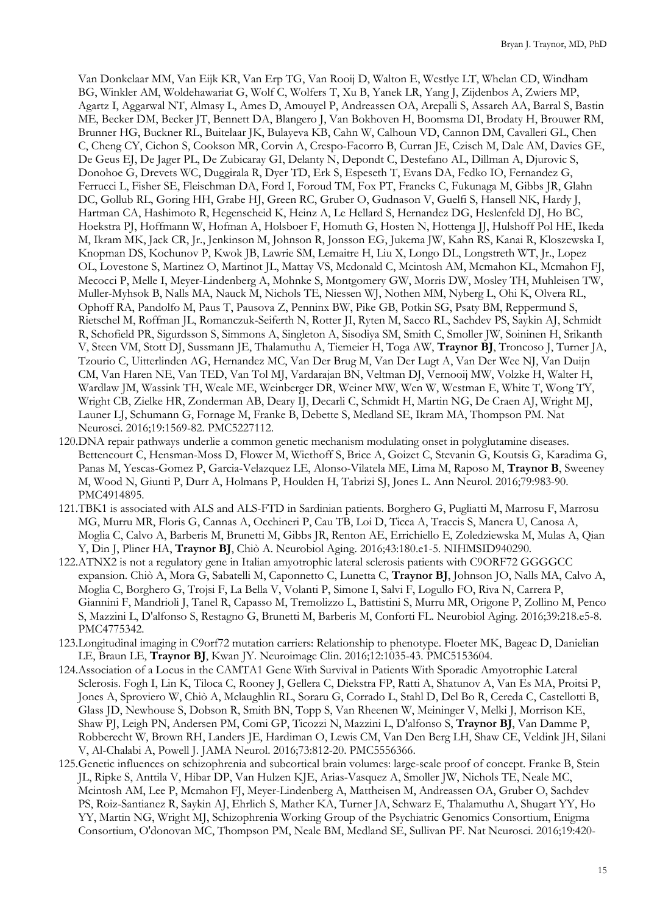Van Donkelaar MM, Van Eijk KR, Van Erp TG, Van Rooij D, Walton E, Westlye LT, Whelan CD, Windham BG, Winkler AM, Woldehawariat G, Wolf C, Wolfers T, Xu B, Yanek LR, Yang J, Zijdenbos A, Zwiers MP, Agartz I, Aggarwal NT, Almasy L, Ames D, Amouyel P, Andreassen OA, Arepalli S, Assareh AA, Barral S, Bastin ME, Becker DM, Becker JT, Bennett DA, Blangero J, Van Bokhoven H, Boomsma DI, Brodaty H, Brouwer RM, Brunner HG, Buckner RL, Buitelaar JK, Bulayeva KB, Cahn W, Calhoun VD, Cannon DM, Cavalleri GL, Chen C, Cheng CY, Cichon S, Cookson MR, Corvin A, Crespo-Facorro B, Curran JE, Czisch M, Dale AM, Davies GE, De Geus EJ, De Jager PL, De Zubicaray GI, Delanty N, Depondt C, Destefano AL, Dillman A, Djurovic S, Donohoe G, Drevets WC, Duggirala R, Dyer TD, Erk S, Espeseth T, Evans DA, Fedko IO, Fernandez G, Ferrucci L, Fisher SE, Fleischman DA, Ford I, Foroud TM, Fox PT, Francks C, Fukunaga M, Gibbs JR, Glahn DC, Gollub RL, Goring HH, Grabe HJ, Green RC, Gruber O, Gudnason V, Guelfi S, Hansell NK, Hardy J, Hartman CA, Hashimoto R, Hegenscheid K, Heinz A, Le Hellard S, Hernandez DG, Heslenfeld DJ, Ho BC, Hoekstra PJ, Hoffmann W, Hofman A, Holsboer F, Homuth G, Hosten N, Hottenga JJ, Hulshoff Pol HE, Ikeda M, Ikram MK, Jack CR, Jr., Jenkinson M, Johnson R, Jonsson EG, Jukema JW, Kahn RS, Kanai R, Kloszewska I, Knopman DS, Kochunov P, Kwok JB, Lawrie SM, Lemaitre H, Liu X, Longo DL, Longstreth WT, Jr., Lopez OL, Lovestone S, Martinez O, Martinot JL, Mattay VS, Mcdonald C, Mcintosh AM, Mcmahon KL, Mcmahon FJ, Mecocci P, Melle I, Meyer-Lindenberg A, Mohnke S, Montgomery GW, Morris DW, Mosley TH, Muhleisen TW, Muller-Myhsok B, Nalls MA, Nauck M, Nichols TE, Niessen WJ, Nothen MM, Nyberg L, Ohi K, Olvera RL, Ophoff RA, Pandolfo M, Paus T, Pausova Z, Penninx BW, Pike GB, Potkin SG, Psaty BM, Reppermund S, Rietschel M, Roffman JL, Romanczuk-Seiferth N, Rotter JI, Ryten M, Sacco RL, Sachdev PS, Saykin AJ, Schmidt R, Schofield PR, Sigurdsson S, Simmons A, Singleton A, Sisodiya SM, Smith C, Smoller JW, Soininen H, Srikanth V, Steen VM, Stott DJ, Sussmann JE, Thalamuthu A, Tiemeier H, Toga AW, **Traynor BJ**, Troncoso J, Turner JA, Tzourio C, Uitterlinden AG, Hernandez MC, Van Der Brug M, Van Der Lugt A, Van Der Wee NJ, Van Duijn CM, Van Haren NE, Van TED, Van Tol MJ, Vardarajan BN, Veltman DJ, Vernooij MW, Volzke H, Walter H, Wardlaw JM, Wassink TH, Weale ME, Weinberger DR, Weiner MW, Wen W, Westman E, White T, Wong TY, Wright CB, Zielke HR, Zonderman AB, Deary IJ, Decarli C, Schmidt H, Martin NG, De Craen AJ, Wright MJ, Launer LJ, Schumann G, Fornage M, Franke B, Debette S, Medland SE, Ikram MA, Thompson PM. Nat Neurosci. 2016;19:1569-82. PMC5227112.

120. DNA repair pathways underlie a common genetic mechanism modulating onset in polyglutamine diseases. Bettencourt C, Hensman-Moss D, Flower M, Wiethoff S, Brice A, Goizet C, Stevanin G, Koutsis G, Karadima G, Panas M, Yescas-Gomez P, Garcia-Velazquez LE, Alonso-Vilatela ME, Lima M, Raposo M, **Traynor B**, Sweeney M, Wood N, Giunti P, Durr A, Holmans P, Houlden H, Tabrizi SJ, Jones L. Ann Neurol. 2016;79:983-90. PMC4914895.
121. TBK1 is associated with ALS and ALS-FTD in Sardinian patients. Borghero G, Pugliatti M, Marrosu F, Marrosu MG, Murru MR, Floris G, Cannas A, Occhineri P, Cau TB, Loi D, Ticca A, Traccis S, Manera U, Canosa A, Moglia C, Calvo A, Barberis M, Brunetti M, Gibbs JR, Renton AE, Errichiello E, Zoledziewska M, Mulas A, Qian Y, Din J, Pliner HA, **Traynor BJ**, Chiò A. Neurobiol Aging. 2016;43:180.e1-5. NIHMSID940290.
122. ATNX2 is not a regulatory gene in Italian amyotrophic lateral sclerosis patients with C9ORF72 GGGGCC expansion. Chiò A, Mora G, Sabatelli M, Caponnetto C, Lunetta C, **Traynor BJ**, Johnson JO, Nalls MA, Calvo A, Moglia C, Borghero G, Trojsi F, La Bella V, Volanti P, Simone I, Salvi F, Logullo FO, Riva N, Carrera P, Giannini F, Mandrioli J, Tanel R, Capasso M, Tremolizzo L, Battistini S, Murru MR, Origone P, Zollino M, Penco S, Mazzini L, D'alfonso S, Restagno G, Brunetti M, Barberis M, Conforti FL. Neurobiol Aging. 2016;39:218.e5-8. PMC4775342.
123. Longitudinal imaging in C9orf72 mutation carriers: Relationship to phenotype. Floeter MK, Bageac D, Danielian LE, Braun LE, **Traynor BJ**, Kwan JY. Neuroimage Clin. 2016;12:1035-43. PMC5153604.
124. Association of a Locus in the CAMTA1 Gene With Survival in Patients With Sporadic Amyotrophic Lateral Sclerosis. Fogh I, Lin K, Tiloca C, Rooney J, Gellera C, Diekstra FP, Ratti A, Shatunov A, Van Es MA, Proitsi P, Jones A, Sproviero W, Chiò A, Mclaughlin RL, Soraru G, Corrado L, Stahl D, Del Bo R, Cereda C, Castellotti B, Glass JD, Newhouse S, Dobson R, Smith BN, Topp S, Van Rheenen W, Meininger V, Melki J, Morrison KE, Shaw PJ, Leigh PN, Andersen PM, Comi GP, Ticozzi N, Mazzini L, D'alfonso S, **Traynor BJ**, Van Damme P, Robberecht W, Brown RH, Landers JE, Hardiman O, Lewis CM, Van Den Berg LH, Shaw CE, Veldink JH, Silani V, Al-Chalabi A, Powell J. JAMA Neurol. 2016;73:812-20. PMC5556366.
125. Genetic influences on schizophrenia and subcortical brain volumes: large-scale proof of concept. Franke B, Stein JL, Ripke S, Anttila V, Hibar DP, Van Hulzen KJE, Arias-Vasquez A, Smoller JW, Nichols TE, Neale MC, Mcintosh AM, Lee P, Mcmahon FJ, Meyer-Lindenberg A, Mattheisen M, Andreassen OA, Gruber O, Sachdev PS, Roiz-Santianez R, Saykin AJ, Ehrlich S, Mather KA, Turner JA, Schwarz E, Thalamuthu A, Shugart YY, Ho YY, Martin NG, Wright MJ, Schizophrenia Working Group of the Psychiatric Genomics Consortium, Enigma Consortium, O'donovan MC, Thompson PM, Neale BM, Medland SE, Sullivan PF. Nat Neurosci. 2016;19:420-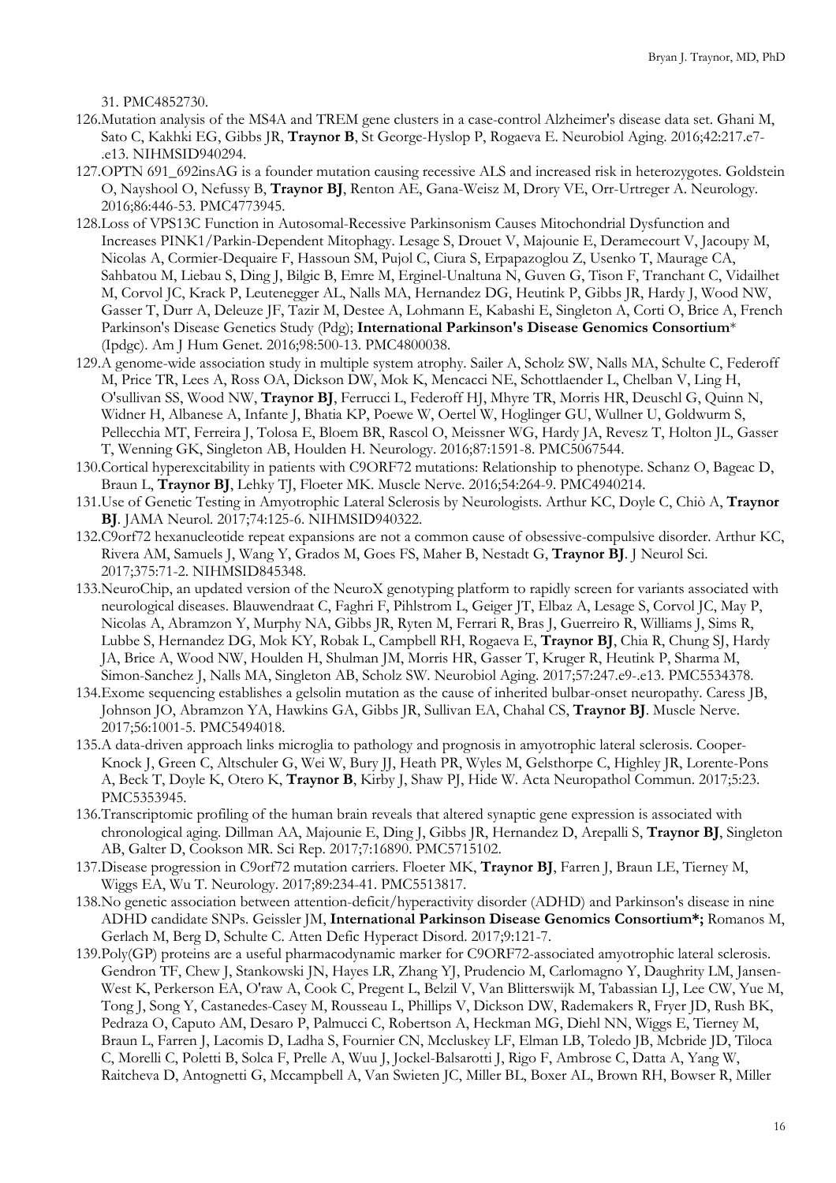31. PMC4852730.

126. Mutation analysis of the MS4A and TREM gene clusters in a case-control Alzheimer's disease data set. Ghani M, Sato C, Kakhki EG, Gibbs JR, **Traynor B**, St George-Hyslop P, Rogaeva E. Neurobiol Aging. 2016;42:217.e7-.e13. NIHMSID940294.
127. OPTN 691_692insAG is a founder mutation causing recessive ALS and increased risk in heterozygotes. Goldstein O, Nayshool O, Nefussy B, **Traynor BJ**, Renton AE, Gana-Weisz M, Drory VE, Orr-Urtreger A. Neurology. 2016;86:446-53. PMC4773945.
128. Loss of VPS13C Function in Autosomal-Recessive Parkinsonism Causes Mitochondrial Dysfunction and Increases PINK1/Parkin-Dependent Mitophagy. Lesage S, Drouet V, Majounie E, Deramecourt V, Jacoupy M, Nicolas A, Cormier-Dequaire F, Hassoun SM, Pujol C, Ciura S, Erpapazoglou Z, Usenko T, Maurage CA, Sahbatou M, Liebau S, Ding J, Bilgic B, Emre M, Erginel-Unaltuna N, Guven G, Tison F, Tranchant C, Vidailhet M, Corvol JC, Krack P, Leutenegger AL, Nalls MA, Hernandez DG, Heutink P, Gibbs JR, Hardy J, Wood NW, Gasser T, Durr A, Deleuze JF, Tazir M, Destee A, Lohmann E, Kabashi E, Singleton A, Corti O, Brice A, French Parkinson's Disease Genetics Study (Pdg); **International Parkinson's Disease Genomics Consortium*** (Ipdgc). Am J Hum Genet. 2016;98:500-13. PMC4800038.
129. A genome-wide association study in multiple system atrophy. Sailer A, Scholz SW, Nalls MA, Schulte C, Federoff M, Price TR, Lees A, Ross OA, Dickson DW, Mok K, Mencacci NE, Schottlaender L, Chelban V, Ling H, O'sullivan SS, Wood NW, **Traynor BJ**, Ferrucci L, Federoff HJ, Mhyre TR, Morris HR, Deuschl G, Quinn N, Widner H, Albanese A, Infante J, Bhatia KP, Poewe W, Oertel W, Hoglinger GU, Wullner U, Goldwurm S, Pellecchia MT, Ferreira J, Tolosa E, Bloem BR, Rascol O, Meissner WG, Hardy JA, Revesz T, Holton JL, Gasser T, Wenning GK, Singleton AB, Houlden H. Neurology. 2016;87:1591-8. PMC5067544.
130. Cortical hyperexcitability in patients with C9ORF72 mutations: Relationship to phenotype. Schanz O, Bageac D, Braun L, **Traynor BJ**, Lehky TJ, Floeter MK. Muscle Nerve. 2016;54:264-9. PMC4940214.
131. Use of Genetic Testing in Amyotrophic Lateral Sclerosis by Neurologists. Arthur KC, Doyle C, Chiò A, **Traynor BJ**. JAMA Neurol. 2017;74:125-6. NIHMSID940322.
132. C9orf72 hexanucleotide repeat expansions are not a common cause of obsessive-compulsive disorder. Arthur KC, Rivera AM, Samuels J, Wang Y, Grados M, Goes FS, Maher B, Nestadt G, **Traynor BJ**. J Neurol Sci. 2017;375:71-2. NIHMSID845348.
133. NeuroChip, an updated version of the NeuroX genotyping platform to rapidly screen for variants associated with neurological diseases. Blauwendraat C, Faghri F, Pihlstrom L, Geiger JT, Elbaz A, Lesage S, Corvol JC, May P, Nicolas A, Abramzon Y, Murphy NA, Gibbs JR, Ryten M, Ferrari R, Bras J, Guerreiro R, Williams J, Sims R, Lubbe S, Hernandez DG, Mok KY, Robak L, Campbell RH, Rogaeva E, **Traynor BJ**, Chia R, Chung SJ, Hardy JA, Brice A, Wood NW, Houlden H, Shulman JM, Morris HR, Gasser T, Kruger R, Heutink P, Sharma M, Simon-Sanchez J, Nalls MA, Singleton AB, Scholz SW. Neurobiol Aging. 2017;57:247.e9-.e13. PMC5534378.
134. Exome sequencing establishes a gelsolin mutation as the cause of inherited bulbar-onset neuropathy. Caress JB, Johnson JO, Abramzon YA, Hawkins GA, Gibbs JR, Sullivan EA, Chahal CS, **Traynor BJ**. Muscle Nerve. 2017;56:1001-5. PMC5494018.
135. A data-driven approach links microglia to pathology and prognosis in amyotrophic lateral sclerosis. Cooper-Knock J, Green C, Altschuler G, Wei W, Bury JJ, Heath PR, Wyles M, Gelsthorpe C, Highley JR, Lorente-Pons A, Beck T, Doyle K, Otero K, **Traynor B**, Kirby J, Shaw PJ, Hide W. Acta Neuropathol Commun. 2017;5:23. PMC5353945.
136. Transcriptomic profiling of the human brain reveals that altered synaptic gene expression is associated with chronological aging. Dillman AA, Majounie E, Ding J, Gibbs JR, Hernandez D, Arepalli S, **Traynor BJ**, Singleton AB, Galter D, Cookson MR. Sci Rep. 2017;7:16890. PMC5715102.
137. Disease progression in C9orf72 mutation carriers. Floeter MK, **Traynor BJ**, Farren J, Braun LE, Tierney M, Wiggs EA, Wu T. Neurology. 2017;89:234-41. PMC5513817.
138. No genetic association between attention-deficit/hyperactivity disorder (ADHD) and Parkinson's disease in nine ADHD candidate SNPs. Geissler JM, **International Parkinson Disease Genomics Consortium*;** Romanos M, Gerlach M, Berg D, Schulte C. Atten Defic Hyperact Disord. 2017;9:121-7.
139. Poly(GP) proteins are a useful pharmacodynamic marker for C9ORF72-associated amyotrophic lateral sclerosis. Gendron TF, Chew J, Stankowski JN, Hayes LR, Zhang YJ, Prudencio M, Carlomagno Y, Daughrity LM, Jansen-West K, Perkerson EA, O'raw A, Cook C, Pregent L, Belzil V, Van Blitterswijk M, Tabassian LJ, Lee CW, Yue M, Tong J, Song Y, Castanedes-Casey M, Rousseau L, Phillips V, Dickson DW, Rademakers R, Fryer JD, Rush BK, Pedraza O, Caputo AM, Desaro P, Palmucci C, Robertson A, Heckman MG, Diehl NN, Wiggs E, Tierney M, Braun L, Farren J, Lacomis D, Ladha S, Fournier CN, Mccluskey LF, Elman LB, Toledo JB, Mcbride JD, Tiloca C, Morelli C, Poletti B, Solca F, Prelle A, Wuu J, Jockel-Balsarotti J, Rigo F, Ambrose C, Datta A, Yang W, Raitcheva D, Antognetti G, Mccampbell A, Van Swieten JC, Miller BL, Boxer AL, Brown RH, Bowser R, Miller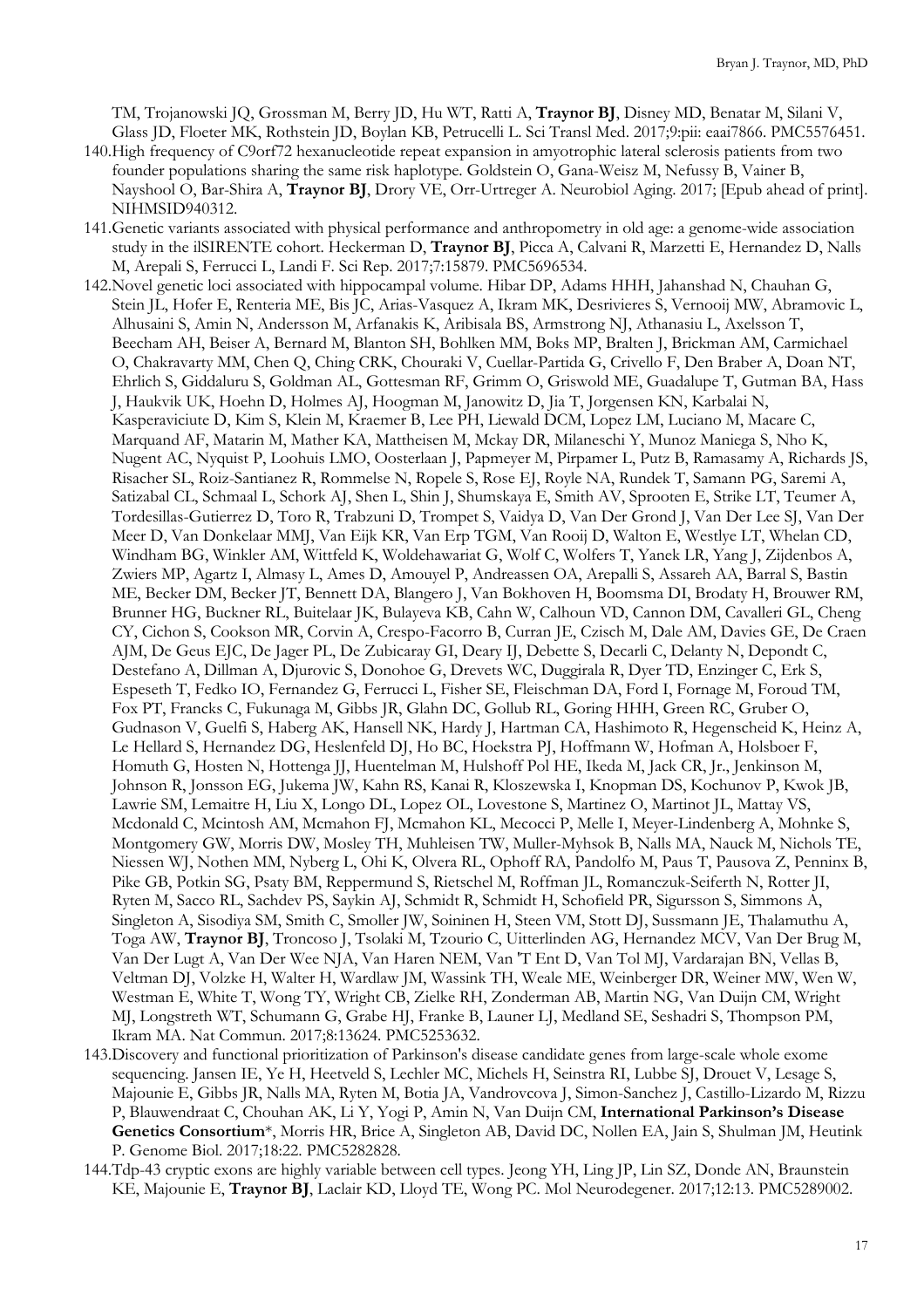TM, Trojanowski JQ, Grossman M, Berry JD, Hu WT, Ratti A, **Traynor BJ**, Disney MD, Benatar M, Silani V, Glass JD, Floeter MK, Rothstein JD, Boylan KB, Petrucelli L. Sci Transl Med. 2017;9:pii: eaai7866. PMC5576451.

140. High frequency of C9orf72 hexanucleotide repeat expansion in amyotrophic lateral sclerosis patients from two founder populations sharing the same risk haplotype. Goldstein O, Gana-Weisz M, Nefussy B, Vainer B, Nayshool O, Bar-Shira A, **Traynor BJ**, Drory VE, Orr-Urtreger A. Neurobiol Aging. 2017; [Epub ahead of print]. NIHMSID940312.
141. Genetic variants associated with physical performance and anthropometry in old age: a genome-wide association study in the ilSIRENTE cohort. Heckerman D, **Traynor BJ**, Picca A, Calvani R, Marzetti E, Hernandez D, Nalls M, Arepali S, Ferrucci L, Landi F. Sci Rep. 2017;7:15879. PMC5696534.
142. Novel genetic loci associated with hippocampal volume. Hibar DP, Adams HHH, Jahanshad N, Chauhan G, Stein JL, Hofer E, Renteria ME, Bis JC, Arias-Vasquez A, Ikram MK, Desrivieres S, Vernooij MW, Abramovic L, Alhusaini S, Amin N, Andersson M, Arfanakis K, Aribisala BS, Armstrong NJ, Athanasiu L, Axelsson T, Beecham AH, Beiser A, Bernard M, Blanton SH, Bohlken MM, Boks MP, Bralten J, Brickman AM, Carmichael O, Chakravarty MM, Chen Q, Ching CRK, Chouraki V, Cuellar-Partida G, Crivello F, Den Braber A, Doan NT, Ehrlich S, Giddaluru S, Goldman AL, Gottesman RF, Grimm O, Griswold ME, Guadalupe T, Gutman BA, Hass J, Haukvik UK, Hoehn D, Holmes AJ, Hoogman M, Janowitz D, Jia T, Jorgensen KN, Karbalai N, Kasperaviciute D, Kim S, Klein M, Kraemer B, Lee PH, Liewald DCM, Lopez LM, Luciano M, Macare C, Marquand AF, Matarin M, Mather KA, Mattheisen M, Mckay DR, Milaneschi Y, Munoz Maniega S, Nho K, Nugent AC, Nyquist P, Loohuis LMO, Oosterlaan J, Papmeyer M, Pirpamer L, Putz B, Ramasamy A, Richards JS, Risacher SL, Roiz-Santianez R, Rommelse N, Ropele S, Rose EJ, Royle NA, Rundek T, Samann PG, Saremi A, Satizabal CL, Schmaal L, Schork AJ, Shen L, Shin J, Shumskaya E, Smith AV, Sprooten E, Strike LT, Teumer A, Tordesillas-Gutierrez D, Toro R, Trabzuni D, Trompet S, Vaidya D, Van Der Grond J, Van Der Lee SJ, Van Der Meer D, Van Donkelaar MMJ, Van Eijk KR, Van Erp TGM, Van Rooij D, Walton E, Westlye LT, Whelan CD, Windham BG, Winkler AM, Wittfeld K, Woldehawariat G, Wolf C, Wolfers T, Yanek LR, Yang J, Zijdenbos A, Zwiers MP, Agartz I, Almasy L, Ames D, Amouyel P, Andreassen OA, Arepalli S, Assareh AA, Barral S, Bastin ME, Becker DM, Becker JT, Bennett DA, Blangero J, Van Bokhoven H, Boomsma DI, Brodaty H, Brouwer RM, Brunner HG, Buckner RL, Buitelaar JK, Bulayeva KB, Cahn W, Calhoun VD, Cannon DM, Cavalleri GL, Cheng CY, Cichon S, Cookson MR, Corvin A, Crespo-Facorro B, Curran JE, Czisch M, Dale AM, Davies GE, De Craen AJM, De Geus EJC, De Jager PL, De Zubicaray GI, Deary IJ, Debette S, Decarli C, Delanty N, Depondt C, Destefano A, Dillman A, Djurovic S, Donohoe G, Drevets WC, Duggirala R, Dyer TD, Enzinger C, Erk S, Espeseth T, Fedko IO, Fernandez G, Ferrucci L, Fisher SE, Fleischman DA, Ford I, Fornage M, Foroud TM, Fox PT, Francks C, Fukunaga M, Gibbs JR, Glahn DC, Gollub RL, Goring HHH, Green RC, Gruber O, Gudnason V, Guelfi S, Haberg AK, Hansell NK, Hardy J, Hartman CA, Hashimoto R, Hegenscheid K, Heinz A, Le Hellard S, Hernandez DG, Heslenfeld DJ, Ho BC, Hoekstra PJ, Hoffmann W, Hofman A, Holsboer F, Homuth G, Hosten N, Hottenga JJ, Huentelman M, Hulshoff Pol HE, Ikeda M, Jack CR, Jr., Jenkinson M, Johnson R, Jonsson EG, Jukema JW, Kahn RS, Kanai R, Kloszewska I, Knopman DS, Kochunov P, Kwok JB, Lawrie SM, Lemaitre H, Liu X, Longo DL, Lopez OL, Lovestone S, Martinez O, Martinot JL, Mattay VS, Mcdonald C, Mcintosh AM, Mcmahon FJ, Mcmahon KL, Mecocci P, Melle I, Meyer-Lindenberg A, Mohnke S, Montgomery GW, Morris DW, Mosley TH, Muhleisen TW, Muller-Myhsok B, Nalls MA, Nauck M, Nichols TE, Niessen WJ, Nothen MM, Nyberg L, Ohi K, Olvera RL, Ophoff RA, Pandolfo M, Paus T, Pausova Z, Penninx B, Pike GB, Potkin SG, Psaty BM, Reppermund S, Rietschel M, Roffman JL, Romanczuk-Seiferth N, Rotter JI, Ryten M, Sacco RL, Sachdev PS, Saykin AJ, Schmidt R, Schmidt H, Schofield PR, Sigursson S, Simmons A, Singleton A, Sisodiya SM, Smith C, Smoller JW, Soininen H, Steen VM, Stott DJ, Sussmann JE, Thalamuthu A, Toga AW, **Traynor BJ**, Troncoso J, Tsolaki M, Tzourio C, Uitterlinden AG, Hernandez MCV, Van Der Brug M, Van Der Lugt A, Van Der Wee NJA, Van Haren NEM, Van 'T Ent D, Van Tol MJ, Vardarajan BN, Vellas B, Veltman DJ, Volzke H, Walter H, Wardlaw JM, Wassink TH, Weale ME, Weinberger DR, Weiner MW, Wen W, Westman E, White T, Wong TY, Wright CB, Zielke RH, Zonderman AB, Martin NG, Van Duijn CM, Wright MJ, Longstreth WT, Schumann G, Grabe HJ, Franke B, Launer LJ, Medland SE, Seshadri S, Thompson PM, Ikram MA. Nat Commun. 2017;8:13624. PMC5253632.
143. Discovery and functional prioritization of Parkinson's disease candidate genes from large-scale whole exome sequencing. Jansen IE, Ye H, Heetveld S, Lechler MC, Michels H, Seinstra RI, Lubbe SJ, Drouet V, Lesage S, Majounie E, Gibbs JR, Nalls MA, Ryten M, Botia JA, Vandrovcova J, Simon-Sanchez J, Castillo-Lizardo M, Rizzu P, Blauwendraat C, Chouhan AK, Li Y, Yogi P, Amin N, Van Duijn CM, **International Parkinson's Disease Genetics Consortium***, Morris HR, Brice A, Singleton AB, David DC, Nollen EA, Jain S, Shulman JM, Heutink P. Genome Biol. 2017;18:22. PMC5282828.
144. Tdp-43 cryptic exons are highly variable between cell types. Jeong YH, Ling JP, Lin SZ, Donde AN, Braunstein KE, Majounie E, **Traynor BJ**, Laclair KD, Lloyd TE, Wong PC. Mol Neurodegener. 2017;12:13. PMC5289002.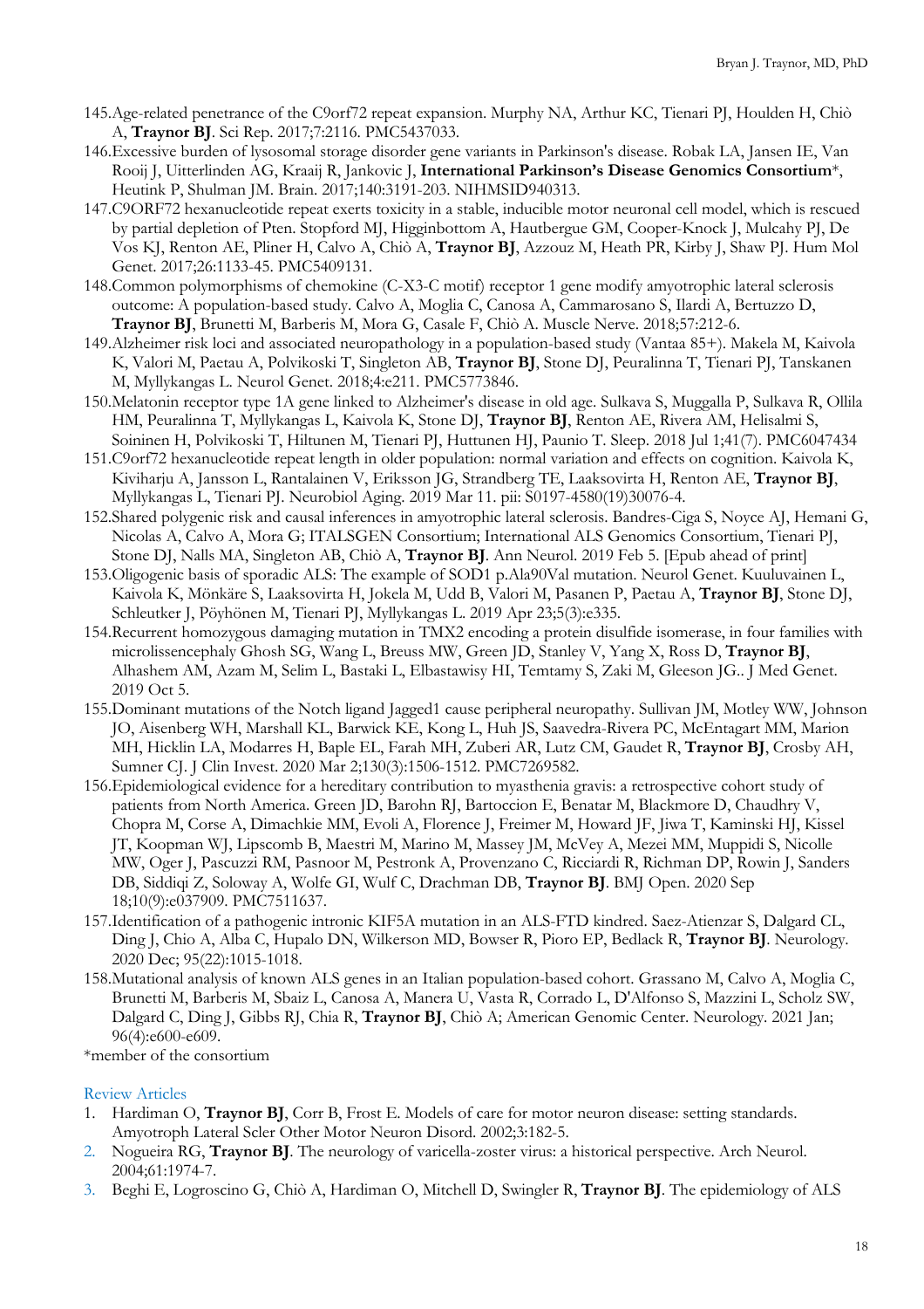145. Age-related penetrance of the C9orf72 repeat expansion. Murphy NA, Arthur KC, Tienari PJ, Houlden H, Chiò A, **Traynor BJ**. Sci Rep. 2017;7:2116. PMC5437033.
146. Excessive burden of lysosomal storage disorder gene variants in Parkinson's disease. Robak LA, Jansen IE, Van Rooij J, Uitterlinden AG, Kraaij R, Jankovic J, **International Parkinson's Disease Genomics Consortium***, Heutink P, Shulman JM. Brain. 2017;140:3191-203. NIHMSID940313.
147. C9ORF72 hexanucleotide repeat exerts toxicity in a stable, inducible motor neuronal cell model, which is rescued by partial depletion of Pten. Stopford MJ, Higginbottom A, Hautbergue GM, Cooper-Knock J, Mulcahy PJ, De Vos KJ, Renton AE, Pliner H, Calvo A, Chiò A, **Traynor BJ**, Azzouz M, Heath PR, Kirby J, Shaw PJ. Hum Mol Genet. 2017;26:1133-45. PMC5409131.
148. Common polymorphisms of chemokine (C-X3-C motif) receptor 1 gene modify amyotrophic lateral sclerosis outcome: A population-based study. Calvo A, Moglia C, Canosa A, Cammarosano S, Ilardi A, Bertuzzo D, **Traynor BJ**, Brunetti M, Barberis M, Mora G, Casale F, Chiò A. Muscle Nerve. 2018;57:212-6.
149. Alzheimer risk loci and associated neuropathology in a population-based study (Vantaa 85+). Makela M, Kaivola K, Valori M, Paetau A, Polvikoski T, Singleton AB, **Traynor BJ**, Stone DJ, Peuralinna T, Tienari PJ, Tanskanen M, Myllykangas L. Neurol Genet. 2018;4:e211. PMC5773846.
150. Melatonin receptor type 1A gene linked to Alzheimer's disease in old age. Sulkava S, Muggalla P, Sulkava R, Ollila HM, Peuralinna T, Myllykangas L, Kaivola K, Stone DJ, **Traynor BJ**, Renton AE, Rivera AM, Helisalmi S, Soininen H, Polvikoski T, Hiltunen M, Tienari PJ, Huttunen HJ, Paunio T. Sleep. 2018 Jul 1;41(7). PMC6047434
151. C9orf72 hexanucleotide repeat length in older population: normal variation and effects on cognition. Kaivola K, Kiviharju A, Jansson L, Rantalainen V, Eriksson JG, Strandberg TE, Laaksovirta H, Renton AE, **Traynor BJ**, Myllykangas L, Tienari PJ. Neurobiol Aging. 2019 Mar 11. pii: S0197-4580(19)30076-4.
152. Shared polygenic risk and causal inferences in amyotrophic lateral sclerosis. Bandres-Ciga S, Noyce AJ, Hemani G, Nicolas A, Calvo A, Mora G; ITALSGEN Consortium; International ALS Genomics Consortium, Tienari PJ, Stone DJ, Nalls MA, Singleton AB, Chiò A, **Traynor BJ**. Ann Neurol. 2019 Feb 5. [Epub ahead of print]
153. Oligogenic basis of sporadic ALS: The example of SOD1 p.Ala90Val mutation. Neurol Genet. Kuuluvainen L, Kaivola K, Mönkäre S, Laaksovirta H, Jokela M, Udd B, Valori M, Pasanen P, Paetau A, **Traynor BJ**, Stone DJ, Schleutker J, Pöyhönen M, Tienari PJ, Myllykangas L. 2019 Apr 23;5(3):e335.
154. Recurrent homozygous damaging mutation in TMX2 encoding a protein disulfide isomerase, in four families with microlissencephaly Ghosh SG, Wang L, Breuss MW, Green JD, Stanley V, Yang X, Ross D, **Traynor BJ**, Alhashem AM, Azam M, Selim L, Bastaki L, Elbastawisy HI, Temtamy S, Zaki M, Gleeson JG.. J Med Genet. 2019 Oct 5.
155. Dominant mutations of the Notch ligand Jagged1 cause peripheral neuropathy. Sullivan JM, Motley WW, Johnson JO, Aisenberg WH, Marshall KL, Barwick KE, Kong L, Huh JS, Saavedra-Rivera PC, McEntagart MM, Marion MH, Hicklin LA, Modarres H, Baple EL, Farah MH, Zuberi AR, Lutz CM, Gaudet R, **Traynor BJ**, Crosby AH, Sumner CJ. J Clin Invest. 2020 Mar 2;130(3):1506-1512. PMC7269582.
156. Epidemiological evidence for a hereditary contribution to myasthenia gravis: a retrospective cohort study of patients from North America. Green JD, Barohn RJ, Bartoccion E, Benatar M, Blackmore D, Chaudhry V, Chopra M, Corse A, Dimachkie MM, Evoli A, Florence J, Freimer M, Howard JF, Jiwa T, Kaminski HJ, Kissel JT, Koopman WJ, Lipscomb B, Maestri M, Marino M, Massey JM, McVey A, Mezei MM, Muppidi S, Nicolle MW, Oger J, Pascuzzi RM, Pasnoor M, Pestronk A, Provenzano C, Ricciardi R, Richman DP, Rowin J, Sanders DB, Siddiqi Z, Soloway A, Wolfe GI, Wulf C, Drachman DB, **Traynor BJ**. BMJ Open. 2020 Sep 18;10(9):e037909. PMC7511637.
157. Identification of a pathogenic intronic KIF5A mutation in an ALS-FTD kindred. Saez-Atienzar S, Dalgard CL, Ding J, Chio A, Alba C, Hupalo DN, Wilkerson MD, Bowser R, Pioro EP, Bedlack R, **Traynor BJ**. Neurology. 2020 Dec; 95(22):1015-1018.
158. Mutational analysis of known ALS genes in an Italian population-based cohort. Grassano M, Calvo A, Moglia C, Brunetti M, Barberis M, Sbaiz L, Canosa A, Manera U, Vasta R, Corrado L, D'Alfonso S, Mazzini L, Scholz SW, Dalgard C, Ding J, Gibbs RJ, Chia R, **Traynor BJ**, Chiò A; American Genomic Center. Neurology. 2021 Jan; 96(4):e600-e609.

*member of the consortium

## Review Articles

1. Hardiman O, **Traynor BJ**, Corr B, Frost E. Models of care for motor neuron disease: setting standards. Amyotroph Lateral Scler Other Motor Neuron Disord. 2002;3:182-5.
2. Nogueira RG, **Traynor BJ**. The neurology of varicella-zoster virus: a historical perspective. Arch Neurol. 2004;61:1974-7.
3. Beghi E, Logroscino G, Chiò A, Hardiman O, Mitchell D, Swingler R, **Traynor BJ**. The epidemiology of ALS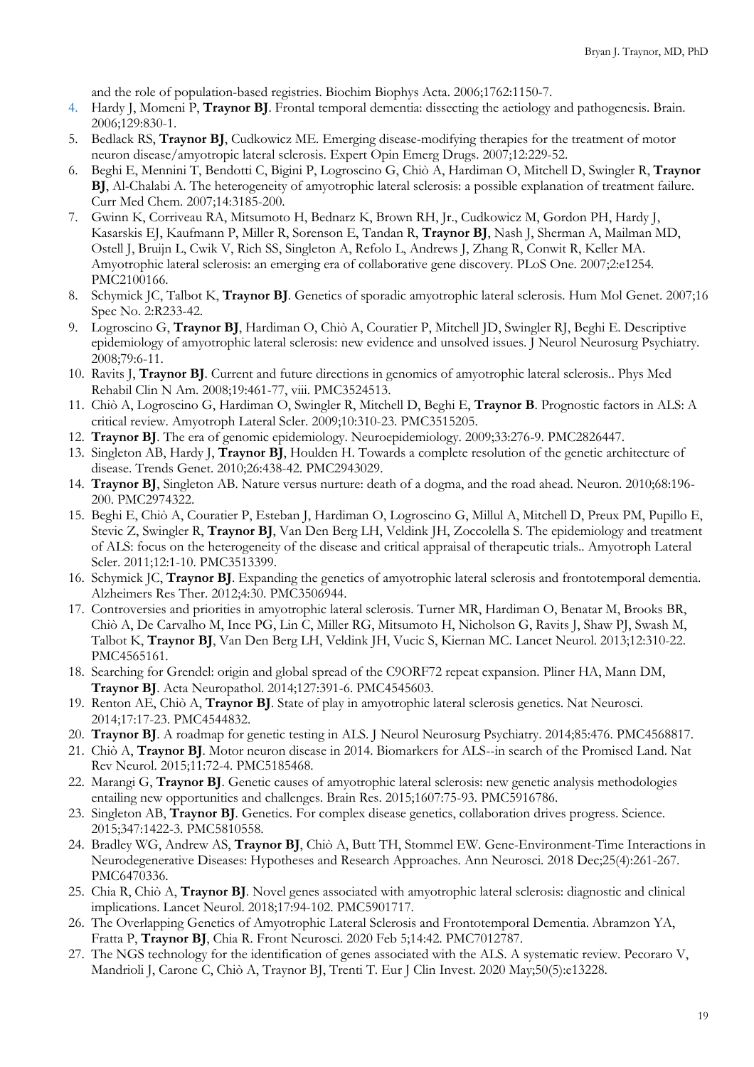and the role of population-based registries. Biochim Biophys Acta. 2006;1762:1150-7.

4. Hardy J, Momeni P, **Traynor BJ**. Frontal temporal dementia: dissecting the aetiology and pathogenesis. Brain. 2006;129:830-1.
5. Bedlack RS, **Traynor BJ**, Cudkowicz ME. Emerging disease-modifying therapies for the treatment of motor neuron disease/amyotropic lateral sclerosis. Expert Opin Emerg Drugs. 2007;12:229-52.
6. Beghi E, Mennini T, Bendotti C, Bigini P, Logroscino G, Chiò A, Hardiman O, Mitchell D, Swingler R, **Traynor BJ**, Al-Chalabi A. The heterogeneity of amyotrophic lateral sclerosis: a possible explanation of treatment failure. Curr Med Chem. 2007;14:3185-200.
7. Gwinn K, Corriveau RA, Mitsumoto H, Bednarz K, Brown RH, Jr., Cudkowicz M, Gordon PH, Hardy J, Kasarskis EJ, Kaufmann P, Miller R, Sorenson E, Tandan R, **Traynor BJ**, Nash J, Sherman A, Mailman MD, Ostell J, Bruijn L, Cwik V, Rich SS, Singleton A, Refolo L, Andrews J, Zhang R, Conwit R, Keller MA. Amyotrophic lateral sclerosis: an emerging era of collaborative gene discovery. PLoS One. 2007;2:e1254. PMC2100166.
8. Schymick JC, Talbot K, **Traynor BJ**. Genetics of sporadic amyotrophic lateral sclerosis. Hum Mol Genet. 2007;16 Spec No. 2:R233-42.
9. Logroscino G, **Traynor BJ**, Hardiman O, Chiò A, Couratier P, Mitchell JD, Swingler RJ, Beghi E. Descriptive epidemiology of amyotrophic lateral sclerosis: new evidence and unsolved issues. J Neurol Neurosurg Psychiatry. 2008;79:6-11.
10. Ravits J, **Traynor BJ**. Current and future directions in genomics of amyotrophic lateral sclerosis.. Phys Med Rehabil Clin N Am. 2008;19:461-77, viii. PMC3524513.
11. Chiò A, Logroscino G, Hardiman O, Swingler R, Mitchell D, Beghi E, **Traynor B**. Prognostic factors in ALS: A critical review. Amyotroph Lateral Scler. 2009;10:310-23. PMC3515205.
12. **Traynor BJ**. The era of genomic epidemiology. Neuroepidemiology. 2009;33:276-9. PMC2826447.
13. Singleton AB, Hardy J, **Traynor BJ**, Houlden H. Towards a complete resolution of the genetic architecture of disease. Trends Genet. 2010;26:438-42. PMC2943029.
14. **Traynor BJ**, Singleton AB. Nature versus nurture: death of a dogma, and the road ahead. Neuron. 2010;68:196-200. PMC2974322.
15. Beghi E, Chiò A, Couratier P, Esteban J, Hardiman O, Logroscino G, Millul A, Mitchell D, Preux PM, Pupillo E, Stevic Z, Swingler R, **Traynor BJ**, Van Den Berg LH, Veldink JH, Zoccolella S. The epidemiology and treatment of ALS: focus on the heterogeneity of the disease and critical appraisal of therapeutic trials.. Amyotroph Lateral Scler. 2011;12:1-10. PMC3513399.
16. Schymick JC, **Traynor BJ**. Expanding the genetics of amyotrophic lateral sclerosis and frontotemporal dementia. Alzheimers Res Ther. 2012;4:30. PMC3506944.
17. Controversies and priorities in amyotrophic lateral sclerosis. Turner MR, Hardiman O, Benatar M, Brooks BR, Chiò A, De Carvalho M, Ince PG, Lin C, Miller RG, Mitsumoto H, Nicholson G, Ravits J, Shaw PJ, Swash M, Talbot K, **Traynor BJ**, Van Den Berg LH, Veldink JH, Vucic S, Kiernan MC. Lancet Neurol. 2013;12:310-22. PMC4565161.
18. Searching for Grendel: origin and global spread of the C9ORF72 repeat expansion. Pliner HA, Mann DM, **Traynor BJ**. Acta Neuropathol. 2014;127:391-6. PMC4545603.
19. Renton AE, Chiò A, **Traynor BJ**. State of play in amyotrophic lateral sclerosis genetics. Nat Neurosci. 2014;17:17-23. PMC4544832.
20. **Traynor BJ**. A roadmap for genetic testing in ALS. J Neurol Neurosurg Psychiatry. 2014;85:476. PMC4568817.
21. Chiò A, **Traynor BJ**. Motor neuron disease in 2014. Biomarkers for ALS--in search of the Promised Land. Nat Rev Neurol. 2015;11:72-4. PMC5185468.
22. Marangi G, **Traynor BJ**. Genetic causes of amyotrophic lateral sclerosis: new genetic analysis methodologies entailing new opportunities and challenges. Brain Res. 2015;1607:75-93. PMC5916786.
23. Singleton AB, **Traynor BJ**. Genetics. For complex disease genetics, collaboration drives progress. Science. 2015;347:1422-3. PMC5810558.
24. Bradley WG, Andrew AS, **Traynor BJ**, Chiò A, Butt TH, Stommel EW. Gene-Environment-Time Interactions in Neurodegenerative Diseases: Hypotheses and Research Approaches. Ann Neurosci. 2018 Dec;25(4):261-267. PMC6470336.
25. Chia R, Chiò A, **Traynor BJ**. Novel genes associated with amyotrophic lateral sclerosis: diagnostic and clinical implications. Lancet Neurol. 2018;17:94-102. PMC5901717.
26. The Overlapping Genetics of Amyotrophic Lateral Sclerosis and Frontotemporal Dementia. Abramzon YA, Fratta P, **Traynor BJ**, Chia R. Front Neurosci. 2020 Feb 5;14:42. PMC7012787.
27. The NGS technology for the identification of genes associated with the ALS. A systematic review. Pecoraro V, Mandrioli J, Carone C, Chiò A, Traynor BJ, Trenti T. Eur J Clin Invest. 2020 May;50(5):e13228.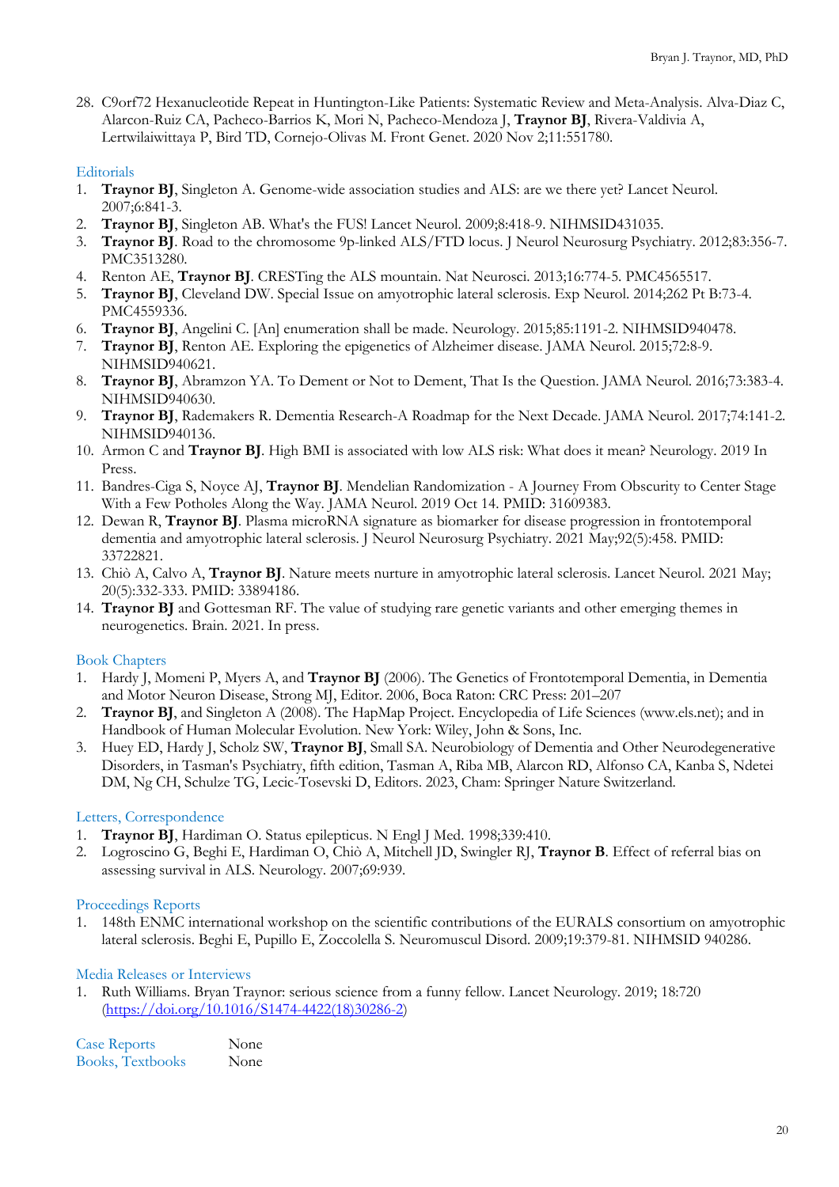28. C9orf72 Hexanucleotide Repeat in Huntington-Like Patients: Systematic Review and Meta-Analysis. Alva-Diaz C, Alarcon-Ruiz CA, Pacheco-Barrios K, Mori N, Pacheco-Mendoza J, **Traynor BJ**, Rivera-Valdivia A, Lertwilaiwittaya P, Bird TD, Cornejo-Olivas M. Front Genet. 2020 Nov 2;11:551780.

## Editorials

1. **Traynor BJ**, Singleton A. Genome-wide association studies and ALS: are we there yet? Lancet Neurol. 2007;6:841-3.
2. **Traynor BJ**, Singleton AB. What's the FUS! Lancet Neurol. 2009;8:418-9. NIHMSID431035.
3. **Traynor BJ**. Road to the chromosome 9p-linked ALS/FTD locus. J Neurol Neurosurg Psychiatry. 2012;83:356-7. PMC3513280.
4. Renton AE, **Traynor BJ**. CRESTing the ALS mountain. Nat Neurosci. 2013;16:774-5. PMC4565517.
5. **Traynor BJ**, Cleveland DW. Special Issue on amyotrophic lateral sclerosis. Exp Neurol. 2014;262 Pt B:73-4. PMC4559336.
6. **Traynor BJ**, Angelini C. [An] enumeration shall be made. Neurology. 2015;85:1191-2. NIHMSID940478.
7. **Traynor BJ**, Renton AE. Exploring the epigenetics of Alzheimer disease. JAMA Neurol. 2015;72:8-9. NIHMSID940621.
8. **Traynor BJ**, Abramzon YA. To Dement or Not to Dement, That Is the Question. JAMA Neurol. 2016;73:383-4. NIHMSID940630.
9. **Traynor BJ**, Rademakers R. Dementia Research-A Roadmap for the Next Decade. JAMA Neurol. 2017;74:141-2. NIHMSID940136.
10. Armon C and **Traynor BJ**. High BMI is associated with low ALS risk: What does it mean? Neurology. 2019 In Press.
11. Bandres-Ciga S, Noyce AJ, **Traynor BJ**. Mendelian Randomization - A Journey From Obscurity to Center Stage With a Few Potholes Along the Way. JAMA Neurol. 2019 Oct 14. PMID: 31609383.
12. Dewan R, **Traynor BJ**. Plasma microRNA signature as biomarker for disease progression in frontotemporal dementia and amyotrophic lateral sclerosis. J Neurol Neurosurg Psychiatry. 2021 May;92(5):458. PMID: 33722821.
13. Chiò A, Calvo A, **Traynor BJ**. Nature meets nurture in amyotrophic lateral sclerosis. Lancet Neurol. 2021 May; 20(5):332-333. PMID: 33894186.
14. **Traynor BJ** and Gottesman RF. The value of studying rare genetic variants and other emerging themes in neurogenetics. Brain. 2021. In press.

## Book Chapters

1. Hardy J, Momeni P, Myers A, and **Traynor BJ** (2006). The Genetics of Frontotemporal Dementia, in Dementia and Motor Neuron Disease, Strong MJ, Editor. 2006, Boca Raton: CRC Press: 201–207
2. **Traynor BJ**, and Singleton A (2008). The HapMap Project. Encyclopedia of Life Sciences (www.els.net); and in Handbook of Human Molecular Evolution. New York: Wiley, John & Sons, Inc.
3. Huey ED, Hardy J, Scholz SW, **Traynor BJ**, Small SA. Neurobiology of Dementia and Other Neurodegenerative Disorders, in Tasman's Psychiatry, fifth edition, Tasman A, Riba MB, Alarcon RD, Alfonso CA, Kanba S, Ndetei DM, Ng CH, Schulze TG, Lecic-Tosevski D, Editors. 2023, Cham: Springer Nature Switzerland.

## Letters, Correspondence

1. **Traynor BJ**, Hardiman O. Status epilepticus. N Engl J Med. 1998;339:410.
2. Logroscino G, Beghi E, Hardiman O, Chiò A, Mitchell JD, Swingler RJ, **Traynor B**. Effect of referral bias on assessing survival in ALS. Neurology. 2007;69:939.

## Proceedings Reports

1. 148th ENMC international workshop on the scientific contributions of the EURALS consortium on amyotrophic lateral sclerosis. Beghi E, Pupillo E, Zoccolella S. Neuromuscul Disord. 2009;19:379-81. NIHMSID 940286.

## Media Releases or Interviews

1. Ruth Williams. Bryan Traynor: serious science from a funny fellow. Lancet Neurology. 2019; 18:720 (https://doi.org/10.1016/S1474-4422(18)30286-2)

Case Reports None

Books, Textbooks None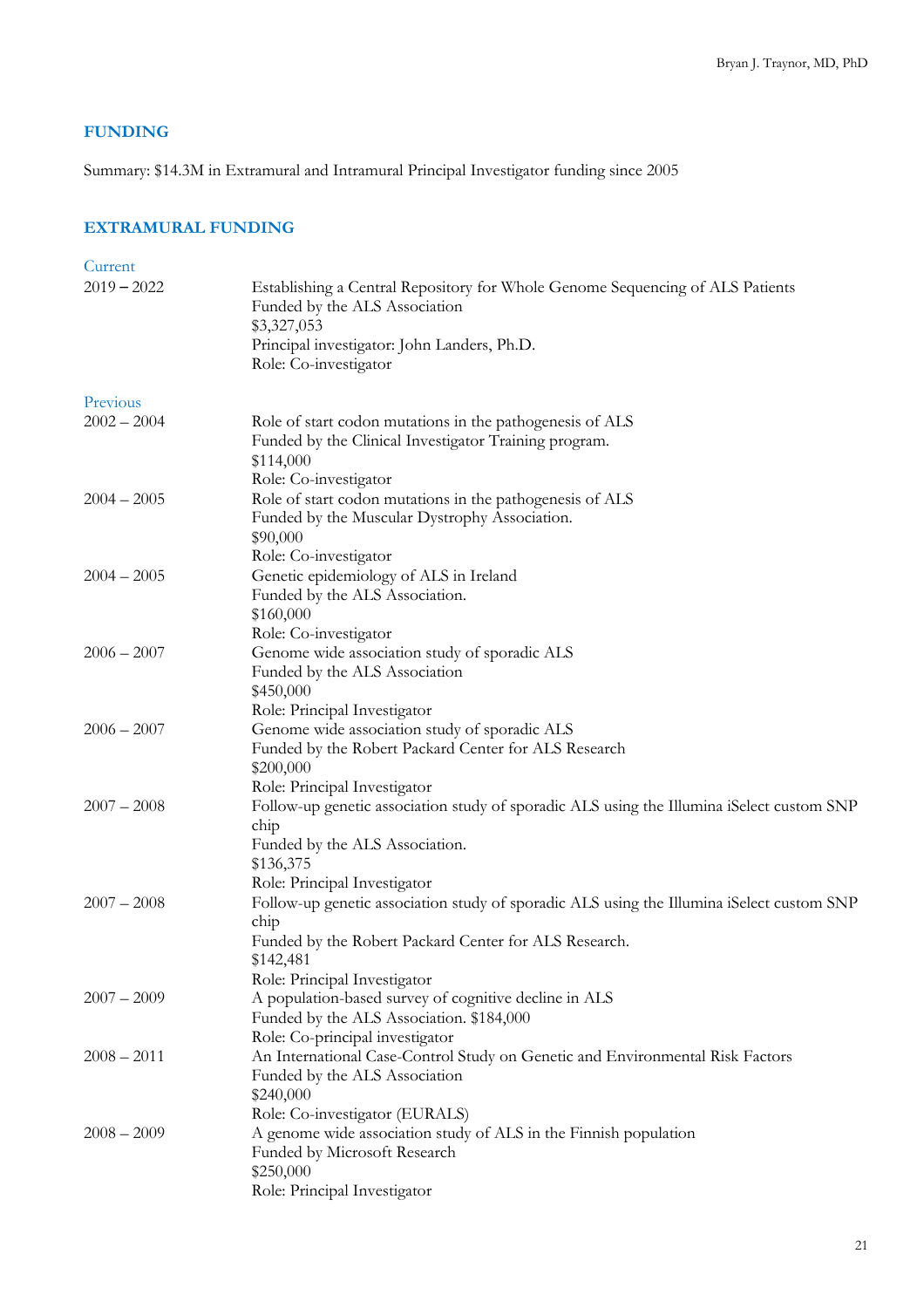## FUNDING

Summary: $14.3M in Extramural and Intramural Principal Investigator funding since 2005

## EXTRAMURAL FUNDING

### Current

**2019 – 2022**
Establishing a Central Repository for Whole Genome Sequencing of ALS Patients
Funded by the ALS Association
$3,327,053
Principal investigator: John Landers, Ph.D.
Role: Co-investigator

### Previous

**2002 – 2004**
Role of start codon mutations in the pathogenesis of ALS
Funded by the Clinical Investigator Training program.
$114,000
Role: Co-investigator

**2004 – 2005**
Role of start codon mutations in the pathogenesis of ALS
Funded by the Muscular Dystrophy Association.
$90,000
Role: Co-investigator

**2004 – 2005**
Genetic epidemiology of ALS in Ireland
Funded by the ALS Association.
$160,000
Role: Co-investigator

**2006 – 2007**
Genome wide association study of sporadic ALS
Funded by the ALS Association
$450,000
Role: Principal Investigator

**2006 – 2007**
Genome wide association study of sporadic ALS
Funded by the Robert Packard Center for ALS Research
$200,000
Role: Principal Investigator

**2007 – 2008**
Follow-up genetic association study of sporadic ALS using the Illumina iSelect custom SNP chip
Funded by the ALS Association.
$136,375
Role: Principal Investigator

**2007 – 2008**
Follow-up genetic association study of sporadic ALS using the Illumina iSelect custom SNP chip
Funded by the Robert Packard Center for ALS Research.
$142,481
Role: Principal Investigator

**2007 – 2009**
A population-based survey of cognitive decline in ALS
Funded by the ALS Association. $184,000
Role: Co-principal investigator

**2008 – 2011**
An International Case-Control Study on Genetic and Environmental Risk Factors
Funded by the ALS Association
$240,000
Role: Co-investigator (EURALS)

**2008 – 2009**
A genome wide association study of ALS in the Finnish population
Funded by Microsoft Research
$250,000
Role: Principal Investigator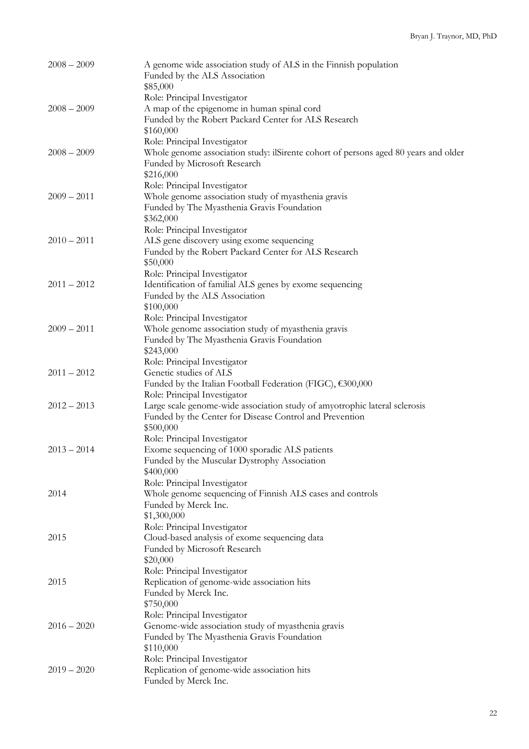2008 – 2009 A genome wide association study of ALS in the Finnish population
Funded by the ALS Association
$85,000
Role: Principal Investigator

2008 – 2009 A map of the epigenome in human spinal cord
Funded by the Robert Packard Center for ALS Research
$160,000
Role: Principal Investigator

2008 – 2009 Whole genome association study: ilSirente cohort of persons aged 80 years and older
Funded by Microsoft Research
$216,000
Role: Principal Investigator

2009 – 2011 Whole genome association study of myasthenia gravis
Funded by The Myasthenia Gravis Foundation
$362,000
Role: Principal Investigator

2010 – 2011 ALS gene discovery using exome sequencing
Funded by the Robert Packard Center for ALS Research
$50,000
Role: Principal Investigator

2011 – 2012 Identification of familial ALS genes by exome sequencing
Funded by the ALS Association
$100,000
Role: Principal Investigator

2009 – 2011 Whole genome association study of myasthenia gravis
Funded by The Myasthenia Gravis Foundation
$243,000
Role: Principal Investigator

2011 – 2012 Genetic studies of ALS
Funded by the Italian Football Federation (FIGC), €300,000
Role: Principal Investigator

2012 – 2013 Large scale genome-wide association study of amyotrophic lateral sclerosis
Funded by the Center for Disease Control and Prevention
$500,000
Role: Principal Investigator

2013 – 2014 Exome sequencing of 1000 sporadic ALS patients
Funded by the Muscular Dystrophy Association
$400,000
Role: Principal Investigator

2014 Whole genome sequencing of Finnish ALS cases and controls
Funded by Merck Inc.
$1,300,000
Role: Principal Investigator

2015 Cloud-based analysis of exome sequencing data
Funded by Microsoft Research
$20,000
Role: Principal Investigator

2015 Replication of genome-wide association hits
Funded by Merck Inc.
$750,000
Role: Principal Investigator

2016 – 2020 Genome-wide association study of myasthenia gravis
Funded by The Myasthenia Gravis Foundation
$110,000
Role: Principal Investigator

2019 – 2020 Replication of genome-wide association hits
Funded by Merck Inc.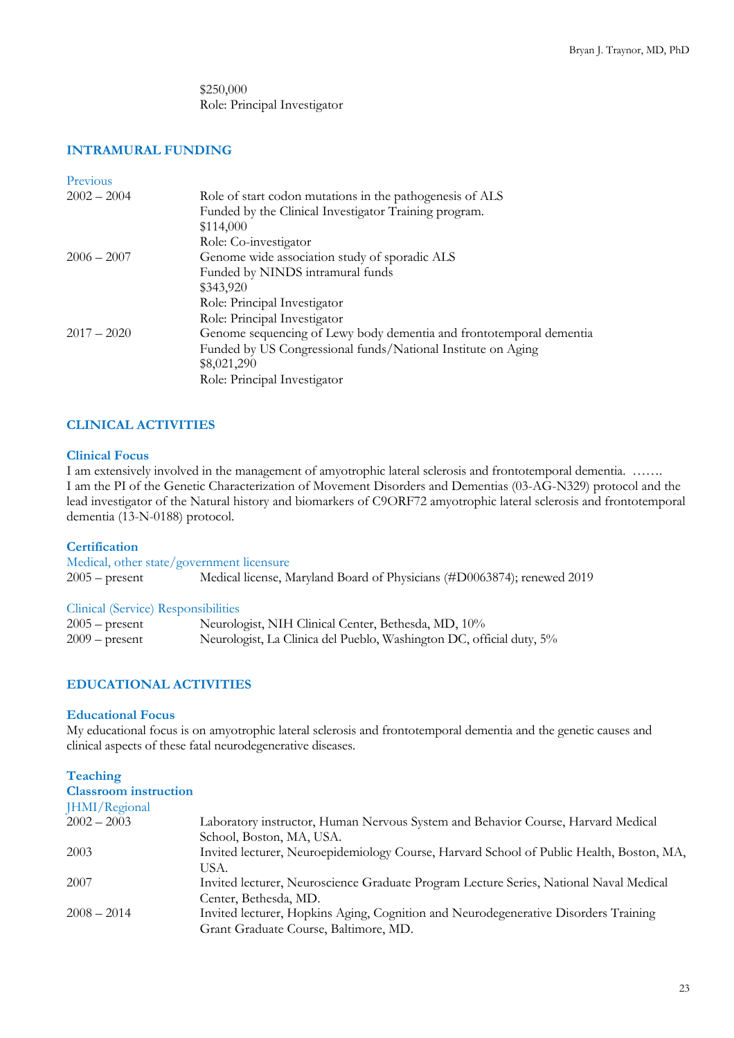$250,000
Role: Principal Investigator

## INTRAMURAL FUNDING

Previous

| | |
|---|---|
| 2002 – 2004 | Role of start codon mutations in the pathogenesis of ALS<br>Funded by the Clinical Investigator Training program.<br>$114,000<br>Role: Co-investigator |
| 2006 – 2007 | Genome wide association study of sporadic ALS<br>Funded by NINDS intramural funds<br>$343,920<br>Role: Principal Investigator<br>Role: Principal Investigator |
| 2017 – 2020 | Genome sequencing of Lewy body dementia and frontotemporal dementia<br>Funded by US Congressional funds/National Institute on Aging<br>$8,021,290<br>Role: Principal Investigator |

## CLINICAL ACTIVITIES

### Clinical Focus

I am extensively involved in the management of amyotrophic lateral sclerosis and frontotemporal dementia. …….
I am the PI of the Genetic Characterization of Movement Disorders and Dementias (03-AG-N329) protocol and the lead investigator of the Natural history and biomarkers of C9ORF72 amyotrophic lateral sclerosis and frontotemporal dementia (13-N-0188) protocol.

### Certification

Medical, other state/government licensure

| | |
|---|---|
| 2005 – present | Medical license, Maryland Board of Physicians (#D0063874); renewed 2019 |

Clinical (Service) Responsibilities

| | |
|---|---|
| 2005 – present | Neurologist, NIH Clinical Center, Bethesda, MD, 10% |
| 2009 – present | Neurologist, La Clinica del Pueblo, Washington DC, official duty, 5% |

## EDUCATIONAL ACTIVITIES

### Educational Focus

My educational focus is on amyotrophic lateral sclerosis and frontotemporal dementia and the genetic causes and clinical aspects of these fatal neurodegenerative diseases.

### Teaching

### Classroom instruction

JHMI/Regional

| | |
|---|---|
| 2002 – 2003 | Laboratory instructor, Human Nervous System and Behavior Course, Harvard Medical School, Boston, MA, USA. |
| 2003 | Invited lecturer, Neuroepidemiology Course, Harvard School of Public Health, Boston, MA, USA. |
| 2007 | Invited lecturer, Neuroscience Graduate Program Lecture Series, National Naval Medical Center, Bethesda, MD. |
| 2008 – 2014 | Invited lecturer, Hopkins Aging, Cognition and Neurodegenerative Disorders Training Grant Graduate Course, Baltimore, MD. |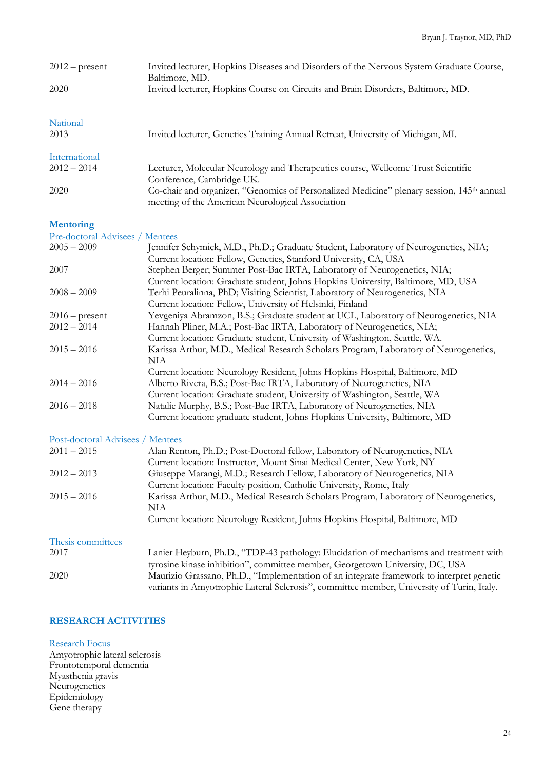| | |
|---|---|
| 2012 – present | Invited lecturer, Hopkins Diseases and Disorders of the Nervous System Graduate Course, Baltimore, MD. |
| 2020 | Invited lecturer, Hopkins Course on Circuits and Brain Disorders, Baltimore, MD. |

### National

| | |
|---|---|
| 2013 | Invited lecturer, Genetics Training Annual Retreat, University of Michigan, MI. |

### International

| | |
|---|---|
| 2012 – 2014 | Lecturer, Molecular Neurology and Therapeutics course, Wellcome Trust Scientific Conference, Cambridge UK. |
| 2020 | Co-chair and organizer, "Genomics of Personalized Medicine" plenary session, 145th annual meeting of the American Neurological Association |

## Mentoring

### Pre-doctoral Advisees / Mentees

| | |
|---|---|
| 2005 – 2009 | Jennifer Schymick, M.D., Ph.D.; Graduate Student, Laboratory of Neurogenetics, NIA; Current location: Fellow, Genetics, Stanford University, CA, USA |
| 2007 | Stephen Berger; Summer Post-Bac IRTA, Laboratory of Neurogenetics, NIA; Current location: Graduate student, Johns Hopkins University, Baltimore, MD, USA |
| 2008 – 2009 | Terhi Peuralinna, PhD; Visiting Scientist, Laboratory of Neurogenetics, NIA Current location: Fellow, University of Helsinki, Finland |
| 2016 – present | Yevgeniya Abramzon, B.S.; Graduate student at UCL, Laboratory of Neurogenetics, NIA |
| 2012 – 2014 | Hannah Pliner, M.A.; Post-Bac IRTA, Laboratory of Neurogenetics, NIA; Current location: Graduate student, University of Washington, Seattle, WA. |
| 2015 – 2016 | Karissa Arthur, M.D., Medical Research Scholars Program, Laboratory of Neurogenetics, NIA Current location: Neurology Resident, Johns Hopkins Hospital, Baltimore, MD |
| 2014 – 2016 | Alberto Rivera, B.S.; Post-Bac IRTA, Laboratory of Neurogenetics, NIA Current location: Graduate student, University of Washington, Seattle, WA |
| 2016 – 2018 | Natalie Murphy, B.S.; Post-Bac IRTA, Laboratory of Neurogenetics, NIA Current location: graduate student, Johns Hopkins University, Baltimore, MD |

### Post-doctoral Advisees / Mentees

| | |
|---|---|
| 2011 – 2015 | Alan Renton, Ph.D.; Post-Doctoral fellow, Laboratory of Neurogenetics, NIA Current location: Instructor, Mount Sinai Medical Center, New York, NY |
| 2012 – 2013 | Giuseppe Marangi, M.D.; Research Fellow, Laboratory of Neurogenetics, NIA Current location: Faculty position, Catholic University, Rome, Italy |
| 2015 – 2016 | Karissa Arthur, M.D., Medical Research Scholars Program, Laboratory of Neurogenetics, NIA Current location: Neurology Resident, Johns Hopkins Hospital, Baltimore, MD |

### Thesis committees

| | |
|---|---|
| 2017 | Lanier Heyburn, Ph.D., "TDP-43 pathology: Elucidation of mechanisms and treatment with tyrosine kinase inhibition", committee member, Georgetown University, DC, USA |
| 2020 | Maurizio Grassano, Ph.D., "Implementation of an integrate framework to interpret genetic variants in Amyotrophic Lateral Sclerosis", committee member, University of Turin, Italy. |

## RESEARCH ACTIVITIES

### Research Focus

Amyotrophic lateral sclerosis
Frontotemporal dementia
Myasthenia gravis
Neurogenetics
Epidemiology
Gene therapy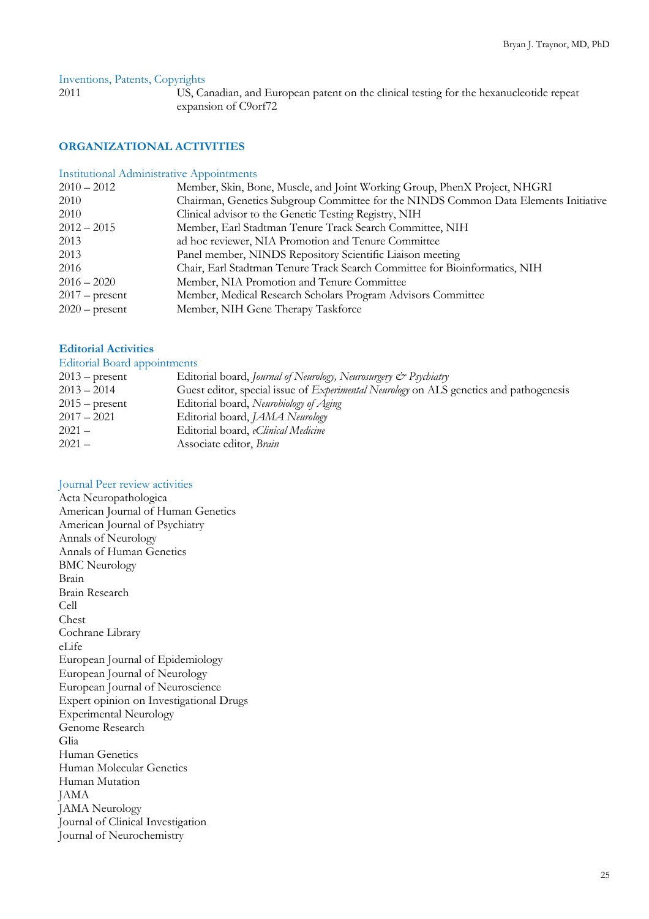### Inventions, Patents, Copyrights

| | |
|---|---|
| 2011 | US, Canadian, and European patent on the clinical testing for the hexanucleotide repeat expansion of C9orf72 |

## ORGANIZATIONAL ACTIVITIES

### Institutional Administrative Appointments

| | |
|---|---|
| 2010 – 2012 | Member, Skin, Bone, Muscle, and Joint Working Group, PhenX Project, NHGRI |
| 2010 | Chairman, Genetics Subgroup Committee for the NINDS Common Data Elements Initiative |
| 2010 | Clinical advisor to the Genetic Testing Registry, NIH |
| 2012 – 2015 | Member, Earl Stadtman Tenure Track Search Committee, NIH |
| 2013 | ad hoc reviewer, NIA Promotion and Tenure Committee |
| 2013 | Panel member, NINDS Repository Scientific Liaison meeting |
| 2016 | Chair, Earl Stadtman Tenure Track Search Committee for Bioinformatics, NIH |
| 2016 – 2020 | Member, NIA Promotion and Tenure Committee |
| 2017 – present | Member, Medical Research Scholars Program Advisors Committee |
| 2020 – present | Member, NIH Gene Therapy Taskforce |

### Editorial Activities

#### Editorial Board appointments

| | |
|---|---|
| 2013 – present | Editorial board, *Journal of Neurology, Neurosurgery & Psychiatry* |
| 2013 – 2014 | Guest editor, special issue of *Experimental Neurology* on ALS genetics and pathogenesis |
| 2015 – present | Editorial board, *Neurobiology of Aging* |
| 2017 – 2021 | Editorial board, *JAMA Neurology* |
| 2021 – | Editorial board, *eClinical Medicine* |
| 2021 – | Associate editor, *Brain* |

#### Journal Peer review activities

Acta Neuropathologica
American Journal of Human Genetics
American Journal of Psychiatry
Annals of Neurology
Annals of Human Genetics
BMC Neurology
Brain
Brain Research
Cell
Chest
Cochrane Library
eLife
European Journal of Epidemiology
European Journal of Neurology
European Journal of Neuroscience
Expert opinion on Investigational Drugs
Experimental Neurology
Genome Research
Glia
Human Genetics
Human Molecular Genetics
Human Mutation
JAMA
JAMA Neurology
Journal of Clinical Investigation
Journal of Neurochemistry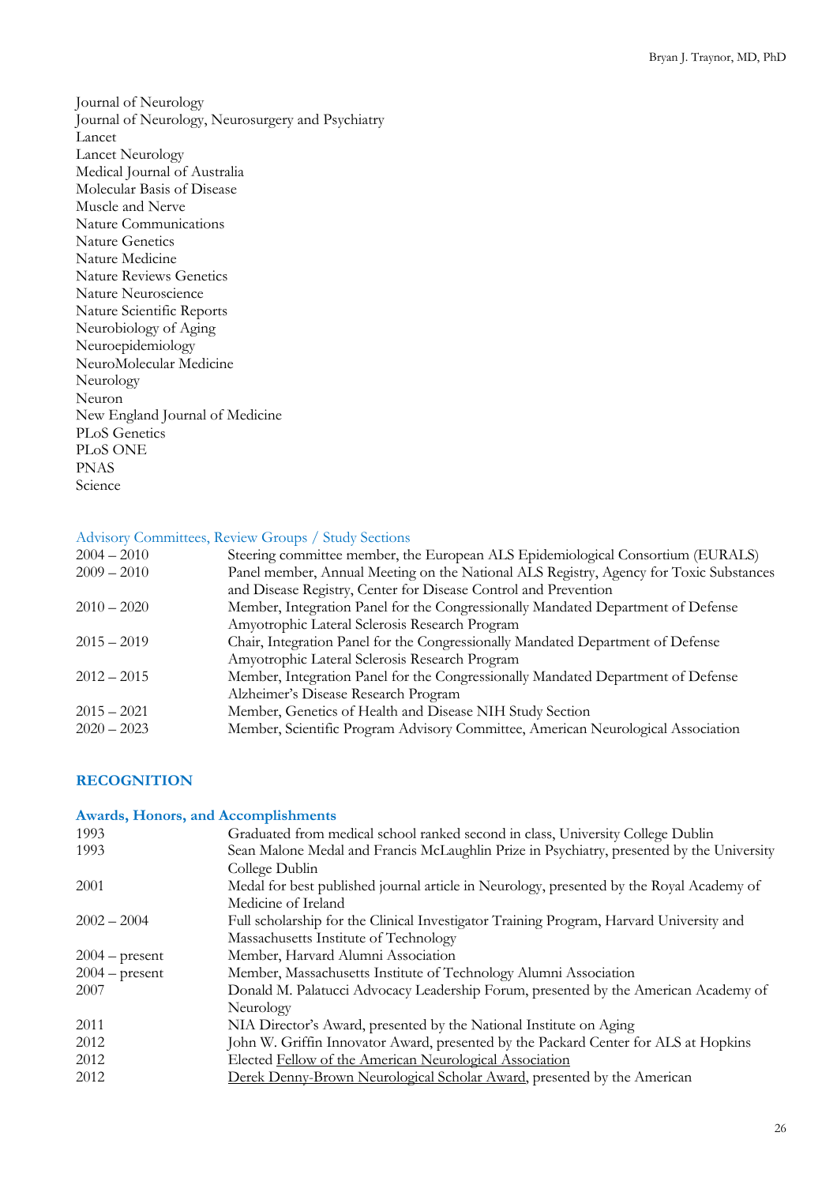Journal of Neurology
Journal of Neurology, Neurosurgery and Psychiatry
Lancet
Lancet Neurology
Medical Journal of Australia
Molecular Basis of Disease
Muscle and Nerve
Nature Communications
Nature Genetics
Nature Medicine
Nature Reviews Genetics
Nature Neuroscience
Nature Scientific Reports
Neurobiology of Aging
Neuroepidemiology
NeuroMolecular Medicine
Neurology
Neuron
New England Journal of Medicine
PLoS Genetics
PLoS ONE
PNAS
Science

### Advisory Committees, Review Groups / Study Sections

| | |
|---|---|
| 2004 – 2010 | Steering committee member, the European ALS Epidemiological Consortium (EURALS) |
| 2009 – 2010 | Panel member, Annual Meeting on the National ALS Registry, Agency for Toxic Substances and Disease Registry, Center for Disease Control and Prevention |
| 2010 – 2020 | Member, Integration Panel for the Congressionally Mandated Department of Defense Amyotrophic Lateral Sclerosis Research Program |
| 2015 – 2019 | Chair, Integration Panel for the Congressionally Mandated Department of Defense Amyotrophic Lateral Sclerosis Research Program |
| 2012 – 2015 | Member, Integration Panel for the Congressionally Mandated Department of Defense Alzheimer's Disease Research Program |
| 2015 – 2021 | Member, Genetics of Health and Disease NIH Study Section |
| 2020 – 2023 | Member, Scientific Program Advisory Committee, American Neurological Association |

## RECOGNITION

### Awards, Honors, and Accomplishments

| | |
|---|---|
| 1993 | Graduated from medical school ranked second in class, University College Dublin |
| 1993 | Sean Malone Medal and Francis McLaughlin Prize in Psychiatry, presented by the University College Dublin |
| 2001 | Medal for best published journal article in Neurology, presented by the Royal Academy of Medicine of Ireland |
| 2002 – 2004 | Full scholarship for the Clinical Investigator Training Program, Harvard University and Massachusetts Institute of Technology |
| 2004 – present | Member, Harvard Alumni Association |
| 2004 – present | Member, Massachusetts Institute of Technology Alumni Association |
| 2007 | Donald M. Palatucci Advocacy Leadership Forum, presented by the American Academy of Neurology |
| 2011 | NIA Director's Award, presented by the National Institute on Aging |
| 2012 | John W. Griffin Innovator Award, presented by the Packard Center for ALS at Hopkins |
| 2012 | Elected Fellow of the American Neurological Association |
| 2012 | Derek Denny-Brown Neurological Scholar Award, presented by the American |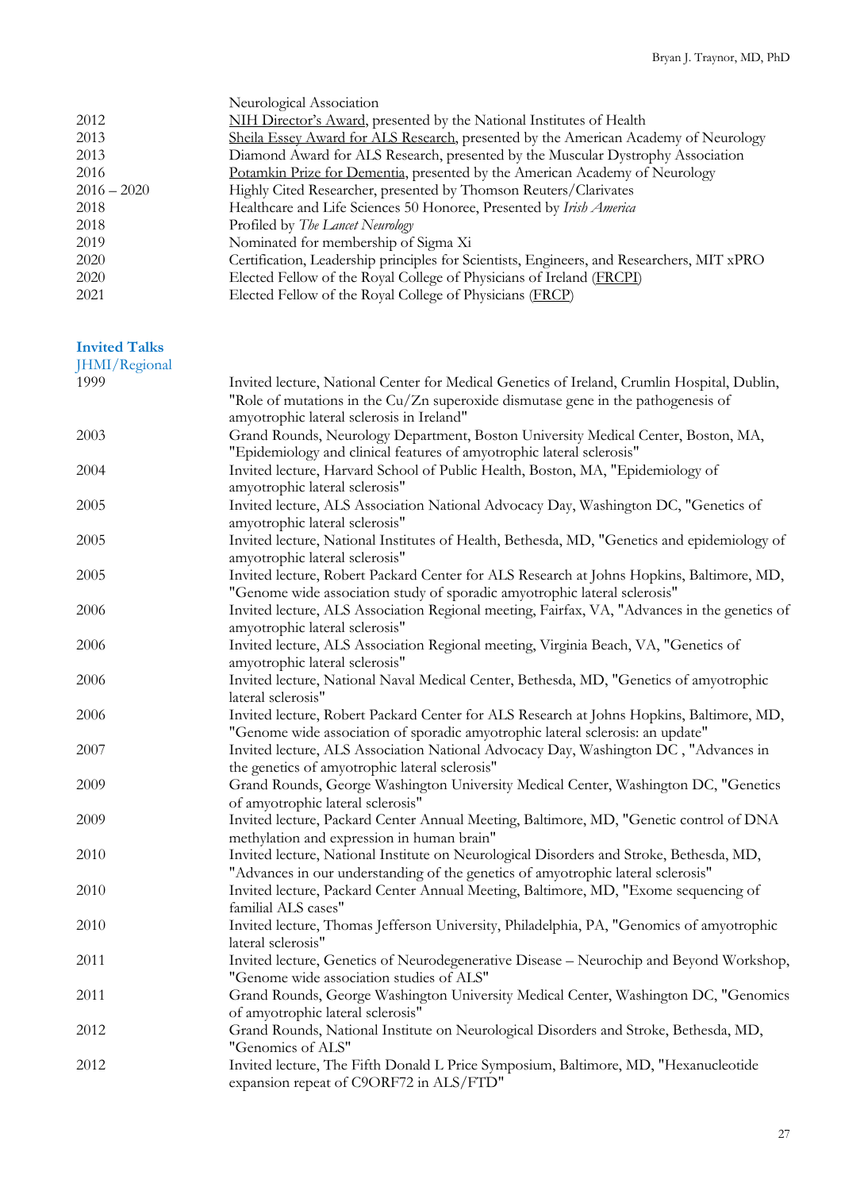| | |
|---|---|
| | Neurological Association |
| 2012 | NIH Director's Award, presented by the National Institutes of Health |
| 2013 | Sheila Essey Award for ALS Research, presented by the American Academy of Neurology |
| 2013 | Diamond Award for ALS Research, presented by the Muscular Dystrophy Association |
| 2016 | Potamkin Prize for Dementia, presented by the American Academy of Neurology |
| 2016 – 2020 | Highly Cited Researcher, presented by Thomson Reuters/Clarivates |
| 2018 | Healthcare and Life Sciences 50 Honoree, Presented by *Irish America* |
| 2018 | Profiled by *The Lancet Neurology* |
| 2019 | Nominated for membership of Sigma Xi |
| 2020 | Certification, Leadership principles for Scientists, Engineers, and Researchers, MIT xPRO |
| 2020 | Elected Fellow of the Royal College of Physicians of Ireland (FRCPI) |
| 2021 | Elected Fellow of the Royal College of Physicians (FRCP) |

## Invited Talks

### JHMI/Regional

| | |
|---|---|
| 1999 | Invited lecture, National Center for Medical Genetics of Ireland, Crumlin Hospital, Dublin, "Role of mutations in the Cu/Zn superoxide dismutase gene in the pathogenesis of amyotrophic lateral sclerosis in Ireland" |
| 2003 | Grand Rounds, Neurology Department, Boston University Medical Center, Boston, MA, "Epidemiology and clinical features of amyotrophic lateral sclerosis" |
| 2004 | Invited lecture, Harvard School of Public Health, Boston, MA, "Epidemiology of amyotrophic lateral sclerosis" |
| 2005 | Invited lecture, ALS Association National Advocacy Day, Washington DC, "Genetics of amyotrophic lateral sclerosis" |
| 2005 | Invited lecture, National Institutes of Health, Bethesda, MD, "Genetics and epidemiology of amyotrophic lateral sclerosis" |
| 2005 | Invited lecture, Robert Packard Center for ALS Research at Johns Hopkins, Baltimore, MD, "Genome wide association study of sporadic amyotrophic lateral sclerosis" |
| 2006 | Invited lecture, ALS Association Regional meeting, Fairfax, VA, "Advances in the genetics of amyotrophic lateral sclerosis" |
| 2006 | Invited lecture, ALS Association Regional meeting, Virginia Beach, VA, "Genetics of amyotrophic lateral sclerosis" |
| 2006 | Invited lecture, National Naval Medical Center, Bethesda, MD, "Genetics of amyotrophic lateral sclerosis" |
| 2006 | Invited lecture, Robert Packard Center for ALS Research at Johns Hopkins, Baltimore, MD, "Genome wide association of sporadic amyotrophic lateral sclerosis: an update" |
| 2007 | Invited lecture, ALS Association National Advocacy Day, Washington DC , "Advances in the genetics of amyotrophic lateral sclerosis" |
| 2009 | Grand Rounds, George Washington University Medical Center, Washington DC, "Genetics of amyotrophic lateral sclerosis" |
| 2009 | Invited lecture, Packard Center Annual Meeting, Baltimore, MD, "Genetic control of DNA methylation and expression in human brain" |
| 2010 | Invited lecture, National Institute on Neurological Disorders and Stroke, Bethesda, MD, "Advances in our understanding of the genetics of amyotrophic lateral sclerosis" |
| 2010 | Invited lecture, Packard Center Annual Meeting, Baltimore, MD, "Exome sequencing of familial ALS cases" |
| 2010 | Invited lecture, Thomas Jefferson University, Philadelphia, PA, "Genomics of amyotrophic lateral sclerosis" |
| 2011 | Invited lecture, Genetics of Neurodegenerative Disease – Neurochip and Beyond Workshop, "Genome wide association studies of ALS" |
| 2011 | Grand Rounds, George Washington University Medical Center, Washington DC, "Genomics of amyotrophic lateral sclerosis" |
| 2012 | Grand Rounds, National Institute on Neurological Disorders and Stroke, Bethesda, MD, "Genomics of ALS" |
| 2012 | Invited lecture, The Fifth Donald L Price Symposium, Baltimore, MD, "Hexanucleotide expansion repeat of C9ORF72 in ALS/FTD" |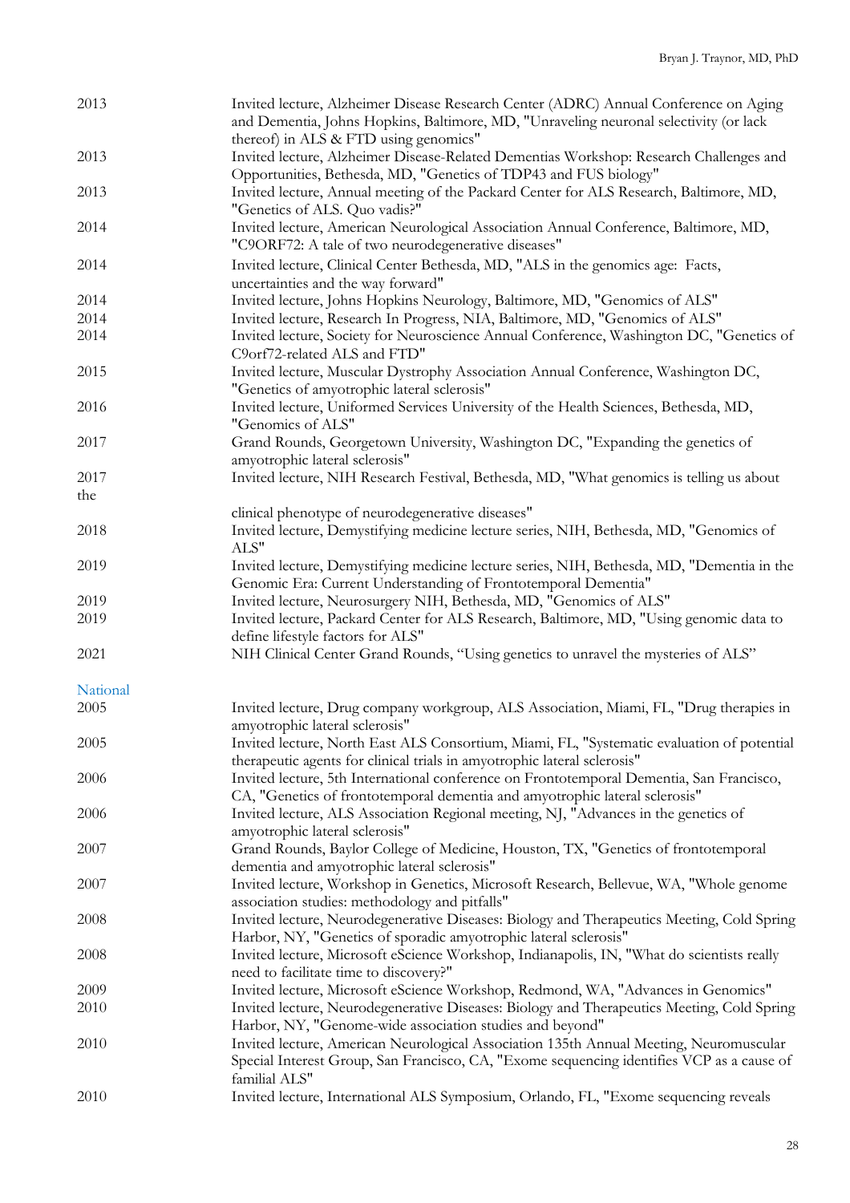2013 Invited lecture, Alzheimer Disease Research Center (ADRC) Annual Conference on Aging and Dementia, Johns Hopkins, Baltimore, MD, "Unraveling neuronal selectivity (or lack thereof) in ALS & FTD using genomics"

2013 Invited lecture, Alzheimer Disease-Related Dementias Workshop: Research Challenges and Opportunities, Bethesda, MD, "Genetics of TDP43 and FUS biology"

2013 Invited lecture, Annual meeting of the Packard Center for ALS Research, Baltimore, MD, "Genetics of ALS. Quo vadis?"

2014 Invited lecture, American Neurological Association Annual Conference, Baltimore, MD, "C9ORF72: A tale of two neurodegenerative diseases"

2014 Invited lecture, Clinical Center Bethesda, MD, "ALS in the genomics age: Facts, uncertainties and the way forward"

2014 Invited lecture, Johns Hopkins Neurology, Baltimore, MD, "Genomics of ALS"

2014 Invited lecture, Research In Progress, NIA, Baltimore, MD, "Genomics of ALS"

2014 Invited lecture, Society for Neuroscience Annual Conference, Washington DC, "Genetics of C9orf72-related ALS and FTD"

2015 Invited lecture, Muscular Dystrophy Association Annual Conference, Washington DC, "Genetics of amyotrophic lateral sclerosis"

2016 Invited lecture, Uniformed Services University of the Health Sciences, Bethesda, MD, "Genomics of ALS"

2017 Grand Rounds, Georgetown University, Washington DC, "Expanding the genetics of amyotrophic lateral sclerosis"

2017 Invited lecture, NIH Research Festival, Bethesda, MD, "What genomics is telling us about the clinical phenotype of neurodegenerative diseases"

2018 Invited lecture, Demystifying medicine lecture series, NIH, Bethesda, MD, "Genomics of ALS"

2019 Invited lecture, Demystifying medicine lecture series, NIH, Bethesda, MD, "Dementia in the Genomic Era: Current Understanding of Frontotemporal Dementia"

2019 Invited lecture, Neurosurgery NIH, Bethesda, MD, "Genomics of ALS"

2019 Invited lecture, Packard Center for ALS Research, Baltimore, MD, "Using genomic data to define lifestyle factors for ALS"

2021 NIH Clinical Center Grand Rounds, "Using genetics to unravel the mysteries of ALS"

### National

2005 Invited lecture, Drug company workgroup, ALS Association, Miami, FL, "Drug therapies in amyotrophic lateral sclerosis"

2005 Invited lecture, North East ALS Consortium, Miami, FL, "Systematic evaluation of potential therapeutic agents for clinical trials in amyotrophic lateral sclerosis"

2006 Invited lecture, 5th International conference on Frontotemporal Dementia, San Francisco, CA, "Genetics of frontotemporal dementia and amyotrophic lateral sclerosis"

2006 Invited lecture, ALS Association Regional meeting, NJ, "Advances in the genetics of amyotrophic lateral sclerosis"

2007 Grand Rounds, Baylor College of Medicine, Houston, TX, "Genetics of frontotemporal dementia and amyotrophic lateral sclerosis"

2007 Invited lecture, Workshop in Genetics, Microsoft Research, Bellevue, WA, "Whole genome association studies: methodology and pitfalls"

2008 Invited lecture, Neurodegenerative Diseases: Biology and Therapeutics Meeting, Cold Spring Harbor, NY, "Genetics of sporadic amyotrophic lateral sclerosis"

2008 Invited lecture, Microsoft eScience Workshop, Indianapolis, IN, "What do scientists really need to facilitate time to discovery?"

2009 Invited lecture, Microsoft eScience Workshop, Redmond, WA, "Advances in Genomics"

2010 Invited lecture, Neurodegenerative Diseases: Biology and Therapeutics Meeting, Cold Spring Harbor, NY, "Genome-wide association studies and beyond"

2010 Invited lecture, American Neurological Association 135th Annual Meeting, Neuromuscular Special Interest Group, San Francisco, CA, "Exome sequencing identifies VCP as a cause of familial ALS"

2010 Invited lecture, International ALS Symposium, Orlando, FL, "Exome sequencing reveals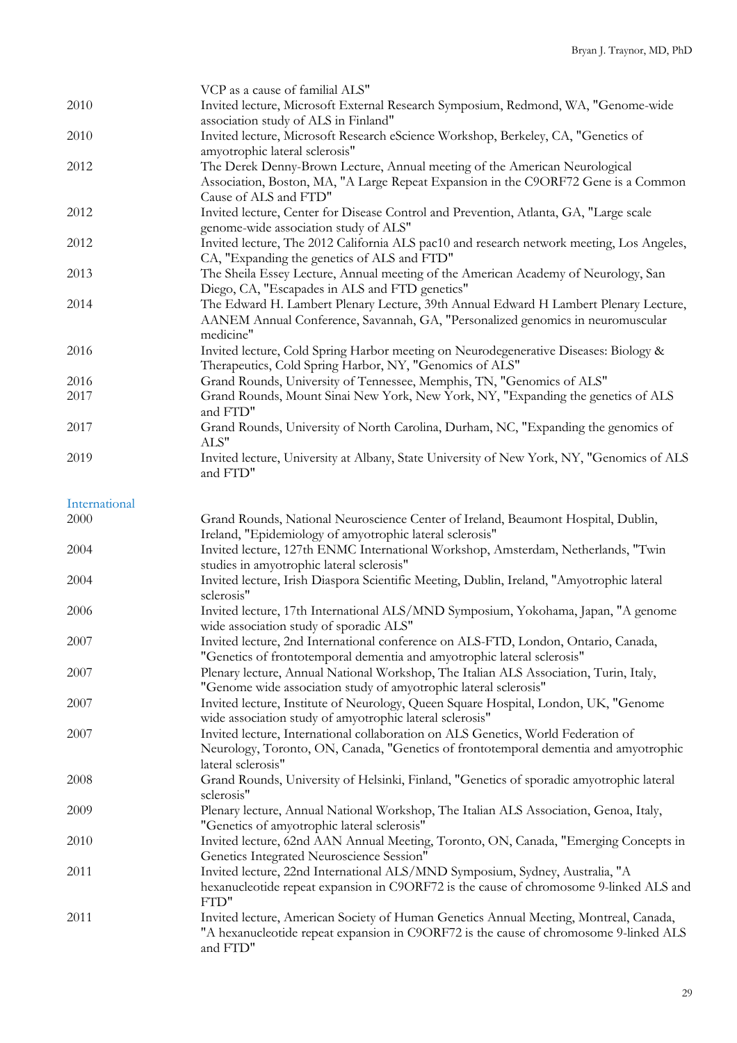| | |
|---|---|
| | VCP as a cause of familial ALS" |
| 2010 | Invited lecture, Microsoft External Research Symposium, Redmond, WA, "Genome-wide association study of ALS in Finland" |
| 2010 | Invited lecture, Microsoft Research eScience Workshop, Berkeley, CA, "Genetics of amyotrophic lateral sclerosis" |
| 2012 | The Derek Denny-Brown Lecture, Annual meeting of the American Neurological Association, Boston, MA, "A Large Repeat Expansion in the C9ORF72 Gene is a Common Cause of ALS and FTD" |
| 2012 | Invited lecture, Center for Disease Control and Prevention, Atlanta, GA, "Large scale genome-wide association study of ALS" |
| 2012 | Invited lecture, The 2012 California ALS pac10 and research network meeting, Los Angeles, CA, "Expanding the genetics of ALS and FTD" |
| 2013 | The Sheila Essey Lecture, Annual meeting of the American Academy of Neurology, San Diego, CA, "Escapades in ALS and FTD genetics" |
| 2014 | The Edward H. Lambert Plenary Lecture, 39th Annual Edward H Lambert Plenary Lecture, AANEM Annual Conference, Savannah, GA, "Personalized genomics in neuromuscular medicine" |
| 2016 | Invited lecture, Cold Spring Harbor meeting on Neurodegenerative Diseases: Biology & Therapeutics, Cold Spring Harbor, NY, "Genomics of ALS" |
| 2016 | Grand Rounds, University of Tennessee, Memphis, TN, "Genomics of ALS" |
| 2017 | Grand Rounds, Mount Sinai New York, New York, NY, "Expanding the genetics of ALS and FTD" |
| 2017 | Grand Rounds, University of North Carolina, Durham, NC, "Expanding the genomics of ALS" |
| 2019 | Invited lecture, University at Albany, State University of New York, NY, "Genomics of ALS and FTD" |

### International

| | |
|---|---|
| 2000 | Grand Rounds, National Neuroscience Center of Ireland, Beaumont Hospital, Dublin, Ireland, "Epidemiology of amyotrophic lateral sclerosis" |
| 2004 | Invited lecture, 127th ENMC International Workshop, Amsterdam, Netherlands, "Twin studies in amyotrophic lateral sclerosis" |
| 2004 | Invited lecture, Irish Diaspora Scientific Meeting, Dublin, Ireland, "Amyotrophic lateral sclerosis" |
| 2006 | Invited lecture, 17th International ALS/MND Symposium, Yokohama, Japan, "A genome wide association study of sporadic ALS" |
| 2007 | Invited lecture, 2nd International conference on ALS-FTD, London, Ontario, Canada, "Genetics of frontotemporal dementia and amyotrophic lateral sclerosis" |
| 2007 | Plenary lecture, Annual National Workshop, The Italian ALS Association, Turin, Italy, "Genome wide association study of amyotrophic lateral sclerosis" |
| 2007 | Invited lecture, Institute of Neurology, Queen Square Hospital, London, UK, "Genome wide association study of amyotrophic lateral sclerosis" |
| 2007 | Invited lecture, International collaboration on ALS Genetics, World Federation of Neurology, Toronto, ON, Canada, "Genetics of frontotemporal dementia and amyotrophic lateral sclerosis" |
| 2008 | Grand Rounds, University of Helsinki, Finland, "Genetics of sporadic amyotrophic lateral sclerosis" |
| 2009 | Plenary lecture, Annual National Workshop, The Italian ALS Association, Genoa, Italy, "Genetics of amyotrophic lateral sclerosis" |
| 2010 | Invited lecture, 62nd AAN Annual Meeting, Toronto, ON, Canada, "Emerging Concepts in Genetics Integrated Neuroscience Session" |
| 2011 | Invited lecture, 22nd International ALS/MND Symposium, Sydney, Australia, "A hexanucleotide repeat expansion in C9ORF72 is the cause of chromosome 9-linked ALS and FTD" |
| 2011 | Invited lecture, American Society of Human Genetics Annual Meeting, Montreal, Canada, "A hexanucleotide repeat expansion in C9ORF72 is the cause of chromosome 9-linked ALS and FTD" |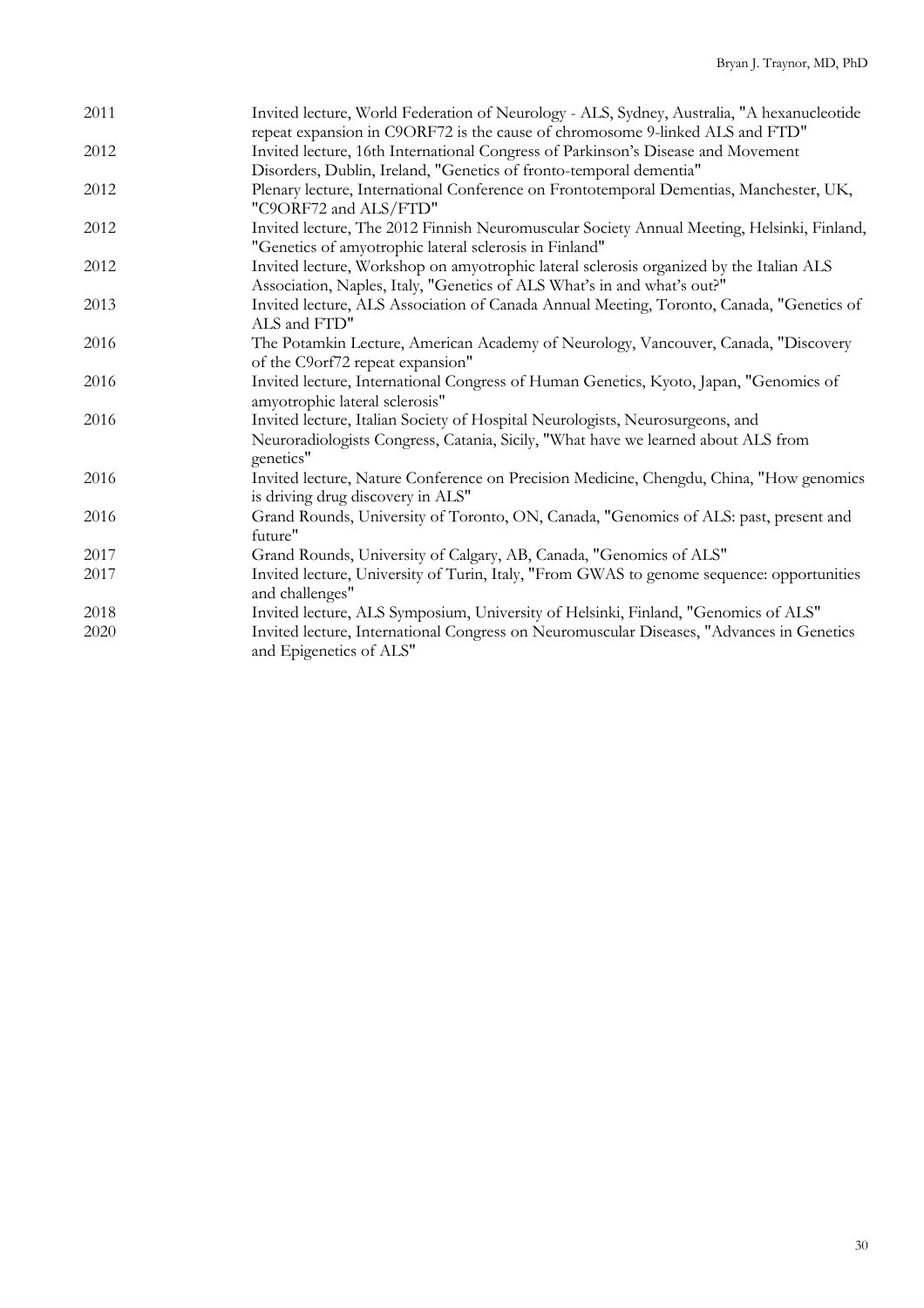| | |
|---|---|
| 2011 | Invited lecture, World Federation of Neurology - ALS, Sydney, Australia, "A hexanucleotide repeat expansion in C9ORF72 is the cause of chromosome 9-linked ALS and FTD" |
| 2012 | Invited lecture, 16th International Congress of Parkinson's Disease and Movement Disorders, Dublin, Ireland, "Genetics of fronto-temporal dementia" |
| 2012 | Plenary lecture, International Conference on Frontotemporal Dementias, Manchester, UK, "C9ORF72 and ALS/FTD" |
| 2012 | Invited lecture, The 2012 Finnish Neuromuscular Society Annual Meeting, Helsinki, Finland, "Genetics of amyotrophic lateral sclerosis in Finland" |
| 2012 | Invited lecture, Workshop on amyotrophic lateral sclerosis organized by the Italian ALS Association, Naples, Italy, "Genetics of ALS What's in and what's out?" |
| 2013 | Invited lecture, ALS Association of Canada Annual Meeting, Toronto, Canada, "Genetics of ALS and FTD" |
| 2016 | The Potamkin Lecture, American Academy of Neurology, Vancouver, Canada, "Discovery of the C9orf72 repeat expansion" |
| 2016 | Invited lecture, International Congress of Human Genetics, Kyoto, Japan, "Genomics of amyotrophic lateral sclerosis" |
| 2016 | Invited lecture, Italian Society of Hospital Neurologists, Neurosurgeons, and Neuroradiologists Congress, Catania, Sicily, "What have we learned about ALS from genetics" |
| 2016 | Invited lecture, Nature Conference on Precision Medicine, Chengdu, China, "How genomics is driving drug discovery in ALS" |
| 2016 | Grand Rounds, University of Toronto, ON, Canada, "Genomics of ALS: past, present and future" |
| 2017 | Grand Rounds, University of Calgary, AB, Canada, "Genomics of ALS" |
| 2017 | Invited lecture, University of Turin, Italy, "From GWAS to genome sequence: opportunities and challenges" |
| 2018 | Invited lecture, ALS Symposium, University of Helsinki, Finland, "Genomics of ALS" |
| 2020 | Invited lecture, International Congress on Neuromuscular Diseases, "Advances in Genetics and Epigenetics of ALS" |